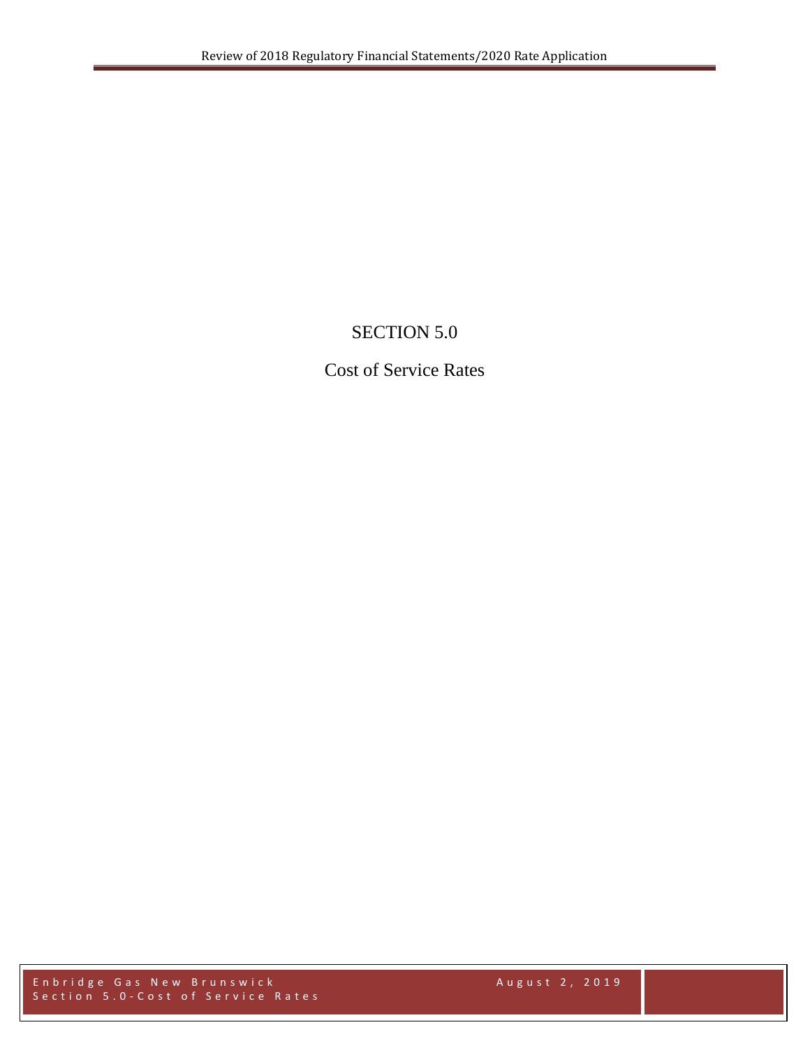# SECTION 5.0

## Cost of Service Rates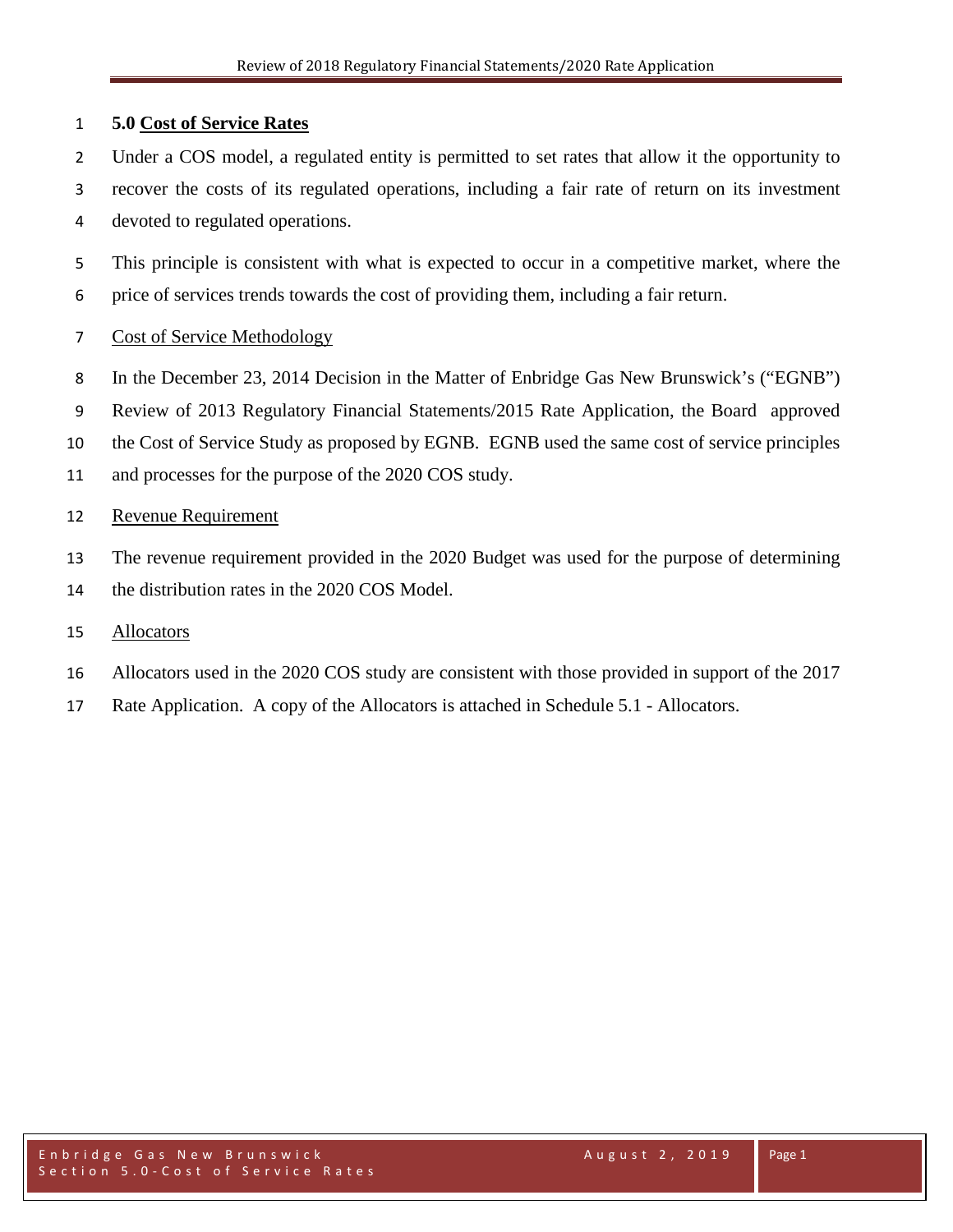## 5.0 Cost of Service Rates

Under a COS model, a regulated entity is permitted to set rates that allow it the opportunity to recover the costs of its regulated operations, including a fair rate of return on its investment devoted to regulated operations.

This principle is consistent with what is expected to occur in a competitive market, where the price of services trends towards the cost of providing them, including a fair return.

### Cost of Service Methodology

In the December 23, 2014 Decision in the Matter of Enbridge Gas New Brunswick's ("EGNB") Review of 2013 Regulatory Financial Statements/2015 Rate Application, the Board approved the Cost of Service Study as proposed by EGNB. EGNB used the same cost of service principles and processes for the purpose of the 2020 COS study.

### Revenue Requirement

The revenue requirement provided in the 2020 Budget was used for the purpose of determining the distribution rates in the 2020 COS Model.

### Allocators

Allocators used in the 2020 COS study are consistent with those provided in support of the 2017 Rate Application. A copy of the Allocators is attached in Schedule 5.1 - Allocators.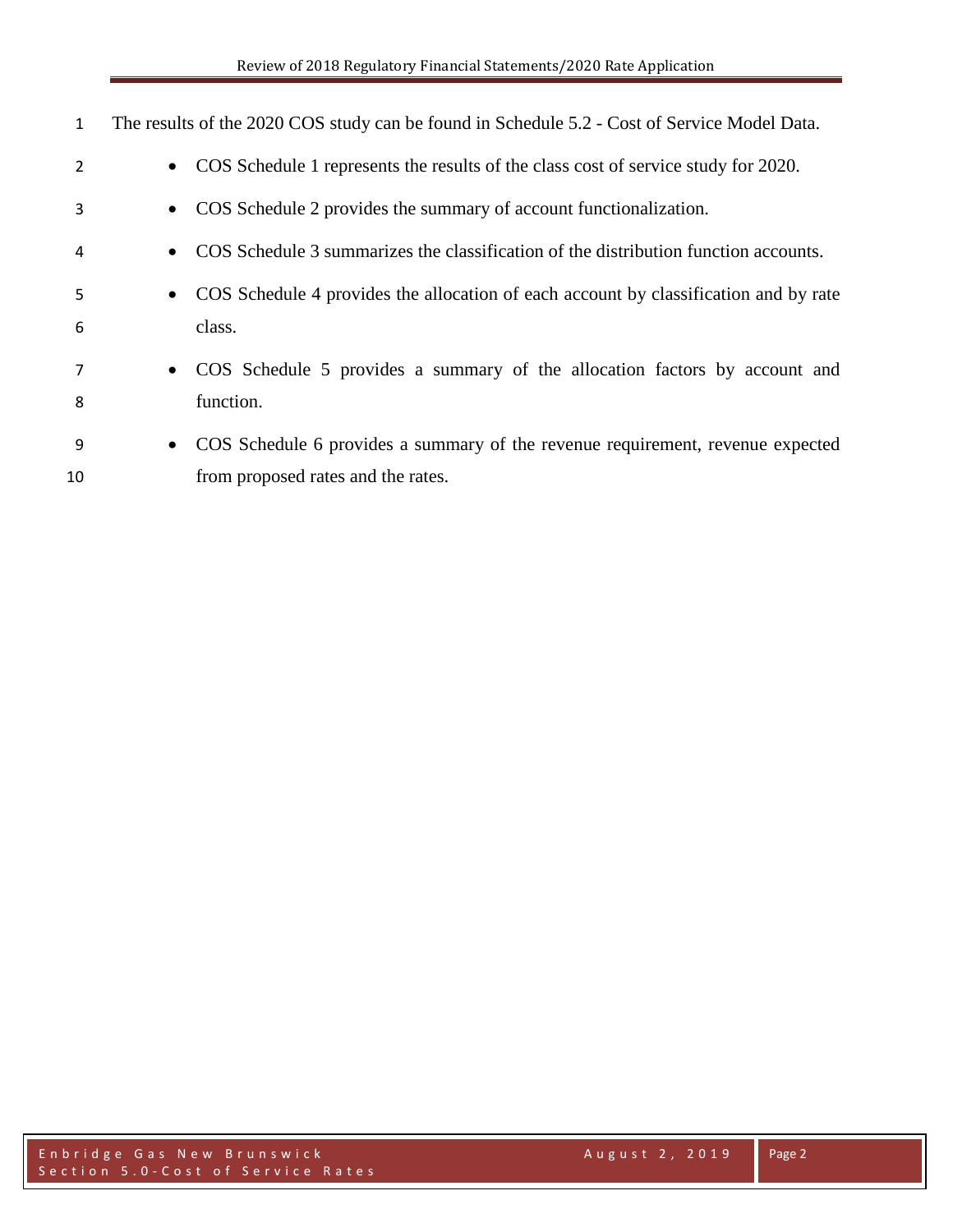The results of the 2020 COS study can be found in Schedule 5.2 - Cost of Service Model Data.

- COS Schedule 1 represents the results of the class cost of service study for 2020.
- COS Schedule 2 provides the summary of account functionalization.
- COS Schedule 3 summarizes the classification of the distribution function accounts.
- COS Schedule 4 provides the allocation of each account by classification and by rate class.
- COS Schedule 5 provides a summary of the allocation factors by account and function.
- COS Schedule 6 provides a summary of the revenue requirement, revenue expected from proposed rates and the rates.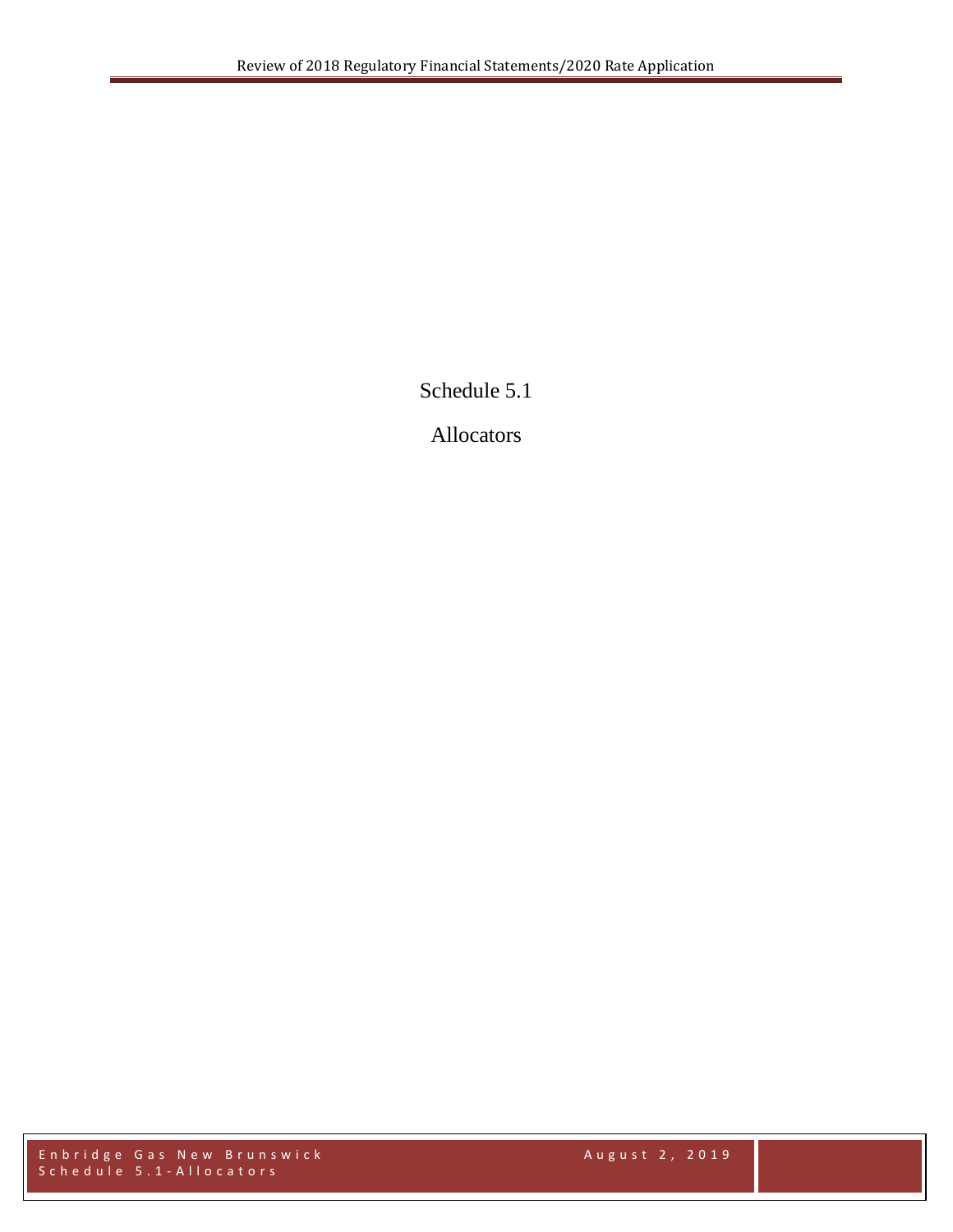# Schedule 5.1

## Allocators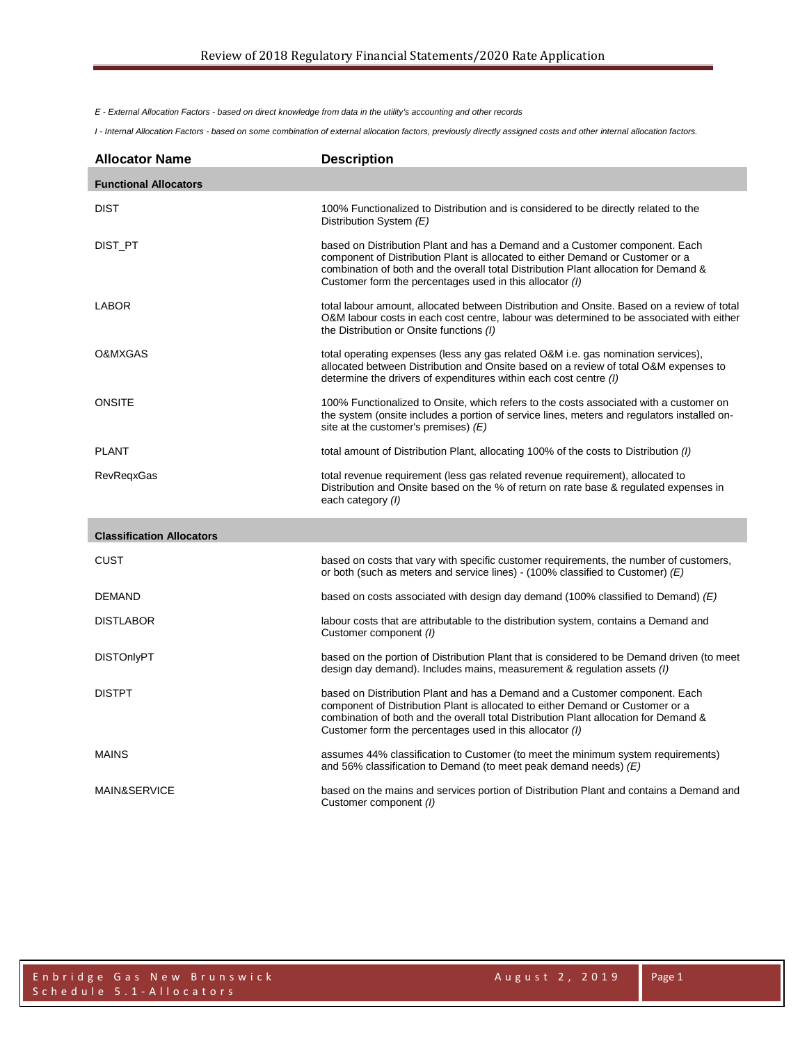*E - External Allocation Factors - based on direct knowledge from data in the utility's accounting and other records*

*I - Internal Allocation Factors - based on some combination of external allocation factors, previously directly assigned costs and other internal allocation factors.*

| Allocator Name | Description |
|---|---|
| **Functional Allocators** | |
| DIST | 100% Functionalized to Distribution and is considered to be directly related to the Distribution System *(E)* |
| DIST_PT | based on Distribution Plant and has a Demand and a Customer component. Each component of Distribution Plant is allocated to either Demand or Customer or a combination of both and the overall total Distribution Plant allocation for Demand & Customer form the percentages used in this allocator *(I)* |
| LABOR | total labour amount, allocated between Distribution and Onsite. Based on a review of total O&M labour costs in each cost centre, labour was determined to be associated with either the Distribution or Onsite functions *(I)* |
| O&MXGAS | total operating expenses (less any gas related O&M i.e. gas nomination services), allocated between Distribution and Onsite based on a review of total O&M expenses to determine the drivers of expenditures within each cost centre *(I)* |
| ONSITE | 100% Functionalized to Onsite, which refers to the costs associated with a customer on the system (onsite includes a portion of service lines, meters and regulators installed on-site at the customer's premises) *(E)* |
| PLANT | total amount of Distribution Plant, allocating 100% of the costs to Distribution *(I)* |
| RevReqxGas | total revenue requirement (less gas related revenue requirement), allocated to Distribution and Onsite based on the % of return on rate base & regulated expenses in each category *(I)* |
| **Classification Allocators** | |
| CUST | based on costs that vary with specific customer requirements, the number of customers, or both (such as meters and service lines) - (100% classified to Customer) *(E)* |
| DEMAND | based on costs associated with design day demand (100% classified to Demand) *(E)* |
| DISTLABOR | labour costs that are attributable to the distribution system, contains a Demand and Customer component *(I)* |
| DISTOnlyPT | based on the portion of Distribution Plant that is considered to be Demand driven (to meet design day demand). Includes mains, measurement & regulation assets *(I)* |
| DISTPT | based on Distribution Plant and has a Demand and a Customer component. Each component of Distribution Plant is allocated to either Demand or Customer or a combination of both and the overall total Distribution Plant allocation for Demand & Customer form the percentages used in this allocator *(I)* |
| MAINS | assumes 44% classification to Customer (to meet the minimum system requirements) and 56% classification to Demand (to meet peak demand needs) *(E)* |
| MAIN&SERVICE | based on the mains and services portion of Distribution Plant and contains a Demand and Customer component *(I)* |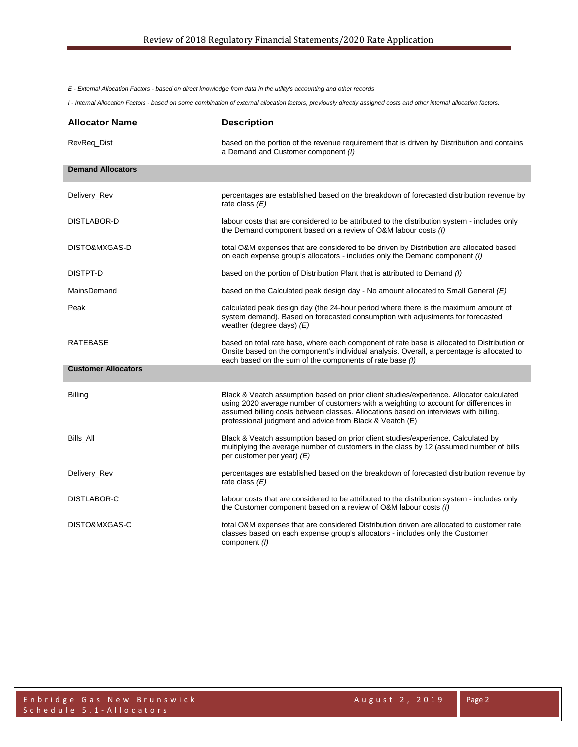*E - External Allocation Factors - based on direct knowledge from data in the utility's accounting and other records*

*I - Internal Allocation Factors - based on some combination of external allocation factors, previously directly assigned costs and other internal allocation factors.*

| Allocator Name | Description |
|---|---|
| RevReq_Dist | based on the portion of the revenue requirement that is driven by Distribution and contains a Demand and Customer component *(I)* |
| **Demand Allocators** | |
| Delivery_Rev | percentages are established based on the breakdown of forecasted distribution revenue by rate class *(E)* |
| DISTLABOR-D | labour costs that are considered to be attributed to the distribution system - includes only the Demand component based on a review of O&M labour costs *(I)* |
| DISTO&MXGAS-D | total O&M expenses that are considered to be driven by Distribution are allocated based on each expense group's allocators - includes only the Demand component *(I)* |
| DISTPT-D | based on the portion of Distribution Plant that is attributed to Demand *(I)* |
| MainsDemand | based on the Calculated peak design day - No amount allocated to Small General *(E)* |
| Peak | calculated peak design day (the 24-hour period where there is the maximum amount of system demand). Based on forecasted consumption with adjustments for forecasted weather (degree days) *(E)* |
| RATEBASE | based on total rate base, where each component of rate base is allocated to Distribution or Onsite based on the component's individual analysis. Overall, a percentage is allocated to each based on the sum of the components of rate base *(I)* |
| **Customer Allocators** | |
| Billing | Black & Veatch assumption based on prior client studies/experience. Allocator calculated using 2020 average number of customers with a weighting to account for differences in assumed billing costs between classes. Allocations based on interviews with billing, professional judgment and advice from Black & Veatch (E) |
| Bills_All | Black & Veatch assumption based on prior client studies/experience. Calculated by multiplying the average number of customers in the class by 12 (assumed number of bills per customer per year) *(E)* |
| Delivery_Rev | percentages are established based on the breakdown of forecasted distribution revenue by rate class *(E)* |
| DISTLABOR-C | labour costs that are considered to be attributed to the distribution system - includes only the Customer component based on a review of O&M labour costs *(I)* |
| DISTO&MXGAS-C | total O&M expenses that are considered Distribution driven are allocated to customer rate classes based on each expense group's allocators - includes only the Customer component *(I)* |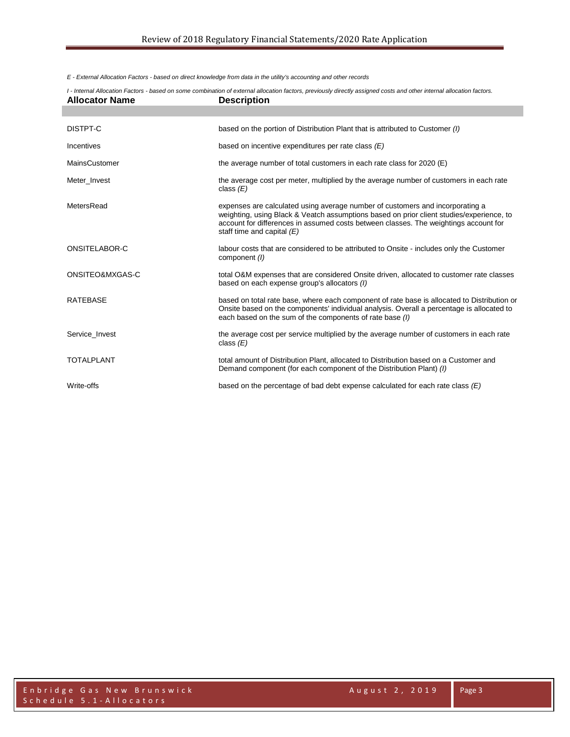*E - External Allocation Factors - based on direct knowledge from data in the utility's accounting and other records*

*I - Internal Allocation Factors - based on some combination of external allocation factors, previously directly assigned costs and other internal allocation factors.*

| Allocator Name | Description |
|---|---|
| DISTPT-C | based on the portion of Distribution Plant that is attributed to Customer *(I)* |
| Incentives | based on incentive expenditures per rate class *(E)* |
| MainsCustomer | the average number of total customers in each rate class for 2020 (E) |
| Meter_Invest | the average cost per meter, multiplied by the average number of customers in each rate class *(E)* |
| MetersRead | expenses are calculated using average number of customers and incorporating a weighting, using Black & Veatch assumptions based on prior client studies/experience, to account for differences in assumed costs between classes. The weightings account for staff time and capital *(E)* |
| ONSITELABOR-C | labour costs that are considered to be attributed to Onsite - includes only the Customer component *(I)* |
| ONSITEO&MXGAS-C | total O&M expenses that are considered Onsite driven, allocated to customer rate classes based on each expense group's allocators *(I)* |
| RATEBASE | based on total rate base, where each component of rate base is allocated to Distribution or Onsite based on the components' individual analysis. Overall a percentage is allocated to each based on the sum of the components of rate base *(I)* |
| Service_Invest | the average cost per service multiplied by the average number of customers in each rate class *(E)* |
| TOTALPLANT | total amount of Distribution Plant, allocated to Distribution based on a Customer and Demand component (for each component of the Distribution Plant) *(I)* |
| Write-offs | based on the percentage of bad debt expense calculated for each rate class *(E)* |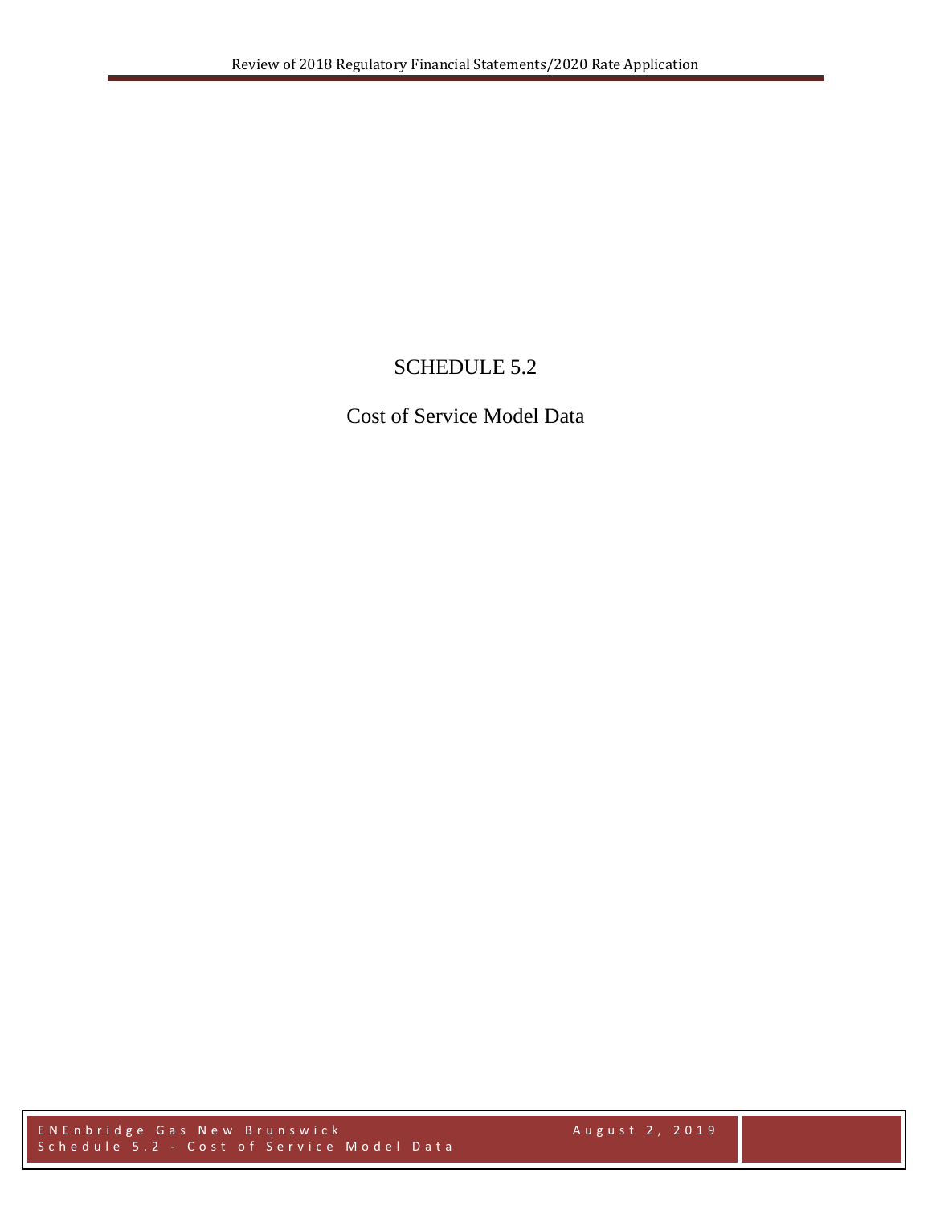# SCHEDULE 5.2

## Cost of Service Model Data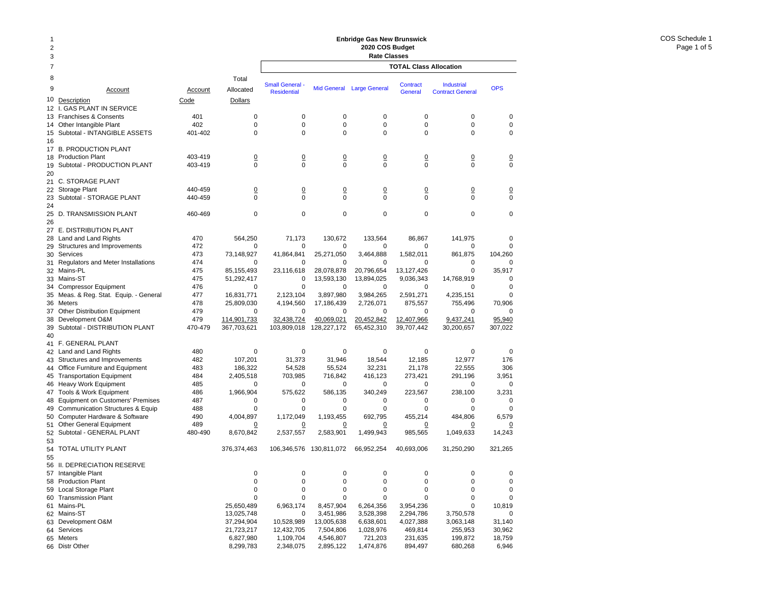# Enbridge Gas New Brunswick

## 2020 COS Budget

### Rate Classes

COS Schedule 1

| Line | Account Description | Account Code | Total Allocated Dollars | Small General - Residential | Mid General | Large General | Contract General | Industrial Contract General | OPS |
|---|---|---|---|---|---|---|---|---|---|
| | | | | **TOTAL Class Allocation** | | | | | |
| 12 | I. GAS PLANT IN SERVICE | | | | | | | | |
| 13 | Franchises & Consents | 401 | 0 | 0 | 0 | 0 | 0 | 0 | 0 |
| 14 | Other Intangible Plant | 402 | 0 | 0 | 0 | 0 | 0 | 0 | 0 |
| 15 | Subtotal - INTANGIBLE ASSETS | 401-402 | 0 | 0 | 0 | 0 | 0 | 0 | 0 |
| 16 | | | | | | | | | |
| 17 | B. PRODUCTION PLANT | | | | | | | | |
| 18 | Production Plant | 403-419 | 0 | 0 | 0 | 0 | 0 | 0 | 0 |
| 19 | Subtotal - PRODUCTION PLANT | 403-419 | 0 | 0 | 0 | 0 | 0 | 0 | 0 |
| 20 | | | | | | | | | |
| 21 | C. STORAGE PLANT | | | | | | | | |
| 22 | Storage Plant | 440-459 | 0 | 0 | 0 | 0 | 0 | 0 | 0 |
| 23 | Subtotal - STORAGE PLANT | 440-459 | 0 | 0 | 0 | 0 | 0 | 0 | 0 |
| 24 | | | | | | | | | |
| 25 | D. TRANSMISSION PLANT | 460-469 | 0 | 0 | 0 | 0 | 0 | 0 | 0 |
| 26 | | | | | | | | | |
| 27 | E. DISTRIBUTION PLANT | | | | | | | | |
| 28 | Land and Land Rights | 470 | 564,250 | 71,173 | 130,672 | 133,564 | 86,867 | 141,975 | 0 |
| 29 | Structures and Improvements | 472 | 0 | 0 | 0 | 0 | 0 | 0 | 0 |
| 30 | Services | 473 | 73,148,927 | 41,864,841 | 25,271,050 | 3,464,888 | 1,582,011 | 861,875 | 104,260 |
| 31 | Regulators and Meter Installations | 474 | 0 | 0 | 0 | 0 | 0 | 0 | 0 |
| 32 | Mains-PL | 475 | 85,155,493 | 23,116,618 | 28,078,878 | 20,796,654 | 13,127,426 | 0 | 35,917 |
| 33 | Mains-ST | 475 | 51,292,417 | 0 | 13,593,130 | 13,894,025 | 9,036,343 | 14,768,919 | 0 |
| 34 | Compressor Equipment | 476 | 0 | 0 | 0 | 0 | 0 | 0 | 0 |
| 35 | Meas. & Reg. Stat. Equip. - General | 477 | 16,831,771 | 2,123,104 | 3,897,980 | 3,984,265 | 2,591,271 | 4,235,151 | 0 |
| 36 | Meters | 478 | 25,809,030 | 4,194,560 | 17,186,439 | 2,726,071 | 875,557 | 755,496 | 70,906 |
| 37 | Other Distribution Equipment | 479 | 0 | 0 | 0 | 0 | 0 | 0 | 0 |
| 38 | Development O&M | 479 | 114,901,733 | 32,438,724 | 40,069,021 | 20,452,842 | 12,407,966 | 9,437,241 | 95,940 |
| 39 | Subtotal - DISTRIBUTION PLANT | 470-479 | 367,703,621 | 103,809,018 | 128,227,172 | 65,452,310 | 39,707,442 | 30,200,657 | 307,022 |
| 40 | | | | | | | | | |
| 41 | F. GENERAL PLANT | | | | | | | | |
| 42 | Land and Land Rights | 480 | 0 | 0 | 0 | 0 | 0 | 0 | 0 |
| 43 | Structures and Improvements | 482 | 107,201 | 31,373 | 31,946 | 18,544 | 12,185 | 12,977 | 176 |
| 44 | Office Furniture and Equipment | 483 | 186,322 | 54,528 | 55,524 | 32,231 | 21,178 | 22,555 | 306 |
| 45 | Transportation Equipment | 484 | 2,405,518 | 703,985 | 716,842 | 416,123 | 273,421 | 291,196 | 3,951 |
| 46 | Heavy Work Equipment | 485 | 0 | 0 | 0 | 0 | 0 | 0 | 0 |
| 47 | Tools & Work Equipment | 486 | 1,966,904 | 575,622 | 586,135 | 340,249 | 223,567 | 238,100 | 3,231 |
| 48 | Equipment on Customers' Premises | 487 | 0 | 0 | 0 | 0 | 0 | 0 | 0 |
| 49 | Communication Structures & Equip | 488 | 0 | 0 | 0 | 0 | 0 | 0 | 0 |
| 50 | Computer Hardware & Software | 490 | 4,004,897 | 1,172,049 | 1,193,455 | 692,795 | 455,214 | 484,806 | 6,579 |
| 51 | Other General Equipment | 489 | 0 | 0 | 0 | 0 | 0 | 0 | 0 |
| 52 | Subtotal - GENERAL PLANT | 480-490 | 8,670,842 | 2,537,557 | 2,583,901 | 1,499,943 | 985,565 | 1,049,633 | 14,243 |
| 53 | | | | | | | | | |
| 54 | TOTAL UTILITY PLANT | | 376,374,463 | 106,346,576 | 130,811,072 | 66,952,254 | 40,693,006 | 31,250,290 | 321,265 |
| 55 | | | | | | | | | |
| 56 | II. DEPRECIATION RESERVE | | | | | | | | |
| 57 | Intangible Plant | | 0 | 0 | 0 | 0 | 0 | 0 | 0 |
| 58 | Production Plant | | 0 | 0 | 0 | 0 | 0 | 0 | 0 |
| 59 | Local Storage Plant | | 0 | 0 | 0 | 0 | 0 | 0 | 0 |
| 60 | Transmission Plant | | 0 | 0 | 0 | 0 | 0 | 0 | 0 |
| 61 | Mains-PL | | 25,650,489 | 6,963,174 | 8,457,904 | 6,264,356 | 3,954,236 | 0 | 10,819 |
| 62 | Mains-ST | | 13,025,748 | 0 | 3,451,986 | 3,528,398 | 2,294,786 | 3,750,578 | 0 |
| 63 | Development O&M | | 37,294,904 | 10,528,989 | 13,005,638 | 6,638,601 | 4,027,388 | 3,063,148 | 31,140 |
| 64 | Services | | 21,723,217 | 12,432,705 | 7,504,806 | 1,028,976 | 469,814 | 255,953 | 30,962 |
| 65 | Meters | | 6,827,980 | 1,109,704 | 4,546,807 | 721,203 | 231,635 | 199,872 | 18,759 |
| 66 | Distr Other | | 8,299,783 | 2,348,075 | 2,895,122 | 1,474,876 | 894,497 | 680,268 | 6,946 |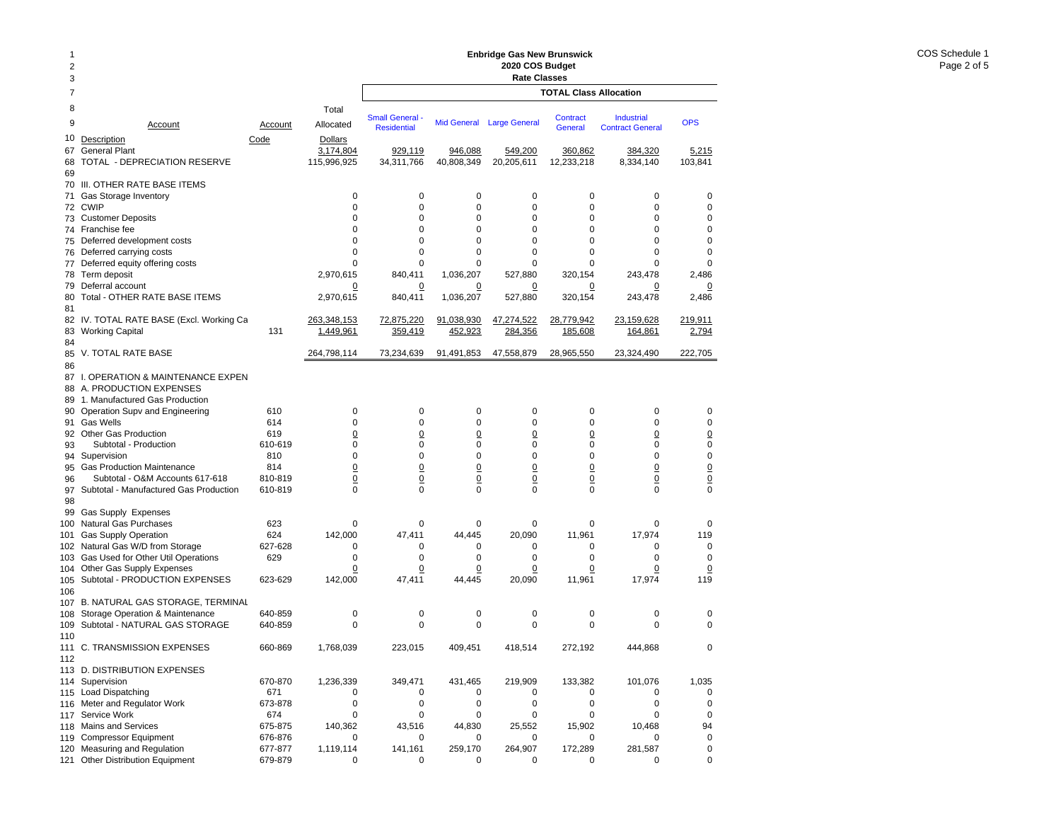# Enbridge Gas New Brunswick
## 2020 COS Budget
### Rate Classes

COS Schedule 1

| Line | Account Description | Account Code | Total Allocated Dollars | Small General - Residential | Mid General | Large General | Contract General | Industrial Contract General | OPS |
|---|---|---|---|---|---|---|---|---|---|
| | | | | **TOTAL Class Allocation** | | | | | |
| 67 | General Plant | | 3,174,804 | 929,119 | 946,088 | 549,200 | 360,862 | 384,320 | 5,215 |
| 68 | TOTAL - DEPRECIATION RESERVE | | 115,996,925 | 34,311,766 | 40,808,349 | 20,205,611 | 12,233,218 | 8,334,140 | 103,841 |
| 69 | | | | | | | | | |
| 70 | III. OTHER RATE BASE ITEMS | | | | | | | | |
| 71 | Gas Storage Inventory | | 0 | 0 | 0 | 0 | 0 | 0 | 0 |
| 72 | CWIP | | 0 | 0 | 0 | 0 | 0 | 0 | 0 |
| 73 | Customer Deposits | | 0 | 0 | 0 | 0 | 0 | 0 | 0 |
| 74 | Franchise fee | | 0 | 0 | 0 | 0 | 0 | 0 | 0 |
| 75 | Deferred development costs | | 0 | 0 | 0 | 0 | 0 | 0 | 0 |
| 76 | Deferred carrying costs | | 0 | 0 | 0 | 0 | 0 | 0 | 0 |
| 77 | Deferred equity offering costs | | 0 | 0 | 0 | 0 | 0 | 0 | 0 |
| 78 | Term deposit | | 2,970,615 | 840,411 | 1,036,207 | 527,880 | 320,154 | 243,478 | 2,486 |
| 79 | Deferral account | | 0 | 0 | 0 | 0 | 0 | 0 | 0 |
| 80 | Total - OTHER RATE BASE ITEMS | | 2,970,615 | 840,411 | 1,036,207 | 527,880 | 320,154 | 243,478 | 2,486 |
| 81 | | | | | | | | | |
| 82 | IV. TOTAL RATE BASE (Excl. Working Ca | | 263,348,153 | 72,875,220 | 91,038,930 | 47,274,522 | 28,779,942 | 23,159,628 | 219,911 |
| 83 | Working Capital | 131 | 1,449,961 | 359,419 | 452,923 | 284,356 | 185,608 | 164,861 | 2,794 |
| 84 | | | | | | | | | |
| 85 | V. TOTAL RATE BASE | | 264,798,114 | 73,234,639 | 91,491,853 | 47,558,879 | 28,965,550 | 23,324,490 | 222,705 |
| 86 | | | | | | | | | |
| 87 | I. OPERATION & MAINTENANCE EXPEN | | | | | | | | |
| 88 | A. PRODUCTION EXPENSES | | | | | | | | |
| 89 | 1. Manufactured Gas Production | | | | | | | | |
| 90 | Operation Supv and Engineering | 610 | 0 | 0 | 0 | 0 | 0 | 0 | 0 |
| 91 | Gas Wells | 614 | 0 | 0 | 0 | 0 | 0 | 0 | 0 |
| 92 | Other Gas Production | 619 | 0 | 0 | 0 | 0 | 0 | 0 | 0 |
| 93 | Subtotal - Production | 610-619 | 0 | 0 | 0 | 0 | 0 | 0 | 0 |
| 94 | Supervision | 810 | 0 | 0 | 0 | 0 | 0 | 0 | 0 |
| 95 | Gas Production Maintenance | 814 | 0 | 0 | 0 | 0 | 0 | 0 | 0 |
| 96 | Subtotal - O&M Accounts 617-618 | 810-819 | 0 | 0 | 0 | 0 | 0 | 0 | 0 |
| 97 | Subtotal - Manufactured Gas Production | 610-819 | 0 | 0 | 0 | 0 | 0 | 0 | 0 |
| 98 | | | | | | | | | |
| 99 | Gas Supply Expenses | | | | | | | | |
| 100 | Natural Gas Purchases | 623 | 0 | 0 | 0 | 0 | 0 | 0 | 0 |
| 101 | Gas Supply Operation | 624 | 142,000 | 47,411 | 44,445 | 20,090 | 11,961 | 17,974 | 119 |
| 102 | Natural Gas W/D from Storage | 627-628 | 0 | 0 | 0 | 0 | 0 | 0 | 0 |
| 103 | Gas Used for Other Util Operations | 629 | 0 | 0 | 0 | 0 | 0 | 0 | 0 |
| 104 | Other Gas Supply Expenses | | 0 | 0 | 0 | 0 | 0 | 0 | 0 |
| 105 | Subtotal - PRODUCTION EXPENSES | 623-629 | 142,000 | 47,411 | 44,445 | 20,090 | 11,961 | 17,974 | 119 |
| 106 | | | | | | | | | |
| 107 | B. NATURAL GAS STORAGE, TERMINAL | | | | | | | | |
| 108 | Storage Operation & Maintenance | 640-859 | 0 | 0 | 0 | 0 | 0 | 0 | 0 |
| 109 | Subtotal - NATURAL GAS STORAGE | 640-859 | 0 | 0 | 0 | 0 | 0 | 0 | 0 |
| 110 | | | | | | | | | |
| 111 | C. TRANSMISSION EXPENSES | 660-869 | 1,768,039 | 223,015 | 409,451 | 418,514 | 272,192 | 444,868 | 0 |
| 112 | | | | | | | | | |
| 113 | D. DISTRIBUTION EXPENSES | | | | | | | | |
| 114 | Supervision | 670-870 | 1,236,339 | 349,471 | 431,465 | 219,909 | 133,382 | 101,076 | 1,035 |
| 115 | Load Dispatching | 671 | 0 | 0 | 0 | 0 | 0 | 0 | 0 |
| 116 | Meter and Regulator Work | 673-878 | 0 | 0 | 0 | 0 | 0 | 0 | 0 |
| 117 | Service Work | 674 | 0 | 0 | 0 | 0 | 0 | 0 | 0 |
| 118 | Mains and Services | 675-875 | 140,362 | 43,516 | 44,830 | 25,552 | 15,902 | 10,468 | 94 |
| 119 | Compressor Equipment | 676-876 | 0 | 0 | 0 | 0 | 0 | 0 | 0 |
| 120 | Measuring and Regulation | 677-877 | 1,119,114 | 141,161 | 259,170 | 264,907 | 172,289 | 281,587 | 0 |
| 121 | Other Distribution Equipment | 679-879 | 0 | 0 | 0 | 0 | 0 | 0 | 0 |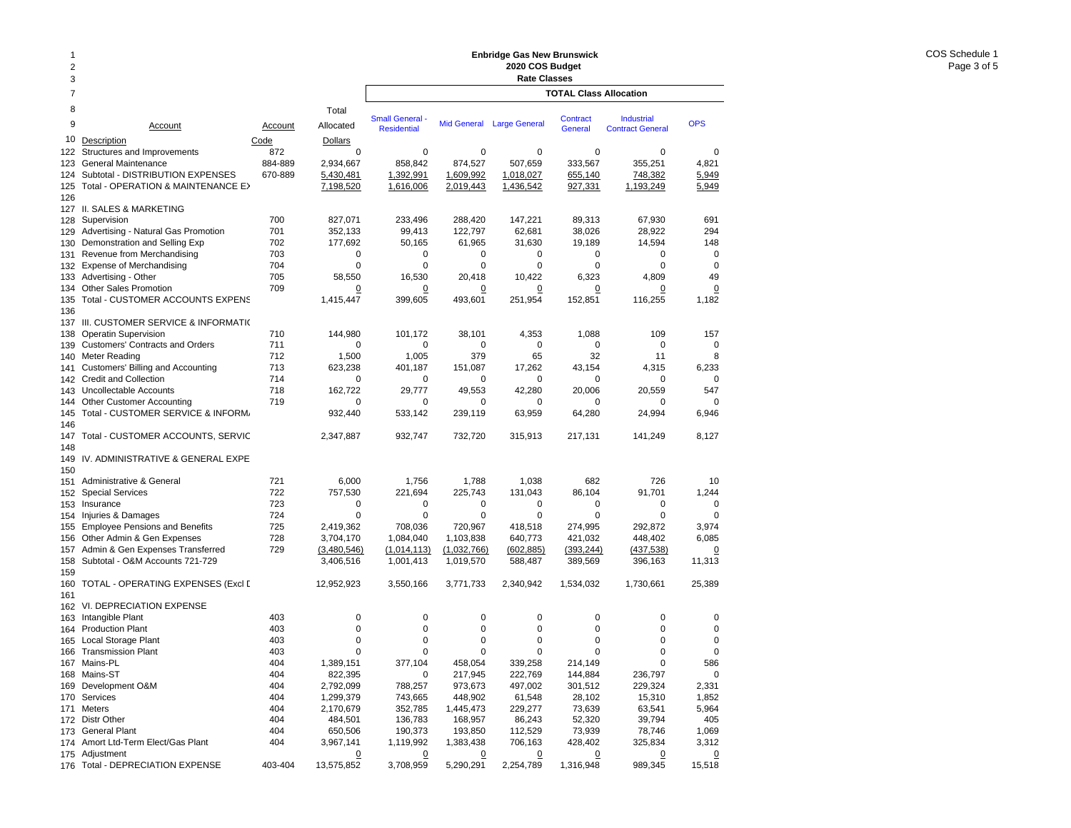# Enbridge Gas New Brunswick
## 2020 COS Budget
### Rate Classes

COS Schedule 1

| Line | Account Description | Account Code | Total Allocated Dollars | Small General - Residential | Mid General | Large General | Contract General | Industrial Contract General | OPS |
|---|---|---|---|---|---|---|---|---|---|
| | | | | **TOTAL Class Allocation** | | | | | |
| 122 | Structures and Improvements | 872 | 0 | 0 | 0 | 0 | 0 | 0 | 0 |
| 123 | General Maintenance | 884-889 | 2,934,667 | 858,842 | 874,527 | 507,659 | 333,567 | 355,251 | 4,821 |
| 124 | Subtotal - DISTRIBUTION EXPENSES | 670-889 | 5,430,481 | 1,392,991 | 1,609,992 | 1,018,027 | 655,140 | 748,382 | 5,949 |
| 125 | Total - OPERATION & MAINTENANCE EX | | 7,198,520 | 1,616,006 | 2,019,443 | 1,436,542 | 927,331 | 1,193,249 | 5,949 |
| 126 | | | | | | | | | |
| 127 | II. SALES & MARKETING | | | | | | | | |
| 128 | Supervision | 700 | 827,071 | 233,496 | 288,420 | 147,221 | 89,313 | 67,930 | 691 |
| 129 | Advertising - Natural Gas Promotion | 701 | 352,133 | 99,413 | 122,797 | 62,681 | 38,026 | 28,922 | 294 |
| 130 | Demonstration and Selling Exp | 702 | 177,692 | 50,165 | 61,965 | 31,630 | 19,189 | 14,594 | 148 |
| 131 | Revenue from Merchandising | 703 | 0 | 0 | 0 | 0 | 0 | 0 | 0 |
| 132 | Expense of Merchandising | 704 | 0 | 0 | 0 | 0 | 0 | 0 | 0 |
| 133 | Advertising - Other | 705 | 58,550 | 16,530 | 20,418 | 10,422 | 6,323 | 4,809 | 49 |
| 134 | Other Sales Promotion | 709 | 0 | 0 | 0 | 0 | 0 | 0 | 0 |
| 135 | Total - CUSTOMER ACCOUNTS EXPENS | | 1,415,447 | 399,605 | 493,601 | 251,954 | 152,851 | 116,255 | 1,182 |
| 136 | | | | | | | | | |
| 137 | III. CUSTOMER SERVICE & INFORMATIC | | | | | | | | |
| 138 | Operatin Supervision | 710 | 144,980 | 101,172 | 38,101 | 4,353 | 1,088 | 109 | 157 |
| 139 | Customers' Contracts and Orders | 711 | 0 | 0 | 0 | 0 | 0 | 0 | 0 |
| 140 | Meter Reading | 712 | 1,500 | 1,005 | 379 | 65 | 32 | 11 | 8 |
| 141 | Customers' Billing and Accounting | 713 | 623,238 | 401,187 | 151,087 | 17,262 | 43,154 | 4,315 | 6,233 |
| 142 | Credit and Collection | 714 | 0 | 0 | 0 | 0 | 0 | 0 | 0 |
| 143 | Uncollectable Accounts | 718 | 162,722 | 29,777 | 49,553 | 42,280 | 20,006 | 20,559 | 547 |
| 144 | Other Customer Accounting | 719 | 0 | 0 | 0 | 0 | 0 | 0 | 0 |
| 145 | Total - CUSTOMER SERVICE & INFORM/ | | 932,440 | 533,142 | 239,119 | 63,959 | 64,280 | 24,994 | 6,946 |
| 146 | | | | | | | | | |
| 147 | Total - CUSTOMER ACCOUNTS, SERVIC | | 2,347,887 | 932,747 | 732,720 | 315,913 | 217,131 | 141,249 | 8,127 |
| 148 | | | | | | | | | |
| 149 | IV. ADMINISTRATIVE & GENERAL EXPE | | | | | | | | |
| 150 | | | | | | | | | |
| 151 | Administrative & General | 721 | 6,000 | 1,756 | 1,788 | 1,038 | 682 | 726 | 10 |
| 152 | Special Services | 722 | 757,530 | 221,694 | 225,743 | 131,043 | 86,104 | 91,701 | 1,244 |
| 153 | Insurance | 723 | 0 | 0 | 0 | 0 | 0 | 0 | 0 |
| 154 | Injuries & Damages | 724 | 0 | 0 | 0 | 0 | 0 | 0 | 0 |
| 155 | Employee Pensions and Benefits | 725 | 2,419,362 | 708,036 | 720,967 | 418,518 | 274,995 | 292,872 | 3,974 |
| 156 | Other Admin & Gen Expenses | 728 | 3,704,170 | 1,084,040 | 1,103,838 | 640,773 | 421,032 | 448,402 | 6,085 |
| 157 | Admin & Gen Expenses Transferred | 729 | (3,480,546) | (1,014,113) | (1,032,766) | (602,885) | (393,244) | (437,538) | 0 |
| 158 | Subtotal - O&M Accounts 721-729 | | 3,406,516 | 1,001,413 | 1,019,570 | 588,487 | 389,569 | 396,163 | 11,313 |
| 159 | | | | | | | | | |
| 160 | TOTAL - OPERATING EXPENSES (Excl D | | 12,952,923 | 3,550,166 | 3,771,733 | 2,340,942 | 1,534,032 | 1,730,661 | 25,389 |
| 161 | | | | | | | | | |
| 162 | VI. DEPRECIATION EXPENSE | | | | | | | | |
| 163 | Intangible Plant | 403 | 0 | 0 | 0 | 0 | 0 | 0 | 0 |
| 164 | Production Plant | 403 | 0 | 0 | 0 | 0 | 0 | 0 | 0 |
| 165 | Local Storage Plant | 403 | 0 | 0 | 0 | 0 | 0 | 0 | 0 |
| 166 | Transmission Plant | 403 | 0 | 0 | 0 | 0 | 0 | 0 | 0 |
| 167 | Mains-PL | 404 | 1,389,151 | 377,104 | 458,054 | 339,258 | 214,149 | 0 | 586 |
| 168 | Mains-ST | 404 | 822,395 | 0 | 217,945 | 222,769 | 144,884 | 236,797 | 0 |
| 169 | Development O&M | 404 | 2,792,099 | 788,257 | 973,673 | 497,002 | 301,512 | 229,324 | 2,331 |
| 170 | Services | 404 | 1,299,379 | 743,665 | 448,902 | 61,548 | 28,102 | 15,310 | 1,852 |
| 171 | Meters | 404 | 2,170,679 | 352,785 | 1,445,473 | 229,277 | 73,639 | 63,541 | 5,964 |
| 172 | Distr Other | 404 | 484,501 | 136,783 | 168,957 | 86,243 | 52,320 | 39,794 | 405 |
| 173 | General Plant | 404 | 650,506 | 190,373 | 193,850 | 112,529 | 73,939 | 78,746 | 1,069 |
| 174 | Amort Ltd-Term Elect/Gas Plant | 404 | 3,967,141 | 1,119,992 | 1,383,438 | 706,163 | 428,402 | 325,834 | 3,312 |
| 175 | Adjustment | | 0 | 0 | 0 | 0 | 0 | 0 | 0 |
| 176 | Total - DEPRECIATION EXPENSE | 403-404 | 13,575,852 | 3,708,959 | 5,290,291 | 2,254,789 | 1,316,948 | 989,345 | 15,518 |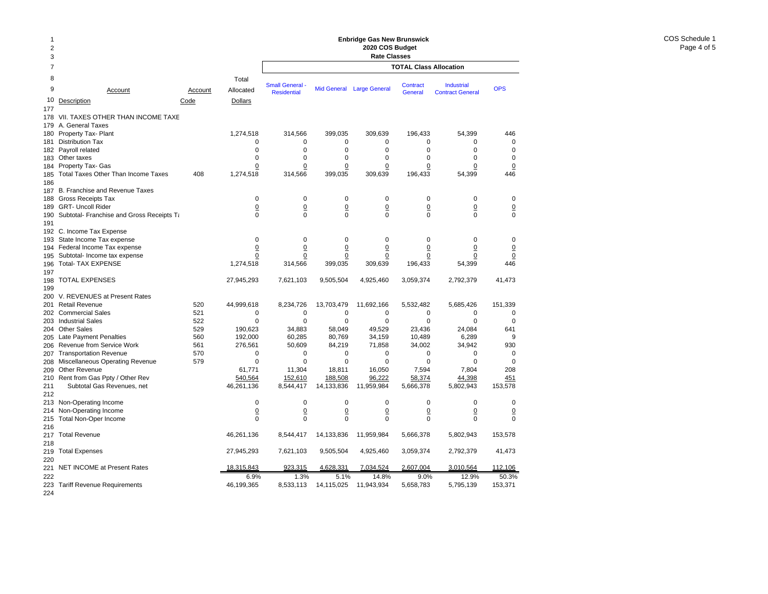# Enbridge Gas New Brunswick
## 2020 COS Budget
### Rate Classes

COS Schedule 1

| Line | Account Description | Account Code | Total Allocated Dollars | Small General - Residential | Mid General | Large General | Contract General | Industrial Contract General | OPS |
|---|---|---|---|---|---|---|---|---|---|
| | | | | **TOTAL Class Allocation** | | | | | |
| 177 | | | | | | | | | |
| 178 | VII. TAXES OTHER THAN INCOME TAXE | | | | | | | | |
| 179 | A. General Taxes | | | | | | | | |
| 180 | Property Tax- Plant | | 1,274,518 | 314,566 | 399,035 | 309,639 | 196,433 | 54,399 | 446 |
| 181 | Distribution Tax | | 0 | 0 | 0 | 0 | 0 | 0 | 0 |
| 182 | Payroll related | | 0 | 0 | 0 | 0 | 0 | 0 | 0 |
| 183 | Other taxes | | 0 | 0 | 0 | 0 | 0 | 0 | 0 |
| 184 | Property Tax- Gas | | 0 | 0 | 0 | 0 | 0 | 0 | 0 |
| 185 | Total Taxes Other Than Income Taxes | 408 | 1,274,518 | 314,566 | 399,035 | 309,639 | 196,433 | 54,399 | 446 |
| 186 | | | | | | | | | |
| 187 | B. Franchise and Revenue Taxes | | | | | | | | |
| 188 | Gross Receipts Tax | | 0 | 0 | 0 | 0 | 0 | 0 | 0 |
| 189 | GRT- Uncoll Rider | | 0 | 0 | 0 | 0 | 0 | 0 | 0 |
| 190 | Subtotal- Franchise and Gross Receipts Ta | | 0 | 0 | 0 | 0 | 0 | 0 | 0 |
| 191 | | | | | | | | | |
| 192 | C. Income Tax Expense | | | | | | | | |
| 193 | State Income Tax expense | | 0 | 0 | 0 | 0 | 0 | 0 | 0 |
| 194 | Federal Income Tax expense | | 0 | 0 | 0 | 0 | 0 | 0 | 0 |
| 195 | Subtotal- Income tax expense | | 0 | 0 | 0 | 0 | 0 | 0 | 0 |
| 196 | Total- TAX EXPENSE | | 1,274,518 | 314,566 | 399,035 | 309,639 | 196,433 | 54,399 | 446 |
| 197 | | | | | | | | | |
| 198 | TOTAL EXPENSES | | 27,945,293 | 7,621,103 | 9,505,504 | 4,925,460 | 3,059,374 | 2,792,379 | 41,473 |
| 199 | | | | | | | | | |
| 200 | V. REVENUES at Present Rates | | | | | | | | |
| 201 | Retail Revenue | 520 | 44,999,618 | 8,234,726 | 13,703,479 | 11,692,166 | 5,532,482 | 5,685,426 | 151,339 |
| 202 | Commercial Sales | 521 | 0 | 0 | 0 | 0 | 0 | 0 | 0 |
| 203 | Industrial Sales | 522 | 0 | 0 | 0 | 0 | 0 | 0 | 0 |
| 204 | Other Sales | 529 | 190,623 | 34,883 | 58,049 | 49,529 | 23,436 | 24,084 | 641 |
| 205 | Late Payment Penalties | 560 | 192,000 | 60,285 | 80,769 | 34,159 | 10,489 | 6,289 | 9 |
| 206 | Revenue from Service Work | 561 | 276,561 | 50,609 | 84,219 | 71,858 | 34,002 | 34,942 | 930 |
| 207 | Transportation Revenue | 570 | 0 | 0 | 0 | 0 | 0 | 0 | 0 |
| 208 | Miscellaneous Operating Revenue | 579 | 0 | 0 | 0 | 0 | 0 | 0 | 0 |
| 209 | Other Revenue | | 61,771 | 11,304 | 18,811 | 16,050 | 7,594 | 7,804 | 208 |
| 210 | Rent from Gas Ppty / Other Rev | | 540,564 | 152,610 | 188,508 | 96,222 | 58,374 | 44,398 | 451 |
| 211 | Subtotal Gas Revenues, net | | 46,261,136 | 8,544,417 | 14,133,836 | 11,959,984 | 5,666,378 | 5,802,943 | 153,578 |
| 212 | | | | | | | | | |
| 213 | Non-Operating Income | | 0 | 0 | 0 | 0 | 0 | 0 | 0 |
| 214 | Non-Operating Income | | 0 | 0 | 0 | 0 | 0 | 0 | 0 |
| 215 | Total Non-Oper Income | | 0 | 0 | 0 | 0 | 0 | 0 | 0 |
| 216 | | | | | | | | | |
| 217 | Total Revenue | | 46,261,136 | 8,544,417 | 14,133,836 | 11,959,984 | 5,666,378 | 5,802,943 | 153,578 |
| 218 | | | | | | | | | |
| 219 | Total Expenses | | 27,945,293 | 7,621,103 | 9,505,504 | 4,925,460 | 3,059,374 | 2,792,379 | 41,473 |
| 220 | | | | | | | | | |
| 221 | NET INCOME at Present Rates | | 18,315,843 | 923,315 | 4,628,331 | 7,034,524 | 2,607,004 | 3,010,564 | 112,106 |
| 222 | | | 6.9% | 1.3% | 5.1% | 14.8% | 9.0% | 12.9% | 50.3% |
| 223 | Tariff Revenue Requirements | | 46,199,365 | 8,533,113 | 14,115,025 | 11,943,934 | 5,658,783 | 5,795,139 | 153,371 |
| 224 | | | | | | | | | |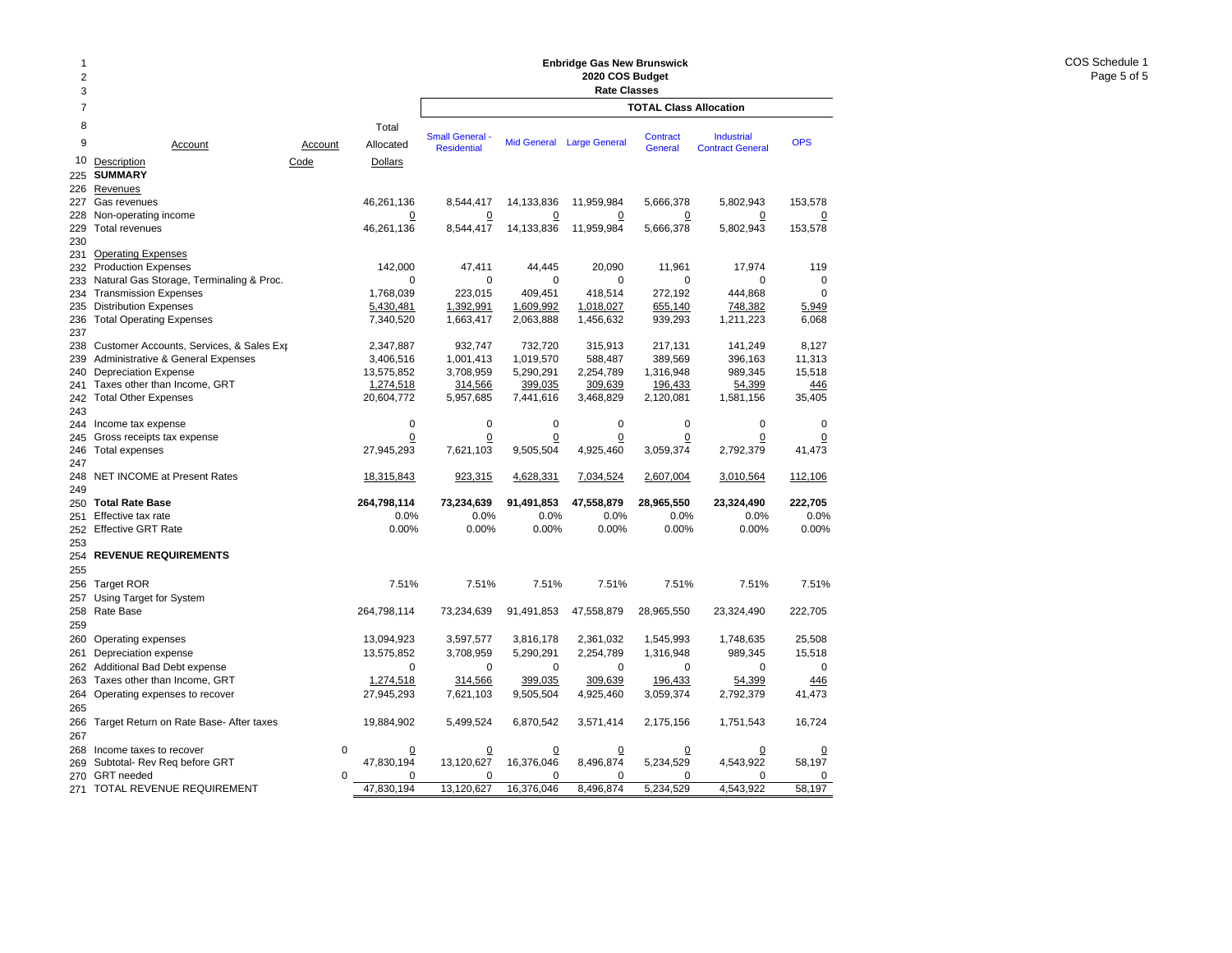# Enbridge Gas New Brunswick
## 2020 COS Budget
### Rate Classes

| | Account Description | Account Code | Total Allocated Dollars | Small General - Residential | Mid General | Large General | Contract General | Industrial Contract General | OPS |
|---|---|---|---|---|---|---|---|---|---|
| | | | | **TOTAL Class Allocation** | | | | | |
| 225 | **SUMMARY** | | | | | | | | |
| 226 | Revenues | | | | | | | | |
| 227 | Gas revenues | | 46,261,136 | 8,544,417 | 14,133,836 | 11,959,984 | 5,666,378 | 5,802,943 | 153,578 |
| 228 | Non-operating income | | 0 | 0 | 0 | 0 | 0 | 0 | 0 |
| 229 | Total revenues | | 46,261,136 | 8,544,417 | 14,133,836 | 11,959,984 | 5,666,378 | 5,802,943 | 153,578 |
| 230 | | | | | | | | | |
| 231 | Operating Expenses | | | | | | | | |
| 232 | Production Expenses | | 142,000 | 47,411 | 44,445 | 20,090 | 11,961 | 17,974 | 119 |
| 233 | Natural Gas Storage, Terminaling & Proc. | | 0 | 0 | 0 | 0 | 0 | 0 | 0 |
| 234 | Transmission Expenses | | 1,768,039 | 223,015 | 409,451 | 418,514 | 272,192 | 444,868 | 0 |
| 235 | Distribution Expenses | | 5,430,481 | 1,392,991 | 1,609,992 | 1,018,027 | 655,140 | 748,382 | 5,949 |
| 236 | Total Operating Expenses | | 7,340,520 | 1,663,417 | 2,063,888 | 1,456,632 | 939,293 | 1,211,223 | 6,068 |
| 237 | | | | | | | | | |
| 238 | Customer Accounts, Services, & Sales Exp | | 2,347,887 | 932,747 | 732,720 | 315,913 | 217,131 | 141,249 | 8,127 |
| 239 | Administrative & General Expenses | | 3,406,516 | 1,001,413 | 1,019,570 | 588,487 | 389,569 | 396,163 | 11,313 |
| 240 | Depreciation Expense | | 13,575,852 | 3,708,959 | 5,290,291 | 2,254,789 | 1,316,948 | 989,345 | 15,518 |
| 241 | Taxes other than Income, GRT | | 1,274,518 | 314,566 | 399,035 | 309,639 | 196,433 | 54,399 | 446 |
| 242 | Total Other Expenses | | 20,604,772 | 5,957,685 | 7,441,616 | 3,468,829 | 2,120,081 | 1,581,156 | 35,405 |
| 243 | | | | | | | | | |
| 244 | Income tax expense | | 0 | 0 | 0 | 0 | 0 | 0 | 0 |
| 245 | Gross receipts tax expense | | 0 | 0 | 0 | 0 | 0 | 0 | 0 |
| 246 | Total expenses | | 27,945,293 | 7,621,103 | 9,505,504 | 4,925,460 | 3,059,374 | 2,792,379 | 41,473 |
| 247 | | | | | | | | | |
| 248 | NET INCOME at Present Rates | | 18,315,843 | 923,315 | 4,628,331 | 7,034,524 | 2,607,004 | 3,010,564 | 112,106 |
| 249 | | | | | | | | | |
| 250 | **Total Rate Base** | | **264,798,114** | **73,234,639** | **91,491,853** | **47,558,879** | **28,965,550** | **23,324,490** | **222,705** |
| 251 | Effective tax rate | | 0.0% | 0.0% | 0.0% | 0.0% | 0.0% | 0.0% | 0.0% |
| 252 | Effective GRT Rate | | 0.00% | 0.00% | 0.00% | 0.00% | 0.00% | 0.00% | 0.00% |
| 253 | | | | | | | | | |
| 254 | **REVENUE REQUIREMENTS** | | | | | | | | |
| 255 | | | | | | | | | |
| 256 | Target ROR | | 7.51% | 7.51% | 7.51% | 7.51% | 7.51% | 7.51% | 7.51% |
| 257 | Using Target for System | | | | | | | | |
| 258 | Rate Base | | 264,798,114 | 73,234,639 | 91,491,853 | 47,558,879 | 28,965,550 | 23,324,490 | 222,705 |
| 259 | | | | | | | | | |
| 260 | Operating expenses | | 13,094,923 | 3,597,577 | 3,816,178 | 2,361,032 | 1,545,993 | 1,748,635 | 25,508 |
| 261 | Depreciation expense | | 13,575,852 | 3,708,959 | 5,290,291 | 2,254,789 | 1,316,948 | 989,345 | 15,518 |
| 262 | Additional Bad Debt expense | | 0 | 0 | 0 | 0 | 0 | 0 | 0 |
| 263 | Taxes other than Income, GRT | | 1,274,518 | 314,566 | 399,035 | 309,639 | 196,433 | 54,399 | 446 |
| 264 | Operating expenses to recover | | 27,945,293 | 7,621,103 | 9,505,504 | 4,925,460 | 3,059,374 | 2,792,379 | 41,473 |
| 265 | | | | | | | | | |
| 266 | Target Return on Rate Base- After taxes | | 19,884,902 | 5,499,524 | 6,870,542 | 3,571,414 | 2,175,156 | 1,751,543 | 16,724 |
| 267 | | | | | | | | | |
| 268 | Income taxes to recover | 0 | 0 | 0 | 0 | 0 | 0 | 0 | 0 |
| 269 | Subtotal- Rev Req before GRT | | 47,830,194 | 13,120,627 | 16,376,046 | 8,496,874 | 5,234,529 | 4,543,922 | 58,197 |
| 270 | GRT needed | 0 | 0 | 0 | 0 | 0 | 0 | 0 | 0 |
| 271 | TOTAL REVENUE REQUIREMENT | | 47,830,194 | 13,120,627 | 16,376,046 | 8,496,874 | 5,234,529 | 4,543,922 | 58,197 |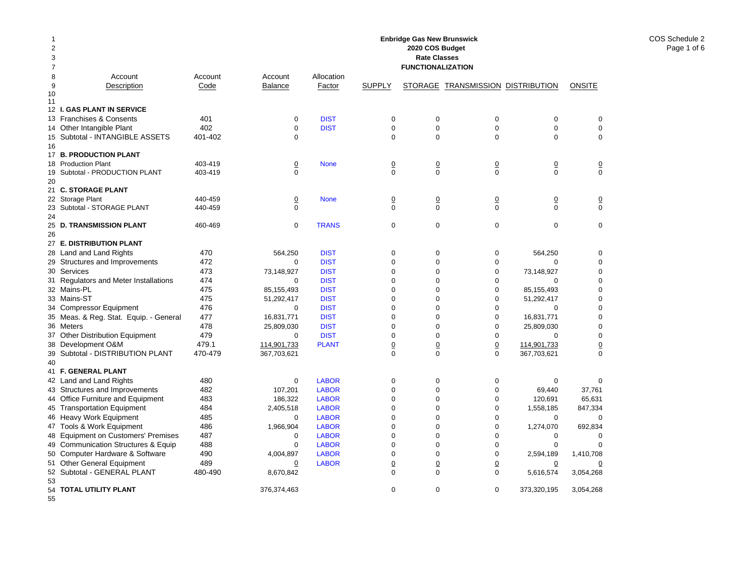**Enbridge Gas New Brunswick**
**2020 COS Budget**
**Rate Classes**
**FUNCTIONALIZATION**

COS Schedule 2
Page 1 of 6

| Line | Account Description | Account Code | Account Balance | Allocation Factor | SUPPLY | STORAGE | TRANSMISSION | DISTRIBUTION | ONSITE |
|---|---|---|---|---|---|---|---|---|---|
| 12 | **I. GAS PLANT IN SERVICE** | | | | | | | | |
| 13 | Franchises & Consents | 401 | 0 | DIST | 0 | 0 | 0 | 0 | 0 |
| 14 | Other Intangible Plant | 402 | 0 | DIST | 0 | 0 | 0 | 0 | 0 |
| 15 | Subtotal - INTANGIBLE ASSETS | 401-402 | 0 | | 0 | 0 | 0 | 0 | 0 |
| 16 | | | | | | | | | |
| 17 | **B. PRODUCTION PLANT** | | | | | | | | |
| 18 | Production Plant | 403-419 | 0 | None | 0 | 0 | 0 | 0 | 0 |
| 19 | Subtotal - PRODUCTION PLANT | 403-419 | 0 | | 0 | 0 | 0 | 0 | 0 |
| 20 | | | | | | | | | |
| 21 | **C. STORAGE PLANT** | | | | | | | | |
| 22 | Storage Plant | 440-459 | 0 | None | 0 | 0 | 0 | 0 | 0 |
| 23 | Subtotal - STORAGE PLANT | 440-459 | 0 | | 0 | 0 | 0 | 0 | 0 |
| 24 | | | | | | | | | |
| 25 | **D. TRANSMISSION PLANT** | 460-469 | 0 | TRANS | 0 | 0 | 0 | 0 | 0 |
| 26 | | | | | | | | | |
| 27 | **E. DISTRIBUTION PLANT** | | | | | | | | |
| 28 | Land and Land Rights | 470 | 564,250 | DIST | 0 | 0 | 0 | 564,250 | 0 |
| 29 | Structures and Improvements | 472 | 0 | DIST | 0 | 0 | 0 | 0 | 0 |
| 30 | Services | 473 | 73,148,927 | DIST | 0 | 0 | 0 | 73,148,927 | 0 |
| 31 | Regulators and Meter Installations | 474 | 0 | DIST | 0 | 0 | 0 | 0 | 0 |
| 32 | Mains-PL | 475 | 85,155,493 | DIST | 0 | 0 | 0 | 85,155,493 | 0 |
| 33 | Mains-ST | 475 | 51,292,417 | DIST | 0 | 0 | 0 | 51,292,417 | 0 |
| 34 | Compressor Equipment | 476 | 0 | DIST | 0 | 0 | 0 | 0 | 0 |
| 35 | Meas. & Reg. Stat. Equip. - General | 477 | 16,831,771 | DIST | 0 | 0 | 0 | 16,831,771 | 0 |
| 36 | Meters | 478 | 25,809,030 | DIST | 0 | 0 | 0 | 25,809,030 | 0 |
| 37 | Other Distribution Equipment | 479 | 0 | DIST | 0 | 0 | 0 | 0 | 0 |
| 38 | Development O&M | 479.1 | 114,901,733 | PLANT | 0 | 0 | 0 | 114,901,733 | 0 |
| 39 | Subtotal - DISTRIBUTION PLANT | 470-479 | 367,703,621 | | 0 | 0 | 0 | 367,703,621 | 0 |
| 40 | | | | | | | | | |
| 41 | **F. GENERAL PLANT** | | | | | | | | |
| 42 | Land and Land Rights | 480 | 0 | LABOR | 0 | 0 | 0 | 0 | 0 |
| 43 | Structures and Improvements | 482 | 107,201 | LABOR | 0 | 0 | 0 | 69,440 | 37,761 |
| 44 | Office Furniture and Equipment | 483 | 186,322 | LABOR | 0 | 0 | 0 | 120,691 | 65,631 |
| 45 | Transportation Equipment | 484 | 2,405,518 | LABOR | 0 | 0 | 0 | 1,558,185 | 847,334 |
| 46 | Heavy Work Equipment | 485 | 0 | LABOR | 0 | 0 | 0 | 0 | 0 |
| 47 | Tools & Work Equipment | 486 | 1,966,904 | LABOR | 0 | 0 | 0 | 1,274,070 | 692,834 |
| 48 | Equipment on Customers' Premises | 487 | 0 | LABOR | 0 | 0 | 0 | 0 | 0 |
| 49 | Communication Structures & Equip | 488 | 0 | LABOR | 0 | 0 | 0 | 0 | 0 |
| 50 | Computer Hardware & Software | 490 | 4,004,897 | LABOR | 0 | 0 | 0 | 2,594,189 | 1,410,708 |
| 51 | Other General Equipment | 489 | 0 | LABOR | 0 | 0 | 0 | 0 | 0 |
| 52 | Subtotal - GENERAL PLANT | 480-490 | 8,670,842 | | 0 | 0 | 0 | 5,616,574 | 3,054,268 |
| 53 | | | | | | | | | |
| 54 | **TOTAL UTILITY PLANT** | | 376,374,463 | | 0 | 0 | 0 | 373,320,195 | 3,054,268 |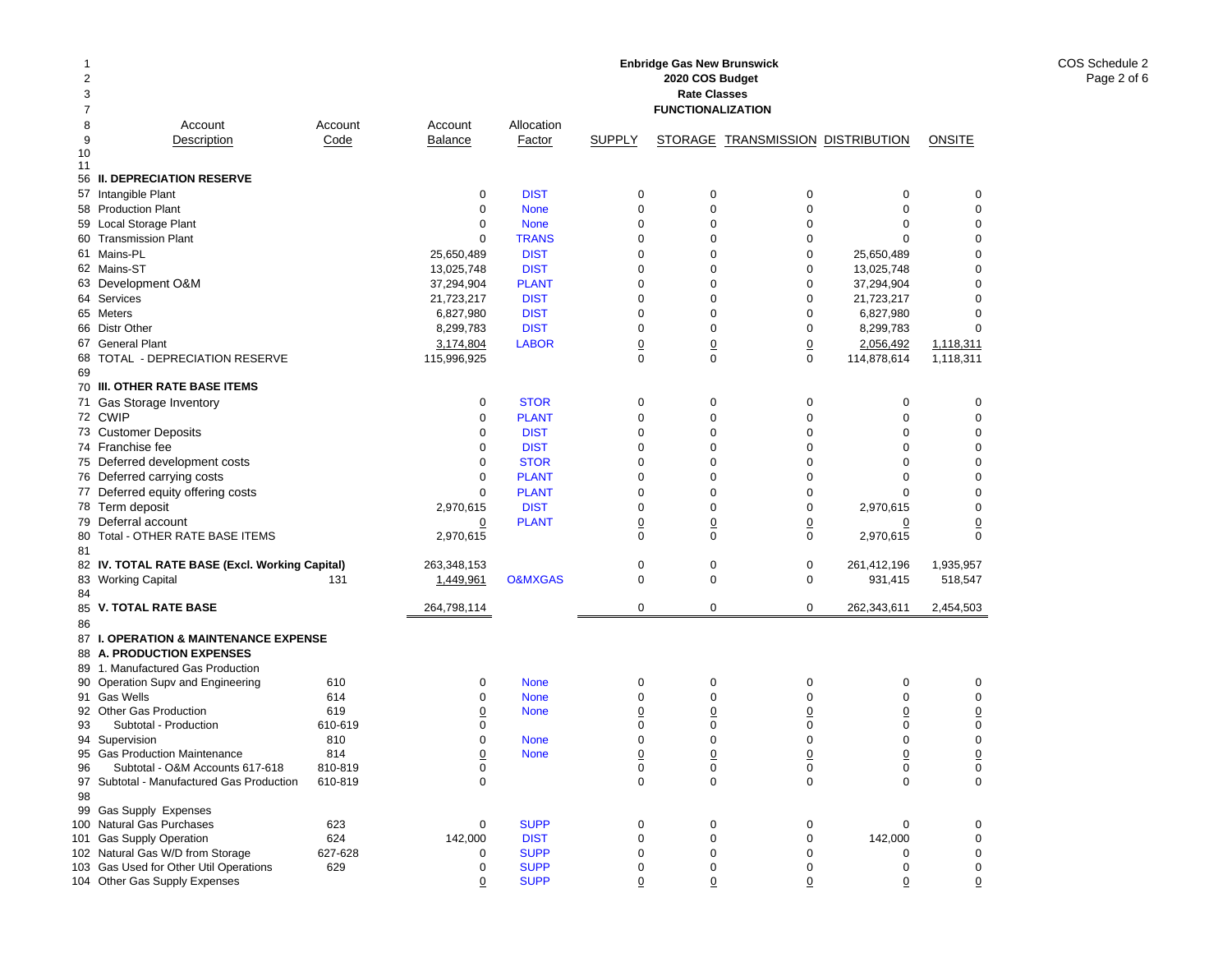**Enbridge Gas New Brunswick**
**2020 COS Budget**
**Rate Classes**
**FUNCTIONALIZATION**

COS Schedule 2
Page 2 of 6

| | Account Description | Account Code | Account Balance | Allocation Factor | SUPPLY | STORAGE | TRANSMISSION | DISTRIBUTION | ONSITE |
|---|---|---|---|---|---|---|---|---|---|
| 56 | **II. DEPRECIATION RESERVE** | | | | | | | | |
| 57 | Intangible Plant | | 0 | DIST | 0 | 0 | 0 | 0 | 0 |
| 58 | Production Plant | | 0 | None | 0 | 0 | 0 | 0 | 0 |
| 59 | Local Storage Plant | | 0 | None | 0 | 0 | 0 | 0 | 0 |
| 60 | Transmission Plant | | 0 | TRANS | 0 | 0 | 0 | 0 | 0 |
| 61 | Mains-PL | | 25,650,489 | DIST | 0 | 0 | 0 | 25,650,489 | 0 |
| 62 | Mains-ST | | 13,025,748 | DIST | 0 | 0 | 0 | 13,025,748 | 0 |
| 63 | Development O&M | | 37,294,904 | PLANT | 0 | 0 | 0 | 37,294,904 | 0 |
| 64 | Services | | 21,723,217 | DIST | 0 | 0 | 0 | 21,723,217 | 0 |
| 65 | Meters | | 6,827,980 | DIST | 0 | 0 | 0 | 6,827,980 | 0 |
| 66 | Distr Other | | 8,299,783 | DIST | 0 | 0 | 0 | 8,299,783 | 0 |
| 67 | General Plant | | 3,174,804 | LABOR | 0 | 0 | 0 | 2,056,492 | 1,118,311 |
| 68 | TOTAL - DEPRECIATION RESERVE | | 115,996,925 | | 0 | 0 | 0 | 114,878,614 | 1,118,311 |
| 69 | | | | | | | | | |
| 70 | **III. OTHER RATE BASE ITEMS** | | | | | | | | |
| 71 | Gas Storage Inventory | | 0 | STOR | 0 | 0 | 0 | 0 | 0 |
| 72 | CWIP | | 0 | PLANT | 0 | 0 | 0 | 0 | 0 |
| 73 | Customer Deposits | | 0 | DIST | 0 | 0 | 0 | 0 | 0 |
| 74 | Franchise fee | | 0 | DIST | 0 | 0 | 0 | 0 | 0 |
| 75 | Deferred development costs | | 0 | STOR | 0 | 0 | 0 | 0 | 0 |
| 76 | Deferred carrying costs | | 0 | PLANT | 0 | 0 | 0 | 0 | 0 |
| 77 | Deferred equity offering costs | | 0 | PLANT | 0 | 0 | 0 | 0 | 0 |
| 78 | Term deposit | | 2,970,615 | DIST | 0 | 0 | 0 | 2,970,615 | 0 |
| 79 | Deferral account | | 0 | PLANT | 0 | 0 | 0 | 0 | 0 |
| 80 | Total - OTHER RATE BASE ITEMS | | 2,970,615 | | 0 | 0 | 0 | 2,970,615 | 0 |
| 81 | | | | | | | | | |
| 82 | **IV. TOTAL RATE BASE (Excl. Working Capital)** | | 263,348,153 | | 0 | 0 | 0 | 261,412,196 | 1,935,957 |
| 83 | Working Capital | 131 | 1,449,961 | O&MXGAS | 0 | 0 | 0 | 931,415 | 518,547 |
| 84 | | | | | | | | | |
| 85 | **V. TOTAL RATE BASE** | | 264,798,114 | | 0 | 0 | 0 | 262,343,611 | 2,454,503 |
| 86 | | | | | | | | | |
| 87 | **I. OPERATION & MAINTENANCE EXPENSE** | | | | | | | | |
| 88 | **A. PRODUCTION EXPENSES** | | | | | | | | |
| 89 | 1. Manufactured Gas Production | | | | | | | | |
| 90 | Operation Supv and Engineering | 610 | 0 | None | 0 | 0 | 0 | 0 | 0 |
| 91 | Gas Wells | 614 | 0 | None | 0 | 0 | 0 | 0 | 0 |
| 92 | Other Gas Production | 619 | 0 | None | 0 | 0 | 0 | 0 | 0 |
| 93 | Subtotal - Production | 610-619 | 0 | | 0 | 0 | 0 | 0 | 0 |
| 94 | Supervision | 810 | 0 | None | 0 | 0 | 0 | 0 | 0 |
| 95 | Gas Production Maintenance | 814 | 0 | None | 0 | 0 | 0 | 0 | 0 |
| 96 | Subtotal - O&M Accounts 617-618 | 810-819 | 0 | | 0 | 0 | 0 | 0 | 0 |
| 97 | Subtotal - Manufactured Gas Production | 610-819 | 0 | | 0 | 0 | 0 | 0 | 0 |
| 98 | | | | | | | | | |
| 99 | Gas Supply Expenses | | | | | | | | |
| 100 | Natural Gas Purchases | 623 | 0 | SUPP | 0 | 0 | 0 | 0 | 0 |
| 101 | Gas Supply Operation | 624 | 142,000 | DIST | 0 | 0 | 0 | 142,000 | 0 |
| 102 | Natural Gas W/D from Storage | 627-628 | 0 | SUPP | 0 | 0 | 0 | 0 | 0 |
| 103 | Gas Used for Other Util Operations | 629 | 0 | SUPP | 0 | 0 | 0 | 0 | 0 |
| 104 | Other Gas Supply Expenses | | 0 | SUPP | 0 | 0 | 0 | 0 | 0 |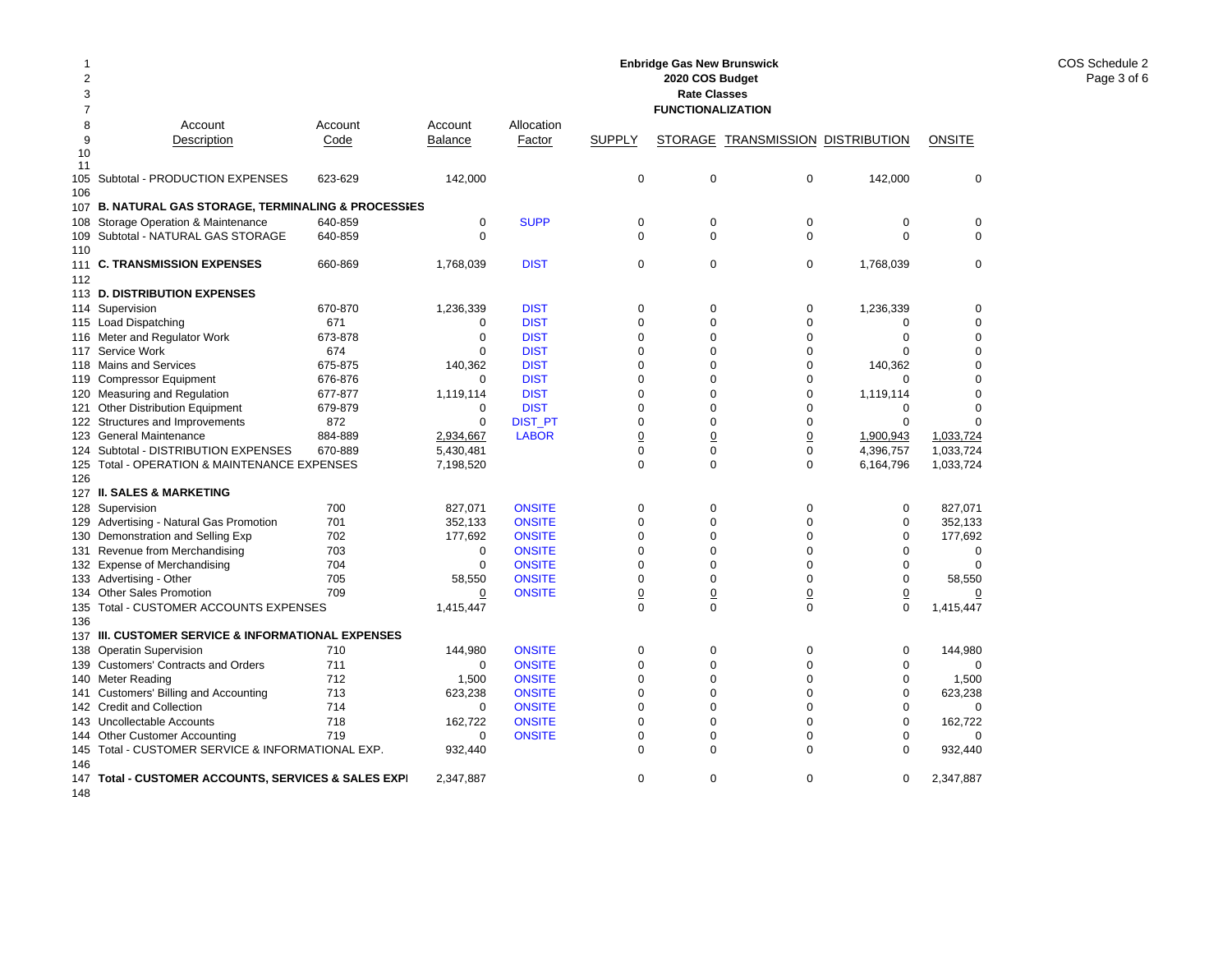# Enbridge Gas New Brunswick
## 2020 COS Budget
### Rate Classes
### FUNCTIONALIZATION

COS Schedule 2

| Line | Account Description | Account Code | Account Balance | Allocation Factor | SUPPLY | STORAGE | TRANSMISSION | DISTRIBUTION | ONSITE |
|---|---|---|---|---|---|---|---|---|---|
| 105 | Subtotal - PRODUCTION EXPENSES | 623-629 | 142,000 | | 0 | 0 | 0 | 142,000 | 0 |
| 106 | | | | | | | | | |
| 107 | **B. NATURAL GAS STORAGE, TERMINALING & PROCESSIES** | | | | | | | | |
| 108 | Storage Operation & Maintenance | 640-859 | 0 | SUPP | 0 | 0 | 0 | 0 | 0 |
| 109 | Subtotal - NATURAL GAS STORAGE | 640-859 | 0 | | 0 | 0 | 0 | 0 | 0 |
| 110 | | | | | | | | | |
| 111 | **C. TRANSMISSION EXPENSES** | 660-869 | 1,768,039 | DIST | 0 | 0 | 0 | 1,768,039 | 0 |
| 112 | | | | | | | | | |
| 113 | **D. DISTRIBUTION EXPENSES** | | | | | | | | |
| 114 | Supervision | 670-870 | 1,236,339 | DIST | 0 | 0 | 0 | 1,236,339 | 0 |
| 115 | Load Dispatching | 671 | 0 | DIST | 0 | 0 | 0 | 0 | 0 |
| 116 | Meter and Regulator Work | 673-878 | 0 | DIST | 0 | 0 | 0 | 0 | 0 |
| 117 | Service Work | 674 | 0 | DIST | 0 | 0 | 0 | 0 | 0 |
| 118 | Mains and Services | 675-875 | 140,362 | DIST | 0 | 0 | 0 | 140,362 | 0 |
| 119 | Compressor Equipment | 676-876 | 0 | DIST | 0 | 0 | 0 | 0 | 0 |
| 120 | Measuring and Regulation | 677-877 | 1,119,114 | DIST | 0 | 0 | 0 | 1,119,114 | 0 |
| 121 | Other Distribution Equipment | 679-879 | 0 | DIST | 0 | 0 | 0 | 0 | 0 |
| 122 | Structures and Improvements | 872 | 0 | DIST_PT | 0 | 0 | 0 | 0 | 0 |
| 123 | General Maintenance | 884-889 | 2,934,667 | LABOR | 0 | 0 | 0 | 1,900,943 | 1,033,724 |
| 124 | Subtotal - DISTRIBUTION EXPENSES | 670-889 | 5,430,481 | | 0 | 0 | 0 | 4,396,757 | 1,033,724 |
| 125 | Total - OPERATION & MAINTENANCE EXPENSES | | 7,198,520 | | 0 | 0 | 0 | 6,164,796 | 1,033,724 |
| 126 | | | | | | | | | |
| 127 | **II. SALES & MARKETING** | | | | | | | | |
| 128 | Supervision | 700 | 827,071 | ONSITE | 0 | 0 | 0 | 0 | 827,071 |
| 129 | Advertising - Natural Gas Promotion | 701 | 352,133 | ONSITE | 0 | 0 | 0 | 0 | 352,133 |
| 130 | Demonstration and Selling Exp | 702 | 177,692 | ONSITE | 0 | 0 | 0 | 0 | 177,692 |
| 131 | Revenue from Merchandising | 703 | 0 | ONSITE | 0 | 0 | 0 | 0 | 0 |
| 132 | Expense of Merchandising | 704 | 0 | ONSITE | 0 | 0 | 0 | 0 | 0 |
| 133 | Advertising - Other | 705 | 58,550 | ONSITE | 0 | 0 | 0 | 0 | 58,550 |
| 134 | Other Sales Promotion | 709 | 0 | ONSITE | 0 | 0 | 0 | 0 | 0 |
| 135 | Total - CUSTOMER ACCOUNTS EXPENSES | | 1,415,447 | | 0 | 0 | 0 | 0 | 1,415,447 |
| 136 | | | | | | | | | |
| 137 | **III. CUSTOMER SERVICE & INFORMATIONAL EXPENSES** | | | | | | | | |
| 138 | Operatin Supervision | 710 | 144,980 | ONSITE | 0 | 0 | 0 | 0 | 144,980 |
| 139 | Customers' Contracts and Orders | 711 | 0 | ONSITE | 0 | 0 | 0 | 0 | 0 |
| 140 | Meter Reading | 712 | 1,500 | ONSITE | 0 | 0 | 0 | 0 | 1,500 |
| 141 | Customers' Billing and Accounting | 713 | 623,238 | ONSITE | 0 | 0 | 0 | 0 | 623,238 |
| 142 | Credit and Collection | 714 | 0 | ONSITE | 0 | 0 | 0 | 0 | 0 |
| 143 | Uncollectable Accounts | 718 | 162,722 | ONSITE | 0 | 0 | 0 | 0 | 162,722 |
| 144 | Other Customer Accounting | 719 | 0 | ONSITE | 0 | 0 | 0 | 0 | 0 |
| 145 | Total - CUSTOMER SERVICE & INFORMATIONAL EXP. | | 932,440 | | 0 | 0 | 0 | 0 | 932,440 |
| 146 | | | | | | | | | |
| 147 | **Total - CUSTOMER ACCOUNTS, SERVICES & SALES EXPI** | | 2,347,887 | | 0 | 0 | 0 | 0 | 2,347,887 |
| 148 | | | | | | | | | |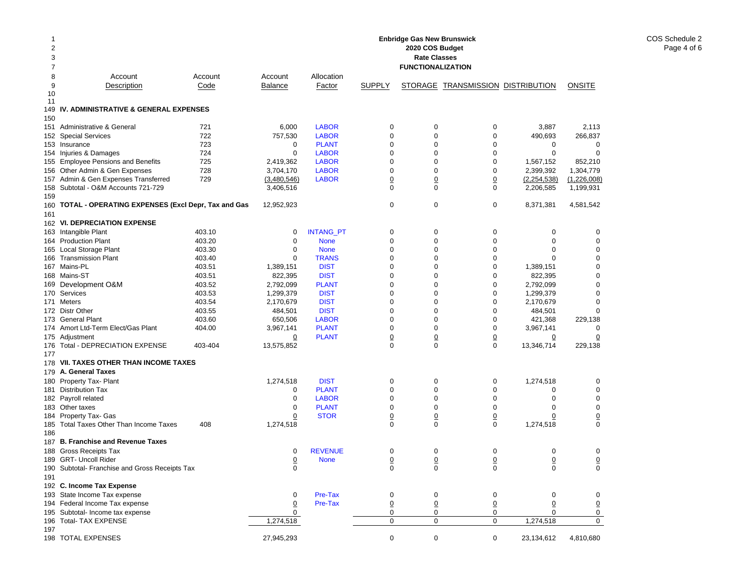**Enbridge Gas New Brunswick**
**2020 COS Budget**
**Rate Classes**
**FUNCTIONALIZATION**

COS Schedule 2
Page 4 of 6

| Line | Account Description | Account Code | Account Balance | Allocation Factor | SUPPLY | STORAGE | TRANSMISSION | DISTRIBUTION | ONSITE |
|---|---|---|---|---|---|---|---|---|---|
| 1 | | | | | | | | | |
| 2 | | | | | | | | | |
| 3 | | | | | | | | | |
| 7 | | | | | | | | | |
| 8 | Account | Account | Account | Allocation | | | | | |
| 9 | Description | Code | Balance | Factor | SUPPLY | STORAGE | TRANSMISSION | DISTRIBUTION | ONSITE |
| 10 | | | | | | | | | |
| 11 | | | | | | | | | |
| 149 | **IV. ADMINISTRATIVE & GENERAL EXPENSES** | | | | | | | | |
| 150 | | | | | | | | | |
| 151 | Administrative & General | 721 | 6,000 | LABOR | 0 | 0 | 0 | 3,887 | 2,113 |
| 152 | Special Services | 722 | 757,530 | LABOR | 0 | 0 | 0 | 490,693 | 266,837 |
| 153 | Insurance | 723 | 0 | PLANT | 0 | 0 | 0 | 0 | 0 |
| 154 | Injuries & Damages | 724 | 0 | LABOR | 0 | 0 | 0 | 0 | 0 |
| 155 | Employee Pensions and Benefits | 725 | 2,419,362 | LABOR | 0 | 0 | 0 | 1,567,152 | 852,210 |
| 156 | Other Admin & Gen Expenses | 728 | 3,704,170 | LABOR | 0 | 0 | 0 | 2,399,392 | 1,304,779 |
| 157 | Admin & Gen Expenses Transferred | 729 | (3,480,546) | LABOR | 0 | 0 | 0 | (2,254,538) | (1,226,008) |
| 158 | Subtotal - O&M Accounts 721-729 | | 3,406,516 | | 0 | 0 | 0 | 2,206,585 | 1,199,931 |
| 159 | | | | | | | | | |
| 160 | **TOTAL - OPERATING EXPENSES (Excl Depr, Tax and Gas** | | 12,952,923 | | 0 | 0 | 0 | 8,371,381 | 4,581,542 |
| 161 | | | | | | | | | |
| 162 | **VI. DEPRECIATION EXPENSE** | | | | | | | | |
| 163 | Intangible Plant | 403.10 | 0 | INTANG_PT | 0 | 0 | 0 | 0 | 0 |
| 164 | Production Plant | 403.20 | 0 | None | 0 | 0 | 0 | 0 | 0 |
| 165 | Local Storage Plant | 403.30 | 0 | None | 0 | 0 | 0 | 0 | 0 |
| 166 | Transmission Plant | 403.40 | 0 | TRANS | 0 | 0 | 0 | 0 | 0 |
| 167 | Mains-PL | 403.51 | 1,389,151 | DIST | 0 | 0 | 0 | 1,389,151 | 0 |
| 168 | Mains-ST | 403.51 | 822,395 | DIST | 0 | 0 | 0 | 822,395 | 0 |
| 169 | Development O&M | 403.52 | 2,792,099 | PLANT | 0 | 0 | 0 | 2,792,099 | 0 |
| 170 | Services | 403.53 | 1,299,379 | DIST | 0 | 0 | 0 | 1,299,379 | 0 |
| 171 | Meters | 403.54 | 2,170,679 | DIST | 0 | 0 | 0 | 2,170,679 | 0 |
| 172 | Distr Other | 403.55 | 484,501 | DIST | 0 | 0 | 0 | 484,501 | 0 |
| 173 | General Plant | 403.60 | 650,506 | LABOR | 0 | 0 | 0 | 421,368 | 229,138 |
| 174 | Amort Ltd-Term Elect/Gas Plant | 404.00 | 3,967,141 | PLANT | 0 | 0 | 0 | 3,967,141 | 0 |
| 175 | Adjustment | | 0 | PLANT | 0 | 0 | 0 | 0 | 0 |
| 176 | Total - DEPRECIATION EXPENSE | 403-404 | 13,575,852 | | 0 | 0 | 0 | 13,346,714 | 229,138 |
| 177 | | | | | | | | | |
| 178 | **VII. TAXES OTHER THAN INCOME TAXES** | | | | | | | | |
| 179 | **A. General Taxes** | | | | | | | | |
| 180 | Property Tax- Plant | | 1,274,518 | DIST | 0 | 0 | 0 | 1,274,518 | 0 |
| 181 | Distribution Tax | | 0 | PLANT | 0 | 0 | 0 | 0 | 0 |
| 182 | Payroll related | | 0 | LABOR | 0 | 0 | 0 | 0 | 0 |
| 183 | Other taxes | | 0 | PLANT | 0 | 0 | 0 | 0 | 0 |
| 184 | Property Tax- Gas | | 0 | STOR | 0 | 0 | 0 | 0 | 0 |
| 185 | Total Taxes Other Than Income Taxes | 408 | 1,274,518 | | 0 | 0 | 0 | 1,274,518 | 0 |
| 186 | | | | | | | | | |
| 187 | **B. Franchise and Revenue Taxes** | | | | | | | | |
| 188 | Gross Receipts Tax | | 0 | REVENUE | 0 | 0 | 0 | 0 | 0 |
| 189 | GRT- Uncoll Rider | | 0 | None | 0 | 0 | 0 | 0 | 0 |
| 190 | Subtotal- Franchise and Gross Receipts Tax | | 0 | | 0 | 0 | 0 | 0 | 0 |
| 191 | | | | | | | | | |
| 192 | **C. Income Tax Expense** | | | | | | | | |
| 193 | State Income Tax expense | | 0 | Pre-Tax | 0 | 0 | 0 | 0 | 0 |
| 194 | Federal Income Tax expense | | 0 | Pre-Tax | 0 | 0 | 0 | 0 | 0 |
| 195 | Subtotal- Income tax expense | | 0 | | 0 | 0 | 0 | 0 | 0 |
| 196 | Total- TAX EXPENSE | | 1,274,518 | | 0 | 0 | 0 | 1,274,518 | 0 |
| 197 | | | | | | | | | |
| 198 | TOTAL EXPENSES | | 27,945,293 | | 0 | 0 | 0 | 23,134,612 | 4,810,680 |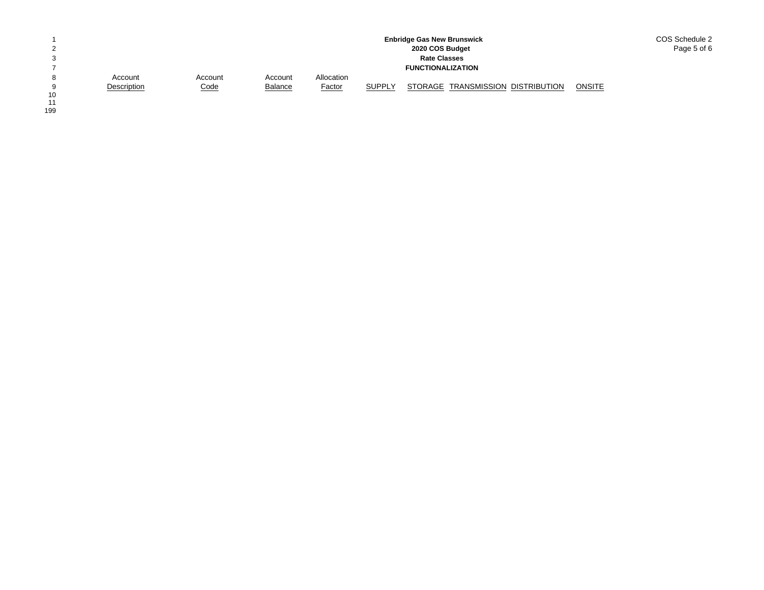**Enbridge Gas New Brunswick**
**2020 COS Budget**
**Rate Classes**
**FUNCTIONALIZATION**

COS Schedule 2

| | Account Description | Account Code | Account Balance | Allocation Factor | SUPPLY | STORAGE | TRANSMISSION | DISTRIBUTION | ONSITE |
|---|---|---|---|---|---|---|---|---|---|
| 10 | | | | | | | | | |
| 11 | | | | | | | | | |
| 199 | | | | | | | | | |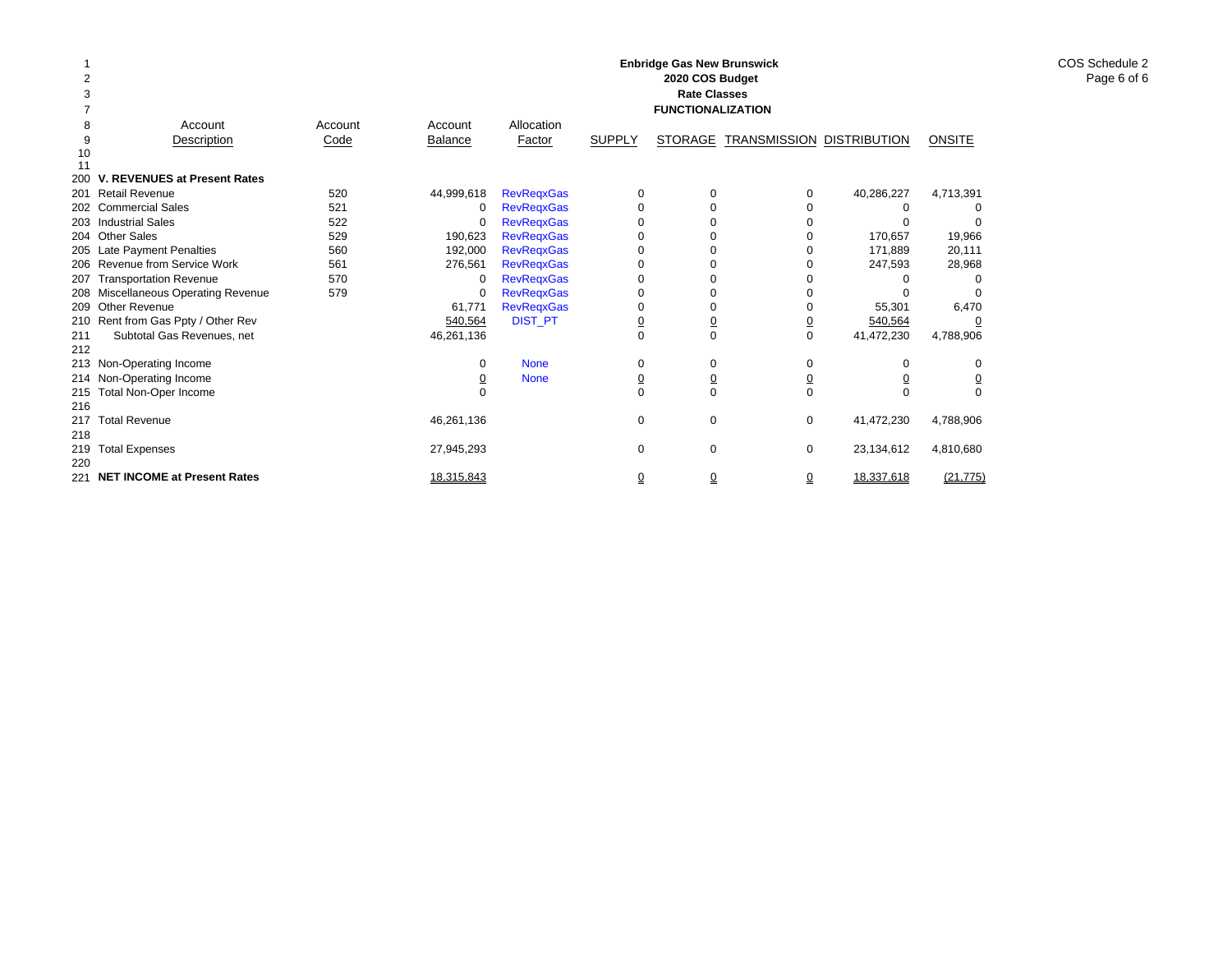**Enbridge Gas New Brunswick**
**2020 COS Budget**
**Rate Classes**
**FUNCTIONALIZATION**

COS Schedule 2

| Line | Account Description | Account Code | Account Balance | Allocation Factor | SUPPLY | STORAGE | TRANSMISSION | DISTRIBUTION | ONSITE |
|---|---|---|---|---|---|---|---|---|---|
| 200 | **V. REVENUES at Present Rates** | | | | | | | | |
| 201 | Retail Revenue | 520 | 44,999,618 | RevReqxGas | 0 | 0 | 0 | 40,286,227 | 4,713,391 |
| 202 | Commercial Sales | 521 | 0 | RevReqxGas | 0 | 0 | 0 | 0 | 0 |
| 203 | Industrial Sales | 522 | 0 | RevReqxGas | 0 | 0 | 0 | 0 | 0 |
| 204 | Other Sales | 529 | 190,623 | RevReqxGas | 0 | 0 | 0 | 170,657 | 19,966 |
| 205 | Late Payment Penalties | 560 | 192,000 | RevReqxGas | 0 | 0 | 0 | 171,889 | 20,111 |
| 206 | Revenue from Service Work | 561 | 276,561 | RevReqxGas | 0 | 0 | 0 | 247,593 | 28,968 |
| 207 | Transportation Revenue | 570 | 0 | RevReqxGas | 0 | 0 | 0 | 0 | 0 |
| 208 | Miscellaneous Operating Revenue | 579 | 0 | RevReqxGas | 0 | 0 | 0 | 0 | 0 |
| 209 | Other Revenue | | 61,771 | RevReqxGas | 0 | 0 | 0 | 55,301 | 6,470 |
| 210 | Rent from Gas Ppty / Other Rev | | 540,564 | DIST_PT | 0 | 0 | 0 | 540,564 | 0 |
| 211 | Subtotal Gas Revenues, net | | 46,261,136 | | 0 | 0 | 0 | 41,472,230 | 4,788,906 |
| 212 | | | | | | | | | |
| 213 | Non-Operating Income | | 0 | None | 0 | 0 | 0 | 0 | 0 |
| 214 | Non-Operating Income | | 0 | None | 0 | 0 | 0 | 0 | 0 |
| 215 | Total Non-Oper Income | | 0 | | 0 | 0 | 0 | 0 | 0 |
| 216 | | | | | | | | | |
| 217 | Total Revenue | | 46,261,136 | | 0 | 0 | 0 | 41,472,230 | 4,788,906 |
| 218 | | | | | | | | | |
| 219 | Total Expenses | | 27,945,293 | | 0 | 0 | 0 | 23,134,612 | 4,810,680 |
| 220 | | | | | | | | | |
| 221 | **NET INCOME at Present Rates** | | 18,315,843 | | 0 | 0 | 0 | 18,337,618 | (21,775) |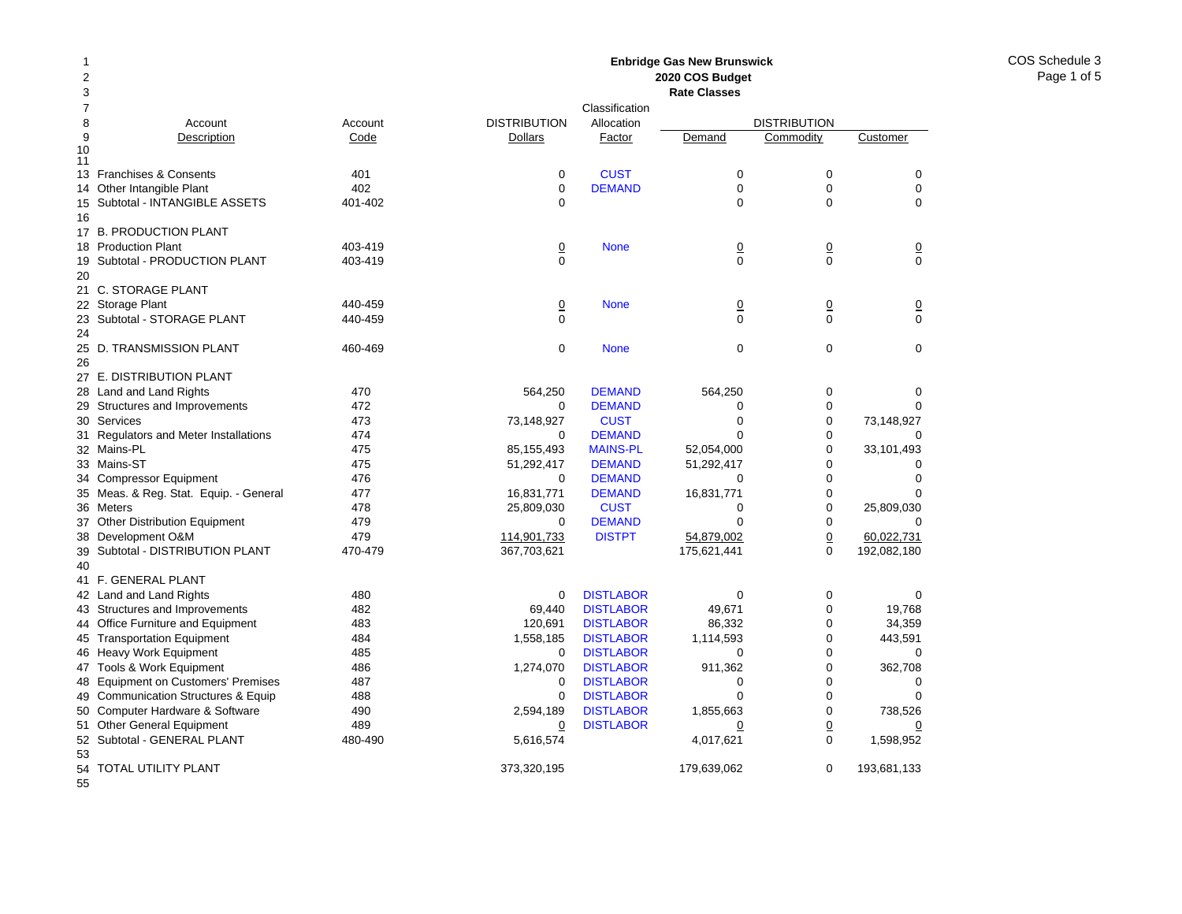**Enbridge Gas New Brunswick**
**2020 COS Budget**
**Rate Classes**

COS Schedule 3

| Line | Account Description | Account Code | DISTRIBUTION Dollars | Classification Allocation Factor | DISTRIBUTION Demand | DISTRIBUTION Commodity | DISTRIBUTION Customer |
|---|---|---|---|---|---|---|---|
| 13 | Franchises & Consents | 401 | 0 | CUST | 0 | 0 | 0 |
| 14 | Other Intangible Plant | 402 | 0 | DEMAND | 0 | 0 | 0 |
| 15 | Subtotal - INTANGIBLE ASSETS | 401-402 | 0 | | 0 | 0 | 0 |
| 16 | | | | | | | |
| 17 | B. PRODUCTION PLANT | | | | | | |
| 18 | Production Plant | 403-419 | 0 | None | 0 | 0 | 0 |
| 19 | Subtotal - PRODUCTION PLANT | 403-419 | 0 | | 0 | 0 | 0 |
| 20 | | | | | | | |
| 21 | C. STORAGE PLANT | | | | | | |
| 22 | Storage Plant | 440-459 | 0 | None | 0 | 0 | 0 |
| 23 | Subtotal - STORAGE PLANT | 440-459 | 0 | | 0 | 0 | 0 |
| 24 | | | | | | | |
| 25 | D. TRANSMISSION PLANT | 460-469 | 0 | None | 0 | 0 | 0 |
| 26 | | | | | | | |
| 27 | E. DISTRIBUTION PLANT | | | | | | |
| 28 | Land and Land Rights | 470 | 564,250 | DEMAND | 564,250 | 0 | 0 |
| 29 | Structures and Improvements | 472 | 0 | DEMAND | 0 | 0 | 0 |
| 30 | Services | 473 | 73,148,927 | CUST | 0 | 0 | 73,148,927 |
| 31 | Regulators and Meter Installations | 474 | 0 | DEMAND | 0 | 0 | 0 |
| 32 | Mains-PL | 475 | 85,155,493 | MAINS-PL | 52,054,000 | 0 | 33,101,493 |
| 33 | Mains-ST | 475 | 51,292,417 | DEMAND | 51,292,417 | 0 | 0 |
| 34 | Compressor Equipment | 476 | 0 | DEMAND | 0 | 0 | 0 |
| 35 | Meas. & Reg. Stat. Equip. - General | 477 | 16,831,771 | DEMAND | 16,831,771 | 0 | 0 |
| 36 | Meters | 478 | 25,809,030 | CUST | 0 | 0 | 25,809,030 |
| 37 | Other Distribution Equipment | 479 | 0 | DEMAND | 0 | 0 | 0 |
| 38 | Development O&M | 479 | 114,901,733 | DISTPT | 54,879,002 | 0 | 60,022,731 |
| 39 | Subtotal - DISTRIBUTION PLANT | 470-479 | 367,703,621 | | 175,621,441 | 0 | 192,082,180 |
| 40 | | | | | | | |
| 41 | F. GENERAL PLANT | | | | | | |
| 42 | Land and Land Rights | 480 | 0 | DISTLABOR | 0 | 0 | 0 |
| 43 | Structures and Improvements | 482 | 69,440 | DISTLABOR | 49,671 | 0 | 19,768 |
| 44 | Office Furniture and Equipment | 483 | 120,691 | DISTLABOR | 86,332 | 0 | 34,359 |
| 45 | Transportation Equipment | 484 | 1,558,185 | DISTLABOR | 1,114,593 | 0 | 443,591 |
| 46 | Heavy Work Equipment | 485 | 0 | DISTLABOR | 0 | 0 | 0 |
| 47 | Tools & Work Equipment | 486 | 1,274,070 | DISTLABOR | 911,362 | 0 | 362,708 |
| 48 | Equipment on Customers' Premises | 487 | 0 | DISTLABOR | 0 | 0 | 0 |
| 49 | Communication Structures & Equip | 488 | 0 | DISTLABOR | 0 | 0 | 0 |
| 50 | Computer Hardware & Software | 490 | 2,594,189 | DISTLABOR | 1,855,663 | 0 | 738,526 |
| 51 | Other General Equipment | 489 | 0 | DISTLABOR | 0 | 0 | 0 |
| 52 | Subtotal - GENERAL PLANT | 480-490 | 5,616,574 | | 4,017,621 | 0 | 1,598,952 |
| 53 | | | | | | | |
| 54 | TOTAL UTILITY PLANT | | 373,320,195 | | 179,639,062 | 0 | 193,681,133 |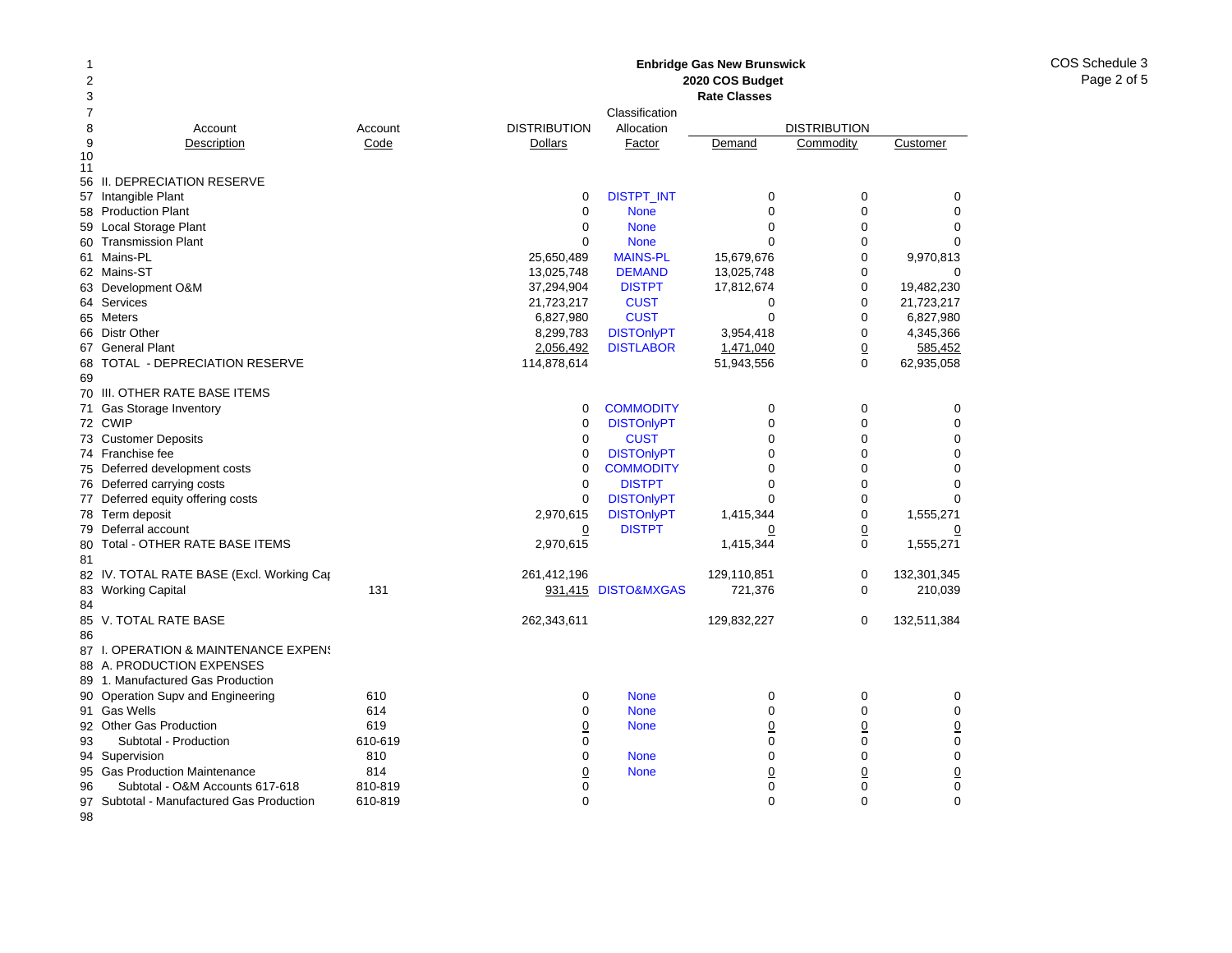**Enbridge Gas New Brunswick**
**2020 COS Budget**
**Rate Classes**

COS Schedule 3

| Line | Account Description | Account Code | DISTRIBUTION Dollars | Classification Allocation Factor | DISTRIBUTION Demand | DISTRIBUTION Commodity | DISTRIBUTION Customer |
|---|---|---|---|---|---|---|---|
| 56 | II. DEPRECIATION RESERVE | | | | | | |
| 57 | Intangible Plant | | 0 | DISTPT_INT | 0 | 0 | 0 |
| 58 | Production Plant | | 0 | None | 0 | 0 | 0 |
| 59 | Local Storage Plant | | 0 | None | 0 | 0 | 0 |
| 60 | Transmission Plant | | 0 | None | 0 | 0 | 0 |
| 61 | Mains-PL | | 25,650,489 | MAINS-PL | 15,679,676 | 0 | 9,970,813 |
| 62 | Mains-ST | | 13,025,748 | DEMAND | 13,025,748 | 0 | 0 |
| 63 | Development O&M | | 37,294,904 | DISTPT | 17,812,674 | 0 | 19,482,230 |
| 64 | Services | | 21,723,217 | CUST | 0 | 0 | 21,723,217 |
| 65 | Meters | | 6,827,980 | CUST | 0 | 0 | 6,827,980 |
| 66 | Distr Other | | 8,299,783 | DISTOnlyPT | 3,954,418 | 0 | 4,345,366 |
| 67 | General Plant | | 2,056,492 | DISTLABOR | 1,471,040 | 0 | 585,452 |
| 68 | TOTAL - DEPRECIATION RESERVE | | 114,878,614 | | 51,943,556 | 0 | 62,935,058 |
| 69 | | | | | | | |
| 70 | III. OTHER RATE BASE ITEMS | | | | | | |
| 71 | Gas Storage Inventory | | 0 | COMMODITY | 0 | 0 | 0 |
| 72 | CWIP | | 0 | DISTOnlyPT | 0 | 0 | 0 |
| 73 | Customer Deposits | | 0 | CUST | 0 | 0 | 0 |
| 74 | Franchise fee | | 0 | DISTOnlyPT | 0 | 0 | 0 |
| 75 | Deferred development costs | | 0 | COMMODITY | 0 | 0 | 0 |
| 76 | Deferred carrying costs | | 0 | DISTPT | 0 | 0 | 0 |
| 77 | Deferred equity offering costs | | 0 | DISTOnlyPT | 0 | 0 | 0 |
| 78 | Term deposit | | 2,970,615 | DISTOnlyPT | 1,415,344 | 0 | 1,555,271 |
| 79 | Deferral account | | 0 | DISTPT | 0 | 0 | 0 |
| 80 | Total - OTHER RATE BASE ITEMS | | 2,970,615 | | 1,415,344 | 0 | 1,555,271 |
| 81 | | | | | | | |
| 82 | IV. TOTAL RATE BASE (Excl. Working Cap | | 261,412,196 | | 129,110,851 | 0 | 132,301,345 |
| 83 | Working Capital | 131 | 931,415 | DISTO&MXGAS | 721,376 | 0 | 210,039 |
| 84 | | | | | | | |
| 85 | V. TOTAL RATE BASE | | 262,343,611 | | 129,832,227 | 0 | 132,511,384 |
| 86 | | | | | | | |
| 87 | I. OPERATION & MAINTENANCE EXPENS | | | | | | |
| 88 | A. PRODUCTION EXPENSES | | | | | | |
| 89 | 1. Manufactured Gas Production | | | | | | |
| 90 | Operation Supv and Engineering | 610 | 0 | None | 0 | 0 | 0 |
| 91 | Gas Wells | 614 | 0 | None | 0 | 0 | 0 |
| 92 | Other Gas Production | 619 | 0 | None | 0 | 0 | 0 |
| 93 | Subtotal - Production | 610-619 | 0 | | 0 | 0 | 0 |
| 94 | Supervision | 810 | 0 | None | 0 | 0 | 0 |
| 95 | Gas Production Maintenance | 814 | 0 | None | 0 | 0 | 0 |
| 96 | Subtotal - O&M Accounts 617-618 | 810-819 | 0 | | 0 | 0 | 0 |
| 97 | Subtotal - Manufactured Gas Production | 610-819 | 0 | | 0 | 0 | 0 |
| 98 | | | | | | | |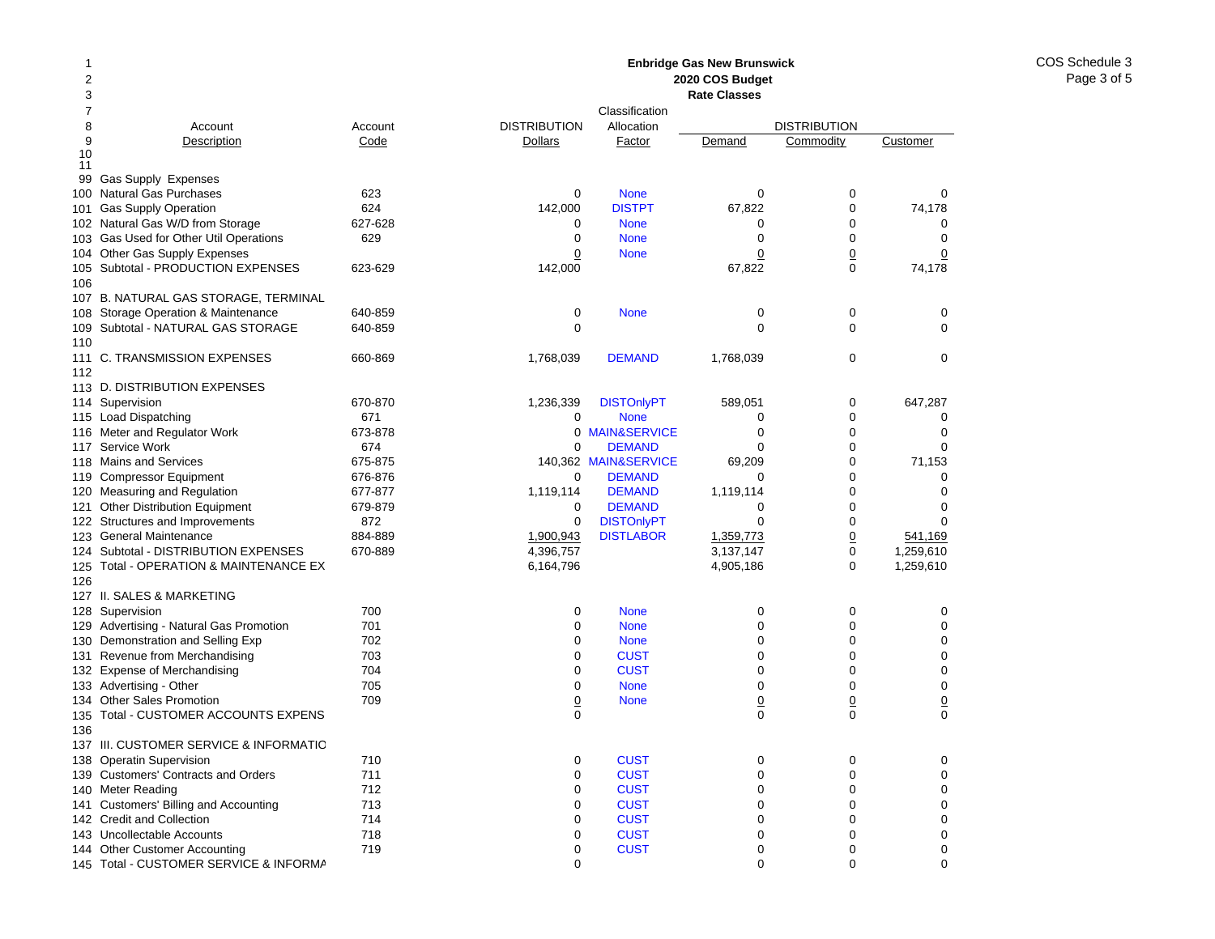**Enbridge Gas New Brunswick**
**2020 COS Budget**
**Rate Classes**

COS Schedule 3

| Line | Account Description | Account Code | DISTRIBUTION Dollars | Classification Allocation Factor | DISTRIBUTION Demand | DISTRIBUTION Commodity | DISTRIBUTION Customer |
|---|---|---|---|---|---|---|---|
| 99 | Gas Supply Expenses | | | | | | |
| 100 | Natural Gas Purchases | 623 | 0 | None | 0 | 0 | 0 |
| 101 | Gas Supply Operation | 624 | 142,000 | DISTPT | 67,822 | 0 | 74,178 |
| 102 | Natural Gas W/D from Storage | 627-628 | 0 | None | 0 | 0 | 0 |
| 103 | Gas Used for Other Util Operations | 629 | 0 | None | 0 | 0 | 0 |
| 104 | Other Gas Supply Expenses | | 0 | None | 0 | 0 | 0 |
| 105 | Subtotal - PRODUCTION EXPENSES | 623-629 | 142,000 | | 67,822 | 0 | 74,178 |
| 106 | | | | | | | |
| 107 | B. NATURAL GAS STORAGE, TERMINAL | | | | | | |
| 108 | Storage Operation & Maintenance | 640-859 | 0 | None | 0 | 0 | 0 |
| 109 | Subtotal - NATURAL GAS STORAGE | 640-859 | 0 | | 0 | 0 | 0 |
| 110 | | | | | | | |
| 111 | C. TRANSMISSION EXPENSES | 660-869 | 1,768,039 | DEMAND | 1,768,039 | 0 | 0 |
| 112 | | | | | | | |
| 113 | D. DISTRIBUTION EXPENSES | | | | | | |
| 114 | Supervision | 670-870 | 1,236,339 | DISTOnlyPT | 589,051 | 0 | 647,287 |
| 115 | Load Dispatching | 671 | 0 | None | 0 | 0 | 0 |
| 116 | Meter and Regulator Work | 673-878 | 0 | MAIN&SERVICE | 0 | 0 | 0 |
| 117 | Service Work | 674 | 0 | DEMAND | 0 | 0 | 0 |
| 118 | Mains and Services | 675-875 | 140,362 | MAIN&SERVICE | 69,209 | 0 | 71,153 |
| 119 | Compressor Equipment | 676-876 | 0 | DEMAND | 0 | 0 | 0 |
| 120 | Measuring and Regulation | 677-877 | 1,119,114 | DEMAND | 1,119,114 | 0 | 0 |
| 121 | Other Distribution Equipment | 679-879 | 0 | DEMAND | 0 | 0 | 0 |
| 122 | Structures and Improvements | 872 | 0 | DISTOnlyPT | 0 | 0 | 0 |
| 123 | General Maintenance | 884-889 | 1,900,943 | DISTLABOR | 1,359,773 | 0 | 541,169 |
| 124 | Subtotal - DISTRIBUTION EXPENSES | 670-889 | 4,396,757 | | 3,137,147 | 0 | 1,259,610 |
| 125 | Total - OPERATION & MAINTENANCE EX | | 6,164,796 | | 4,905,186 | 0 | 1,259,610 |
| 126 | | | | | | | |
| 127 | II. SALES & MARKETING | | | | | | |
| 128 | Supervision | 700 | 0 | None | 0 | 0 | 0 |
| 129 | Advertising - Natural Gas Promotion | 701 | 0 | None | 0 | 0 | 0 |
| 130 | Demonstration and Selling Exp | 702 | 0 | None | 0 | 0 | 0 |
| 131 | Revenue from Merchandising | 703 | 0 | CUST | 0 | 0 | 0 |
| 132 | Expense of Merchandising | 704 | 0 | CUST | 0 | 0 | 0 |
| 133 | Advertising - Other | 705 | 0 | None | 0 | 0 | 0 |
| 134 | Other Sales Promotion | 709 | 0 | None | 0 | 0 | 0 |
| 135 | Total - CUSTOMER ACCOUNTS EXPENS | | 0 | | 0 | 0 | 0 |
| 136 | | | | | | | |
| 137 | III. CUSTOMER SERVICE & INFORMATIC | | | | | | |
| 138 | Operatin Supervision | 710 | 0 | CUST | 0 | 0 | 0 |
| 139 | Customers' Contracts and Orders | 711 | 0 | CUST | 0 | 0 | 0 |
| 140 | Meter Reading | 712 | 0 | CUST | 0 | 0 | 0 |
| 141 | Customers' Billing and Accounting | 713 | 0 | CUST | 0 | 0 | 0 |
| 142 | Credit and Collection | 714 | 0 | CUST | 0 | 0 | 0 |
| 143 | Uncollectable Accounts | 718 | 0 | CUST | 0 | 0 | 0 |
| 144 | Other Customer Accounting | 719 | 0 | CUST | 0 | 0 | 0 |
| 145 | Total - CUSTOMER SERVICE & INFORMA | | 0 | | 0 | 0 | 0 |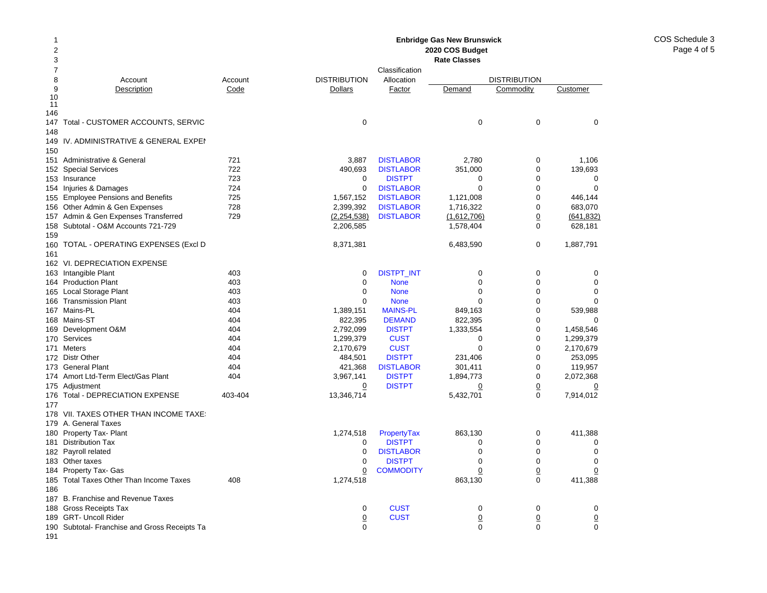**Enbridge Gas New Brunswick**
**2020 COS Budget**
**Rate Classes**

| Line | Account Description | Account Code | DISTRIBUTION Dollars | Classification Allocation Factor | DISTRIBUTION Demand | DISTRIBUTION Commodity | DISTRIBUTION Customer |
|---|---|---|---|---|---|---|---|
| 146 | | | | | | | |
| 147 | Total - CUSTOMER ACCOUNTS, SERVIC | | 0 | | 0 | 0 | 0 |
| 148 | | | | | | | |
| 149 | IV. ADMINISTRATIVE & GENERAL EXPEI | | | | | | |
| 150 | | | | | | | |
| 151 | Administrative & General | 721 | 3,887 | DISTLABOR | 2,780 | 0 | 1,106 |
| 152 | Special Services | 722 | 490,693 | DISTLABOR | 351,000 | 0 | 139,693 |
| 153 | Insurance | 723 | 0 | DISTPT | 0 | 0 | 0 |
| 154 | Injuries & Damages | 724 | 0 | DISTLABOR | 0 | 0 | 0 |
| 155 | Employee Pensions and Benefits | 725 | 1,567,152 | DISTLABOR | 1,121,008 | 0 | 446,144 |
| 156 | Other Admin & Gen Expenses | 728 | 2,399,392 | DISTLABOR | 1,716,322 | 0 | 683,070 |
| 157 | Admin & Gen Expenses Transferred | 729 | (2,254,538) | DISTLABOR | (1,612,706) | 0 | (641,832) |
| 158 | Subtotal - O&M Accounts 721-729 | | 2,206,585 | | 1,578,404 | 0 | 628,181 |
| 159 | | | | | | | |
| 160 | TOTAL - OPERATING EXPENSES (Excl D | | 8,371,381 | | 6,483,590 | 0 | 1,887,791 |
| 161 | | | | | | | |
| 162 | VI. DEPRECIATION EXPENSE | | | | | | |
| 163 | Intangible Plant | 403 | 0 | DISTPT_INT | 0 | 0 | 0 |
| 164 | Production Plant | 403 | 0 | None | 0 | 0 | 0 |
| 165 | Local Storage Plant | 403 | 0 | None | 0 | 0 | 0 |
| 166 | Transmission Plant | 403 | 0 | None | 0 | 0 | 0 |
| 167 | Mains-PL | 404 | 1,389,151 | MAINS-PL | 849,163 | 0 | 539,988 |
| 168 | Mains-ST | 404 | 822,395 | DEMAND | 822,395 | 0 | 0 |
| 169 | Development O&M | 404 | 2,792,099 | DISTPT | 1,333,554 | 0 | 1,458,546 |
| 170 | Services | 404 | 1,299,379 | CUST | 0 | 0 | 1,299,379 |
| 171 | Meters | 404 | 2,170,679 | CUST | 0 | 0 | 2,170,679 |
| 172 | Distr Other | 404 | 484,501 | DISTPT | 231,406 | 0 | 253,095 |
| 173 | General Plant | 404 | 421,368 | DISTLABOR | 301,411 | 0 | 119,957 |
| 174 | Amort Ltd-Term Elect/Gas Plant | 404 | 3,967,141 | DISTPT | 1,894,773 | 0 | 2,072,368 |
| 175 | Adjustment | | 0 | DISTPT | 0 | 0 | 0 |
| 176 | Total - DEPRECIATION EXPENSE | 403-404 | 13,346,714 | | 5,432,701 | 0 | 7,914,012 |
| 177 | | | | | | | |
| 178 | VII. TAXES OTHER THAN INCOME TAXE | | | | | | |
| 179 | A. General Taxes | | | | | | |
| 180 | Property Tax- Plant | | 1,274,518 | PropertyTax | 863,130 | 0 | 411,388 |
| 181 | Distribution Tax | | 0 | DISTPT | 0 | 0 | 0 |
| 182 | Payroll related | | 0 | DISTLABOR | 0 | 0 | 0 |
| 183 | Other taxes | | 0 | DISTPT | 0 | 0 | 0 |
| 184 | Property Tax- Gas | | 0 | COMMODITY | 0 | 0 | 0 |
| 185 | Total Taxes Other Than Income Taxes | 408 | 1,274,518 | | 863,130 | 0 | 411,388 |
| 186 | | | | | | | |
| 187 | B. Franchise and Revenue Taxes | | | | | | |
| 188 | Gross Receipts Tax | | 0 | CUST | 0 | 0 | 0 |
| 189 | GRT- Uncoll Rider | | 0 | CUST | 0 | 0 | 0 |
| 190 | Subtotal- Franchise and Gross Receipts Ta | | 0 | | 0 | 0 | 0 |
| 191 | | | | | | | |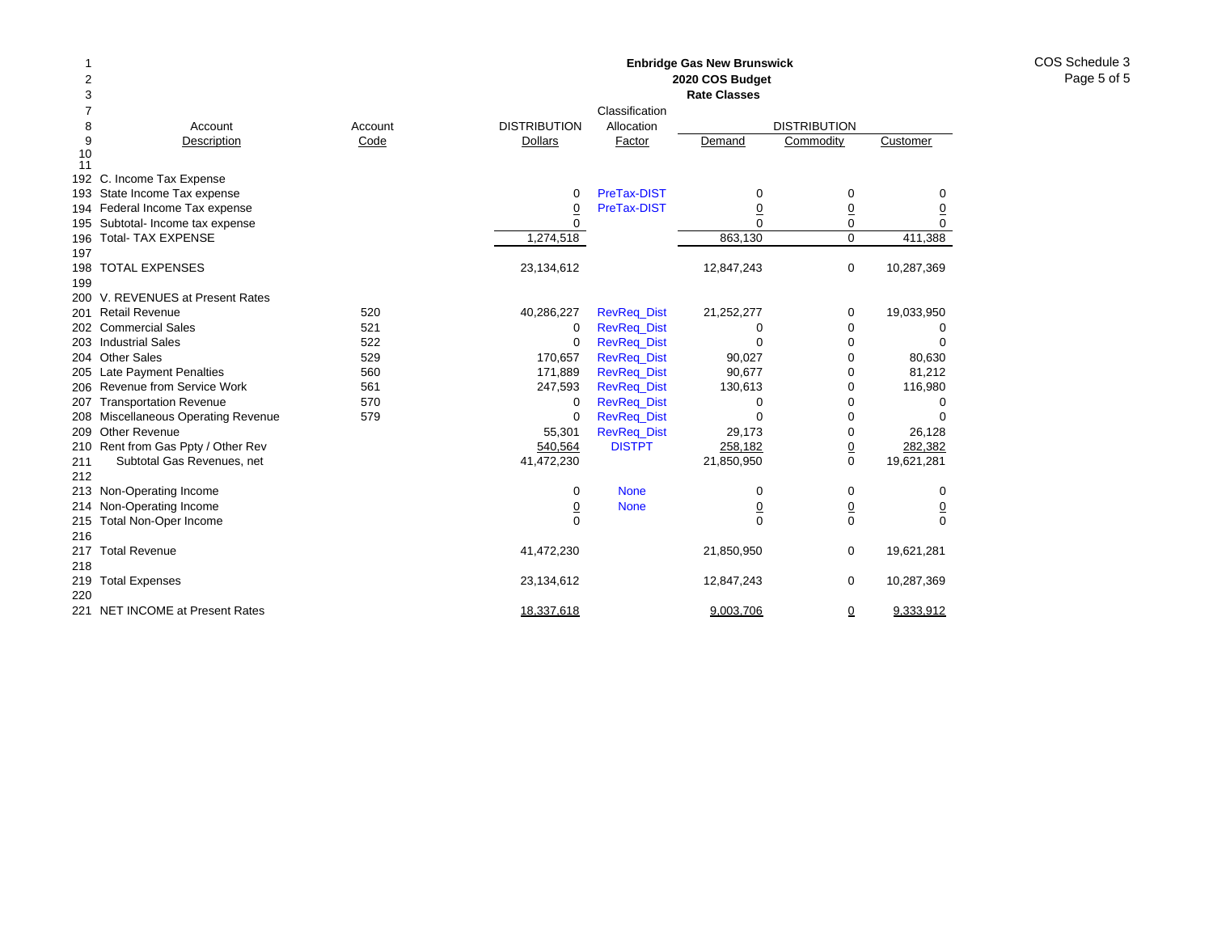**Enbridge Gas New Brunswick**
**2020 COS Budget**
**Rate Classes**

COS Schedule 3

| Line | Account Description | Account Code | DISTRIBUTION Dollars | Classification Allocation Factor | DISTRIBUTION Demand | DISTRIBUTION Commodity | DISTRIBUTION Customer |
|---|---|---|---|---|---|---|---|
| 192 | C. Income Tax Expense | | | | | | |
| 193 | State Income Tax expense | | 0 | PreTax-DIST | 0 | 0 | 0 |
| 194 | Federal Income Tax expense | | 0 | PreTax-DIST | 0 | 0 | 0 |
| 195 | Subtotal- Income tax expense | | 0 | | 0 | 0 | 0 |
| 196 | Total- TAX EXPENSE | | 1,274,518 | | 863,130 | 0 | 411,388 |
| 197 | | | | | | | |
| 198 | TOTAL EXPENSES | | 23,134,612 | | 12,847,243 | 0 | 10,287,369 |
| 199 | | | | | | | |
| 200 | V. REVENUES at Present Rates | | | | | | |
| 201 | Retail Revenue | 520 | 40,286,227 | RevReq_Dist | 21,252,277 | 0 | 19,033,950 |
| 202 | Commercial Sales | 521 | 0 | RevReq_Dist | 0 | 0 | 0 |
| 203 | Industrial Sales | 522 | 0 | RevReq_Dist | 0 | 0 | 0 |
| 204 | Other Sales | 529 | 170,657 | RevReq_Dist | 90,027 | 0 | 80,630 |
| 205 | Late Payment Penalties | 560 | 171,889 | RevReq_Dist | 90,677 | 0 | 81,212 |
| 206 | Revenue from Service Work | 561 | 247,593 | RevReq_Dist | 130,613 | 0 | 116,980 |
| 207 | Transportation Revenue | 570 | 0 | RevReq_Dist | 0 | 0 | 0 |
| 208 | Miscellaneous Operating Revenue | 579 | 0 | RevReq_Dist | 0 | 0 | 0 |
| 209 | Other Revenue | | 55,301 | RevReq_Dist | 29,173 | 0 | 26,128 |
| 210 | Rent from Gas Ppty / Other Rev | | 540,564 | DISTPT | 258,182 | 0 | 282,382 |
| 211 | Subtotal Gas Revenues, net | | 41,472,230 | | 21,850,950 | 0 | 19,621,281 |
| 212 | | | | | | | |
| 213 | Non-Operating Income | | 0 | None | 0 | 0 | 0 |
| 214 | Non-Operating Income | | 0 | None | 0 | 0 | 0 |
| 215 | Total Non-Oper Income | | 0 | | 0 | 0 | 0 |
| 216 | | | | | | | |
| 217 | Total Revenue | | 41,472,230 | | 21,850,950 | 0 | 19,621,281 |
| 218 | | | | | | | |
| 219 | Total Expenses | | 23,134,612 | | 12,847,243 | 0 | 10,287,369 |
| 220 | | | | | | | |
| 221 | NET INCOME at Present Rates | | 18,337,618 | | 9,003,706 | 0 | 9,333,912 |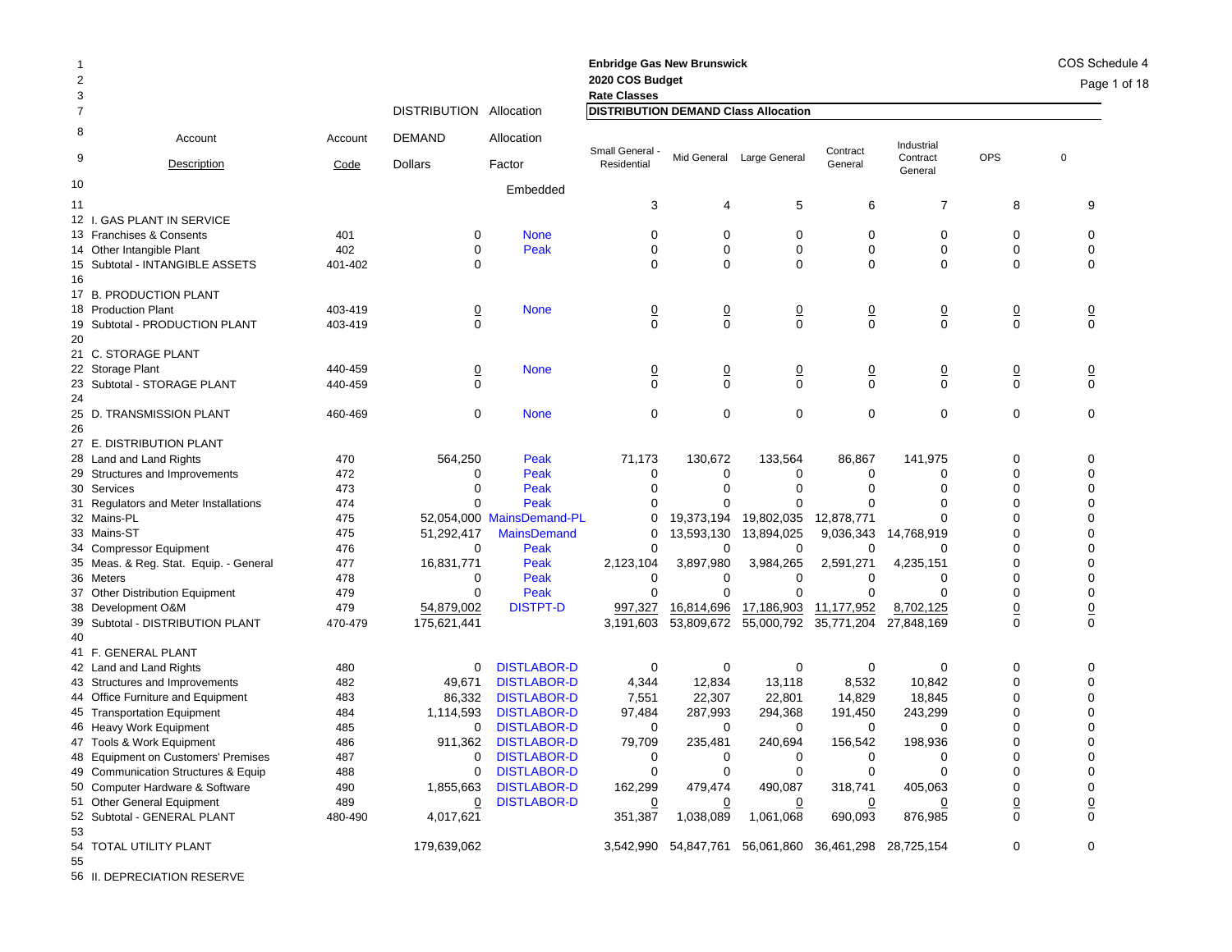**Enbridge Gas New Brunswick**
**2020 COS Budget**
**Rate Classes**

COS Schedule 4

**DISTRIBUTION DEMAND Class Allocation**

| Line | Account Description | Account Code | DISTRIBUTION DEMAND Dollars | Allocation Factor | Small General - Residential | Mid General | Large General | Contract General | Industrial Contract General | OPS | 0 |
|---|---|---|---|---|---|---|---|---|---|---|---|
| 10 | | | | Embedded | | | | | | | |
| 11 | | | | | 3 | 4 | 5 | 6 | 7 | 8 | 9 |
| 12 | I. GAS PLANT IN SERVICE | | | | | | | | | | |
| 13 | Franchises & Consents | 401 | 0 | None | 0 | 0 | 0 | 0 | 0 | 0 | 0 |
| 14 | Other Intangible Plant | 402 | 0 | Peak | 0 | 0 | 0 | 0 | 0 | 0 | 0 |
| 15 | Subtotal - INTANGIBLE ASSETS | 401-402 | 0 | | 0 | 0 | 0 | 0 | 0 | 0 | 0 |
| 16 | | | | | | | | | | | |
| 17 | B. PRODUCTION PLANT | | | | | | | | | | |
| 18 | Production Plant | 403-419 | 0 | None | 0 | 0 | 0 | 0 | 0 | 0 | 0 |
| 19 | Subtotal - PRODUCTION PLANT | 403-419 | 0 | | 0 | 0 | 0 | 0 | 0 | 0 | 0 |
| 20 | | | | | | | | | | | |
| 21 | C. STORAGE PLANT | | | | | | | | | | |
| 22 | Storage Plant | 440-459 | 0 | None | 0 | 0 | 0 | 0 | 0 | 0 | 0 |
| 23 | Subtotal - STORAGE PLANT | 440-459 | 0 | | 0 | 0 | 0 | 0 | 0 | 0 | 0 |
| 24 | | | | | | | | | | | |
| 25 | D. TRANSMISSION PLANT | 460-469 | 0 | None | 0 | 0 | 0 | 0 | 0 | 0 | 0 |
| 26 | | | | | | | | | | | |
| 27 | E. DISTRIBUTION PLANT | | | | | | | | | | |
| 28 | Land and Land Rights | 470 | 564,250 | Peak | 71,173 | 130,672 | 133,564 | 86,867 | 141,975 | 0 | 0 |
| 29 | Structures and Improvements | 472 | 0 | Peak | 0 | 0 | 0 | 0 | 0 | 0 | 0 |
| 30 | Services | 473 | 0 | Peak | 0 | 0 | 0 | 0 | 0 | 0 | 0 |
| 31 | Regulators and Meter Installations | 474 | 0 | Peak | 0 | 0 | 0 | 0 | 0 | 0 | 0 |
| 32 | Mains-PL | 475 | 52,054,000 | MainsDemand-PL | 0 | 19,373,194 | 19,802,035 | 12,878,771 | 0 | 0 | 0 |
| 33 | Mains-ST | 475 | 51,292,417 | MainsDemand | 0 | 13,593,130 | 13,894,025 | 9,036,343 | 14,768,919 | 0 | 0 |
| 34 | Compressor Equipment | 476 | 0 | Peak | 0 | 0 | 0 | 0 | 0 | 0 | 0 |
| 35 | Meas. & Reg. Stat. Equip. - General | 477 | 16,831,771 | Peak | 2,123,104 | 3,897,980 | 3,984,265 | 2,591,271 | 4,235,151 | 0 | 0 |
| 36 | Meters | 478 | 0 | Peak | 0 | 0 | 0 | 0 | 0 | 0 | 0 |
| 37 | Other Distribution Equipment | 479 | 0 | Peak | 0 | 0 | 0 | 0 | 0 | 0 | 0 |
| 38 | Development O&M | 479 | 54,879,002 | DISTPT-D | 997,327 | 16,814,696 | 17,186,903 | 11,177,952 | 8,702,125 | 0 | 0 |
| 39 | Subtotal - DISTRIBUTION PLANT | 470-479 | 175,621,441 | | 3,191,603 | 53,809,672 | 55,000,792 | 35,771,204 | 27,848,169 | 0 | 0 |
| 40 | | | | | | | | | | | |
| 41 | F. GENERAL PLANT | | | | | | | | | | |
| 42 | Land and Land Rights | 480 | 0 | DISTLABOR-D | 0 | 0 | 0 | 0 | 0 | 0 | 0 |
| 43 | Structures and Improvements | 482 | 49,671 | DISTLABOR-D | 4,344 | 12,834 | 13,118 | 8,532 | 10,842 | 0 | 0 |
| 44 | Office Furniture and Equipment | 483 | 86,332 | DISTLABOR-D | 7,551 | 22,307 | 22,801 | 14,829 | 18,845 | 0 | 0 |
| 45 | Transportation Equipment | 484 | 1,114,593 | DISTLABOR-D | 97,484 | 287,993 | 294,368 | 191,450 | 243,299 | 0 | 0 |
| 46 | Heavy Work Equipment | 485 | 0 | DISTLABOR-D | 0 | 0 | 0 | 0 | 0 | 0 | 0 |
| 47 | Tools & Work Equipment | 486 | 911,362 | DISTLABOR-D | 79,709 | 235,481 | 240,694 | 156,542 | 198,936 | 0 | 0 |
| 48 | Equipment on Customers' Premises | 487 | 0 | DISTLABOR-D | 0 | 0 | 0 | 0 | 0 | 0 | 0 |
| 49 | Communication Structures & Equip | 488 | 0 | DISTLABOR-D | 0 | 0 | 0 | 0 | 0 | 0 | 0 |
| 50 | Computer Hardware & Software | 490 | 1,855,663 | DISTLABOR-D | 162,299 | 479,474 | 490,087 | 318,741 | 405,063 | 0 | 0 |
| 51 | Other General Equipment | 489 | 0 | DISTLABOR-D | 0 | 0 | 0 | 0 | 0 | 0 | 0 |
| 52 | Subtotal - GENERAL PLANT | 480-490 | 4,017,621 | | 351,387 | 1,038,089 | 1,061,068 | 690,093 | 876,985 | 0 | 0 |
| 53 | | | | | | | | | | | |
| 54 | TOTAL UTILITY PLANT | | 179,639,062 | | 3,542,990 | 54,847,761 | 56,061,860 | 36,461,298 | 28,725,154 | 0 | 0 |
| 55 | | | | | | | | | | | |
| 56 | II. DEPRECIATION RESERVE | | | | | | | | | | |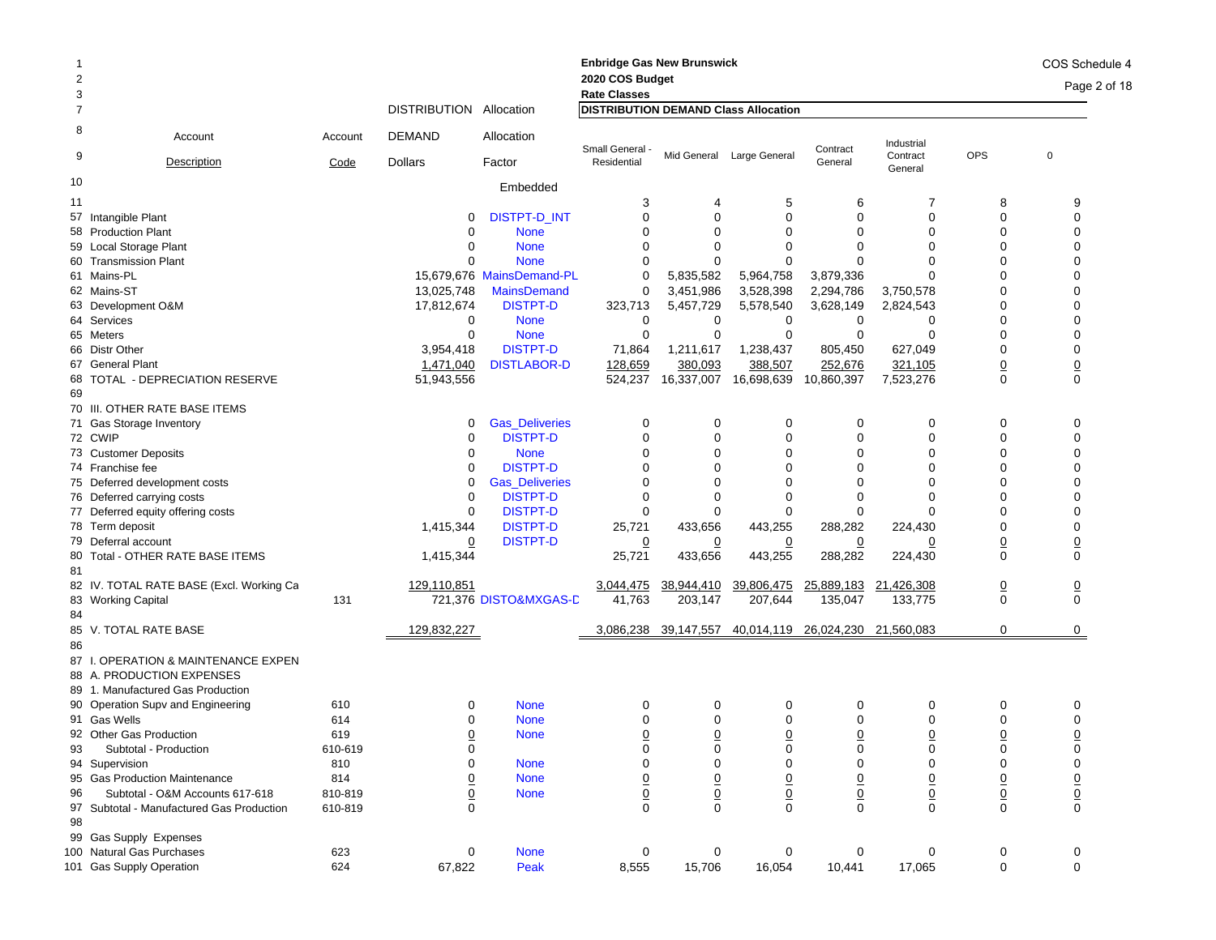**Enbridge Gas New Brunswick**
**2020 COS Budget**
**Rate Classes**
**DISTRIBUTION DEMAND Class Allocation**

COS Schedule 4

| Line | Account Description | Account Code | DISTRIBUTION DEMAND Dollars | Allocation Factor | Small General - Residential | Mid General | Large General | Contract General | Industrial Contract General | OPS | 0 |
|---|---|---|---|---|---|---|---|---|---|---|---|
| 10 | | | | Embedded | | | | | | | |
| 11 | | | | | 3 | 4 | 5 | 6 | 7 | 8 | 9 |
| 57 | Intangible Plant | | 0 | DISTPT-D_INT | 0 | 0 | 0 | 0 | 0 | 0 | 0 |
| 58 | Production Plant | | 0 | None | 0 | 0 | 0 | 0 | 0 | 0 | 0 |
| 59 | Local Storage Plant | | 0 | None | 0 | 0 | 0 | 0 | 0 | 0 | 0 |
| 60 | Transmission Plant | | 0 | None | 0 | 0 | 0 | 0 | 0 | 0 | 0 |
| 61 | Mains-PL | | 15,679,676 | MainsDemand-PL | 0 | 5,835,582 | 5,964,758 | 3,879,336 | 0 | 0 | 0 |
| 62 | Mains-ST | | 13,025,748 | MainsDemand | 0 | 3,451,986 | 3,528,398 | 2,294,786 | 3,750,578 | 0 | 0 |
| 63 | Development O&M | | 17,812,674 | DISTPT-D | 323,713 | 5,457,729 | 5,578,540 | 3,628,149 | 2,824,543 | 0 | 0 |
| 64 | Services | | 0 | None | 0 | 0 | 0 | 0 | 0 | 0 | 0 |
| 65 | Meters | | 0 | None | 0 | 0 | 0 | 0 | 0 | 0 | 0 |
| 66 | Distr Other | | 3,954,418 | DISTPT-D | 71,864 | 1,211,617 | 1,238,437 | 805,450 | 627,049 | 0 | 0 |
| 67 | General Plant | | 1,471,040 | DISTLABOR-D | 128,659 | 380,093 | 388,507 | 252,676 | 321,105 | 0 | 0 |
| 68 | TOTAL - DEPRECIATION RESERVE | | 51,943,556 | | 524,237 | 16,337,007 | 16,698,639 | 10,860,397 | 7,523,276 | 0 | 0 |
| 69 | | | | | | | | | | | |
| 70 | III. OTHER RATE BASE ITEMS | | | | | | | | | | |
| 71 | Gas Storage Inventory | | 0 | Gas_Deliveries | 0 | 0 | 0 | 0 | 0 | 0 | 0 |
| 72 | CWIP | | 0 | DISTPT-D | 0 | 0 | 0 | 0 | 0 | 0 | 0 |
| 73 | Customer Deposits | | 0 | None | 0 | 0 | 0 | 0 | 0 | 0 | 0 |
| 74 | Franchise fee | | 0 | DISTPT-D | 0 | 0 | 0 | 0 | 0 | 0 | 0 |
| 75 | Deferred development costs | | 0 | Gas_Deliveries | 0 | 0 | 0 | 0 | 0 | 0 | 0 |
| 76 | Deferred carrying costs | | 0 | DISTPT-D | 0 | 0 | 0 | 0 | 0 | 0 | 0 |
| 77 | Deferred equity offering costs | | 0 | DISTPT-D | 0 | 0 | 0 | 0 | 0 | 0 | 0 |
| 78 | Term deposit | | 1,415,344 | DISTPT-D | 25,721 | 433,656 | 443,255 | 288,282 | 224,430 | 0 | 0 |
| 79 | Deferral account | | 0 | DISTPT-D | 0 | 0 | 0 | 0 | 0 | 0 | 0 |
| 80 | Total - OTHER RATE BASE ITEMS | | 1,415,344 | | 25,721 | 433,656 | 443,255 | 288,282 | 224,430 | 0 | 0 |
| 81 | | | | | | | | | | | |
| 82 | IV. TOTAL RATE BASE (Excl. Working Ca | | 129,110,851 | | 3,044,475 | 38,944,410 | 39,806,475 | 25,889,183 | 21,426,308 | 0 | 0 |
| 83 | Working Capital | 131 | 721,376 | DISTO&MXGAS-D | 41,763 | 203,147 | 207,644 | 135,047 | 133,775 | 0 | 0 |
| 84 | | | | | | | | | | | |
| 85 | V. TOTAL RATE BASE | | 129,832,227 | | 3,086,238 | 39,147,557 | 40,014,119 | 26,024,230 | 21,560,083 | 0 | 0 |
| 86 | | | | | | | | | | | |
| 87 | I. OPERATION & MAINTENANCE EXPEN | | | | | | | | | | |
| 88 | A. PRODUCTION EXPENSES | | | | | | | | | | |
| 89 | 1. Manufactured Gas Production | | | | | | | | | | |
| 90 | Operation Supv and Engineering | 610 | 0 | None | 0 | 0 | 0 | 0 | 0 | 0 | 0 |
| 91 | Gas Wells | 614 | 0 | None | 0 | 0 | 0 | 0 | 0 | 0 | 0 |
| 92 | Other Gas Production | 619 | 0 | None | 0 | 0 | 0 | 0 | 0 | 0 | 0 |
| 93 | Subtotal - Production | 610-619 | 0 | | 0 | 0 | 0 | 0 | 0 | 0 | 0 |
| 94 | Supervision | 810 | 0 | None | 0 | 0 | 0 | 0 | 0 | 0 | 0 |
| 95 | Gas Production Maintenance | 814 | 0 | None | 0 | 0 | 0 | 0 | 0 | 0 | 0 |
| 96 | Subtotal - O&M Accounts 617-618 | 810-819 | 0 | None | 0 | 0 | 0 | 0 | 0 | 0 | 0 |
| 97 | Subtotal - Manufactured Gas Production | 610-819 | 0 | | 0 | 0 | 0 | 0 | 0 | 0 | 0 |
| 98 | | | | | | | | | | | |
| 99 | Gas Supply Expenses | | | | | | | | | | |
| 100 | Natural Gas Purchases | 623 | 0 | None | 0 | 0 | 0 | 0 | 0 | 0 | 0 |
| 101 | Gas Supply Operation | 624 | 67,822 | Peak | 8,555 | 15,706 | 16,054 | 10,441 | 17,065 | 0 | 0 |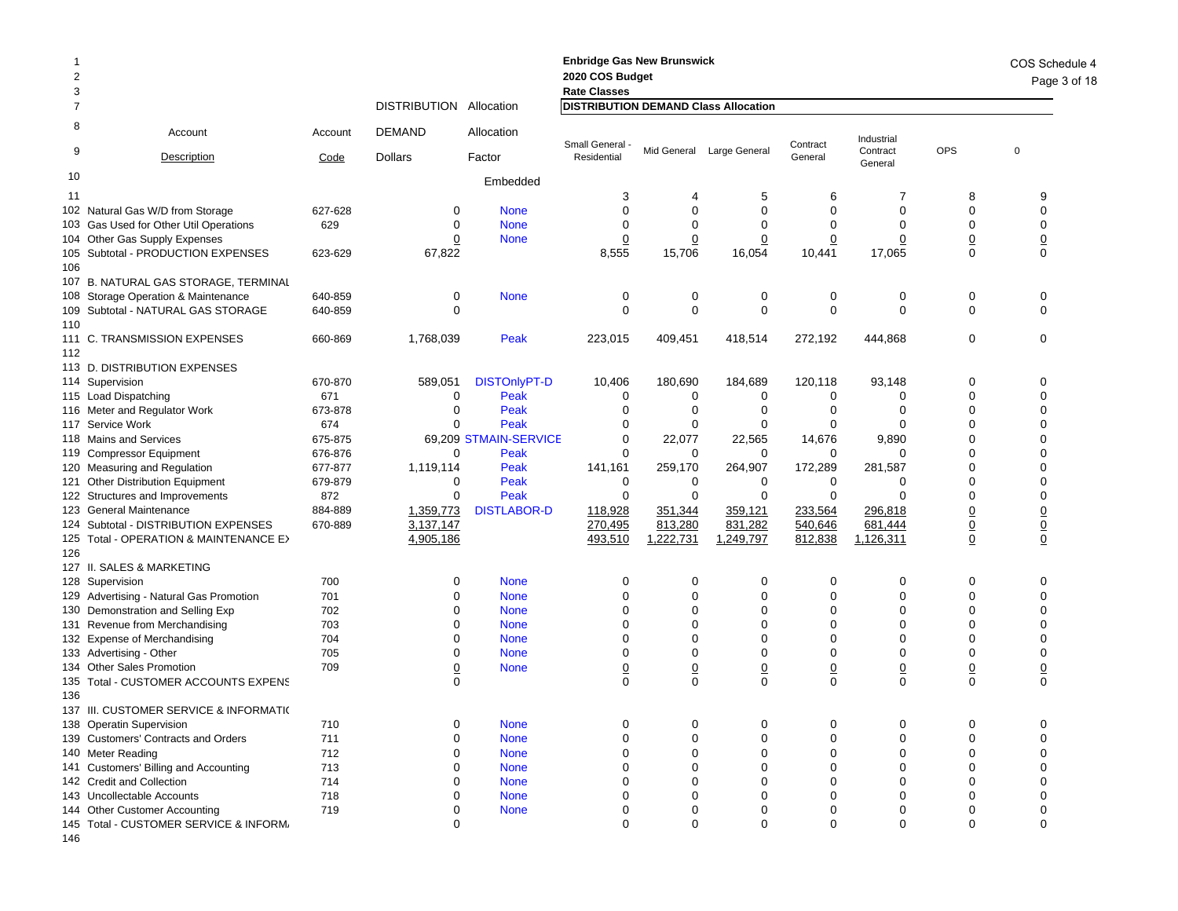**Enbridge Gas New Brunswick**
**2020 COS Budget**
**Rate Classes**

COS Schedule 4

| Line | Account Description | Account Code | DISTRIBUTION DEMAND Dollars | Allocation Factor | Small General - Residential | Mid General | Large General | Contract General | Industrial Contract General | OPS | 0 |
|---|---|---|---|---|---|---|---|---|---|---|---|
| 10 | | | | Embedded | | | | | | | |
| 11 | | | | | 3 | 4 | 5 | 6 | 7 | 8 | 9 |
| 102 | Natural Gas W/D from Storage | 627-628 | 0 | None | 0 | 0 | 0 | 0 | 0 | 0 | 0 |
| 103 | Gas Used for Other Util Operations | 629 | 0 | None | 0 | 0 | 0 | 0 | 0 | 0 | 0 |
| 104 | Other Gas Supply Expenses | | 0 | None | 0 | 0 | 0 | 0 | 0 | 0 | 0 |
| 105 | Subtotal - PRODUCTION EXPENSES | 623-629 | 67,822 | | 8,555 | 15,706 | 16,054 | 10,441 | 17,065 | 0 | 0 |
| 106 | | | | | | | | | | | |
| 107 | B. NATURAL GAS STORAGE, TERMINAL | | | | | | | | | | |
| 108 | Storage Operation & Maintenance | 640-859 | 0 | None | 0 | 0 | 0 | 0 | 0 | 0 | 0 |
| 109 | Subtotal - NATURAL GAS STORAGE | 640-859 | 0 | | 0 | 0 | 0 | 0 | 0 | 0 | 0 |
| 110 | | | | | | | | | | | |
| 111 | C. TRANSMISSION EXPENSES | 660-869 | 1,768,039 | Peak | 223,015 | 409,451 | 418,514 | 272,192 | 444,868 | 0 | 0 |
| 112 | | | | | | | | | | | |
| 113 | D. DISTRIBUTION EXPENSES | | | | | | | | | | |
| 114 | Supervision | 670-870 | 589,051 | DISTOnlyPT-D | 10,406 | 180,690 | 184,689 | 120,118 | 93,148 | 0 | 0 |
| 115 | Load Dispatching | 671 | 0 | Peak | 0 | 0 | 0 | 0 | 0 | 0 | 0 |
| 116 | Meter and Regulator Work | 673-878 | 0 | Peak | 0 | 0 | 0 | 0 | 0 | 0 | 0 |
| 117 | Service Work | 674 | 0 | Peak | 0 | 0 | 0 | 0 | 0 | 0 | 0 |
| 118 | Mains and Services | 675-875 | 69,209 | STMAIN-SERVICE | 0 | 22,077 | 22,565 | 14,676 | 9,890 | 0 | 0 |
| 119 | Compressor Equipment | 676-876 | 0 | Peak | 0 | 0 | 0 | 0 | 0 | 0 | 0 |
| 120 | Measuring and Regulation | 677-877 | 1,119,114 | Peak | 141,161 | 259,170 | 264,907 | 172,289 | 281,587 | 0 | 0 |
| 121 | Other Distribution Equipment | 679-879 | 0 | Peak | 0 | 0 | 0 | 0 | 0 | 0 | 0 |
| 122 | Structures and Improvements | 872 | 0 | Peak | 0 | 0 | 0 | 0 | 0 | 0 | 0 |
| 123 | General Maintenance | 884-889 | 1,359,773 | DISTLABOR-D | 118,928 | 351,344 | 359,121 | 233,564 | 296,818 | 0 | 0 |
| 124 | Subtotal - DISTRIBUTION EXPENSES | 670-889 | 3,137,147 | | 270,495 | 813,280 | 831,282 | 540,646 | 681,444 | 0 | 0 |
| 125 | Total - OPERATION & MAINTENANCE EX | | 4,905,186 | | 493,510 | 1,222,731 | 1,249,797 | 812,838 | 1,126,311 | 0 | 0 |
| 126 | | | | | | | | | | | |
| 127 | II. SALES & MARKETING | | | | | | | | | | |
| 128 | Supervision | 700 | 0 | None | 0 | 0 | 0 | 0 | 0 | 0 | 0 |
| 129 | Advertising - Natural Gas Promotion | 701 | 0 | None | 0 | 0 | 0 | 0 | 0 | 0 | 0 |
| 130 | Demonstration and Selling Exp | 702 | 0 | None | 0 | 0 | 0 | 0 | 0 | 0 | 0 |
| 131 | Revenue from Merchandising | 703 | 0 | None | 0 | 0 | 0 | 0 | 0 | 0 | 0 |
| 132 | Expense of Merchandising | 704 | 0 | None | 0 | 0 | 0 | 0 | 0 | 0 | 0 |
| 133 | Advertising - Other | 705 | 0 | None | 0 | 0 | 0 | 0 | 0 | 0 | 0 |
| 134 | Other Sales Promotion | 709 | 0 | None | 0 | 0 | 0 | 0 | 0 | 0 | 0 |
| 135 | Total - CUSTOMER ACCOUNTS EXPENS | | 0 | | 0 | 0 | 0 | 0 | 0 | 0 | 0 |
| 136 | | | | | | | | | | | |
| 137 | III. CUSTOMER SERVICE & INFORMATI( | | | | | | | | | | |
| 138 | Operatin Supervision | 710 | 0 | None | 0 | 0 | 0 | 0 | 0 | 0 | 0 |
| 139 | Customers' Contracts and Orders | 711 | 0 | None | 0 | 0 | 0 | 0 | 0 | 0 | 0 |
| 140 | Meter Reading | 712 | 0 | None | 0 | 0 | 0 | 0 | 0 | 0 | 0 |
| 141 | Customers' Billing and Accounting | 713 | 0 | None | 0 | 0 | 0 | 0 | 0 | 0 | 0 |
| 142 | Credit and Collection | 714 | 0 | None | 0 | 0 | 0 | 0 | 0 | 0 | 0 |
| 143 | Uncollectable Accounts | 718 | 0 | None | 0 | 0 | 0 | 0 | 0 | 0 | 0 |
| 144 | Other Customer Accounting | 719 | 0 | None | 0 | 0 | 0 | 0 | 0 | 0 | 0 |
| 145 | Total - CUSTOMER SERVICE & INFORM/ | | 0 | | 0 | 0 | 0 | 0 | 0 | 0 | 0 |
| 146 | | | | | | | | | | | |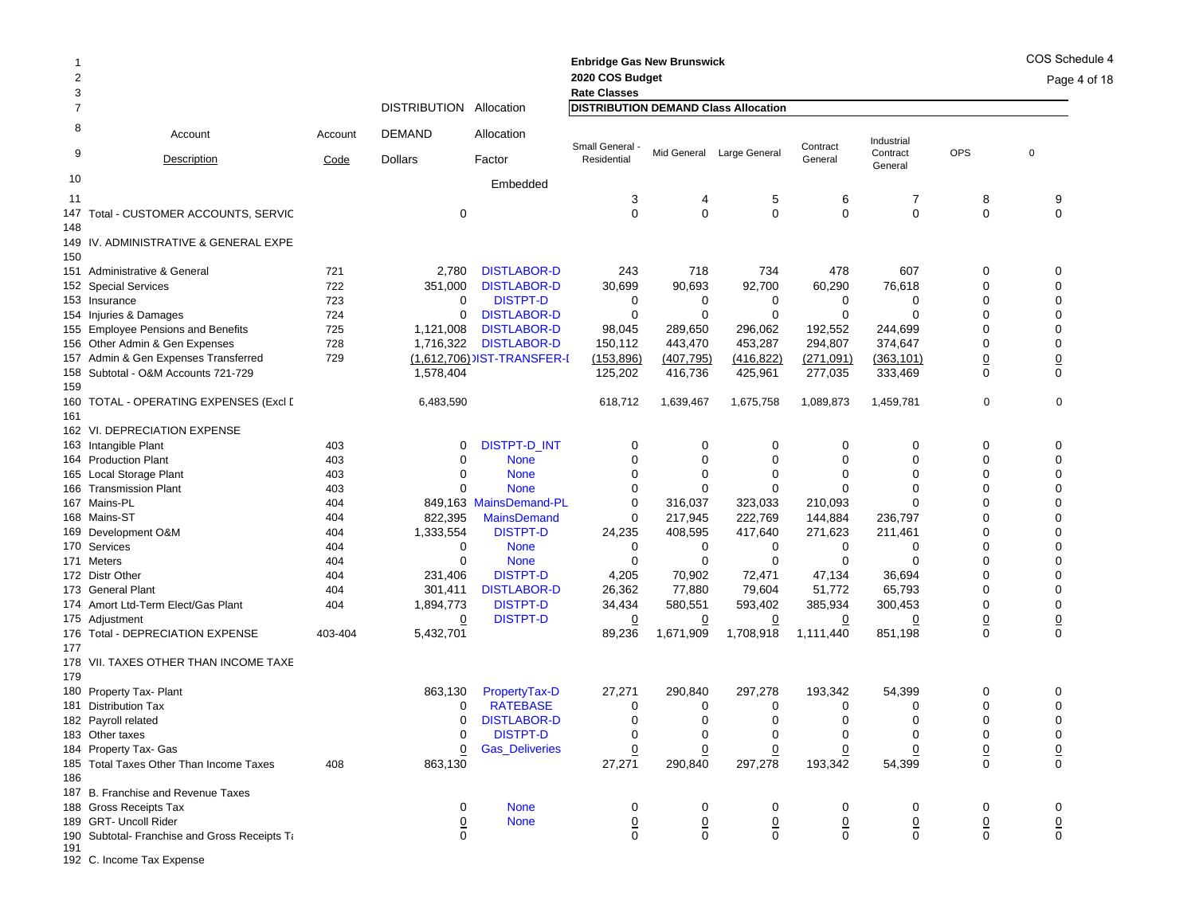**Enbridge Gas New Brunswick**
**2020 COS Budget**
**Rate Classes**

COS Schedule 4

| Line | Account Description | Account Code | DISTRIBUTION DEMAND Dollars | Allocation Factor | Small General - Residential | Mid General | Large General | Contract General | Industrial Contract General | OPS | 0 |
|---|---|---|---|---|---|---|---|---|---|---|---|
| 7 | | | | | **DISTRIBUTION DEMAND Class Allocation** | | | | | | |
| 10 | | | | Embedded | | | | | | | |
| 11 | | | | | 3 | 4 | 5 | 6 | 7 | 8 | 9 |
| 147 | Total - CUSTOMER ACCOUNTS, SERVIC | | 0 | | 0 | 0 | 0 | 0 | 0 | 0 | 0 |
| 148 | | | | | | | | | | | |
| 149 | IV. ADMINISTRATIVE & GENERAL EXPE | | | | | | | | | | |
| 150 | | | | | | | | | | | |
| 151 | Administrative & General | 721 | 2,780 | DISTLABOR-D | 243 | 718 | 734 | 478 | 607 | 0 | 0 |
| 152 | Special Services | 722 | 351,000 | DISTLABOR-D | 30,699 | 90,693 | 92,700 | 60,290 | 76,618 | 0 | 0 |
| 153 | Insurance | 723 | 0 | DISTPT-D | 0 | 0 | 0 | 0 | 0 | 0 | 0 |
| 154 | Injuries & Damages | 724 | 0 | DISTLABOR-D | 0 | 0 | 0 | 0 | 0 | 0 | 0 |
| 155 | Employee Pensions and Benefits | 725 | 1,121,008 | DISTLABOR-D | 98,045 | 289,650 | 296,062 | 192,552 | 244,699 | 0 | 0 |
| 156 | Other Admin & Gen Expenses | 728 | 1,716,322 | DISTLABOR-D | 150,112 | 443,470 | 453,287 | 294,807 | 374,647 | 0 | 0 |
| 157 | Admin & Gen Expenses Transferred | 729 | (1,612,706) | IST-TRANSFER-I | (153,896) | (407,795) | (416,822) | (271,091) | (363,101) | 0 | 0 |
| 158 | Subtotal - O&M Accounts 721-729 | | 1,578,404 | | 125,202 | 416,736 | 425,961 | 277,035 | 333,469 | 0 | 0 |
| 159 | | | | | | | | | | | |
| 160 | TOTAL - OPERATING EXPENSES (Excl D | | 6,483,590 | | 618,712 | 1,639,467 | 1,675,758 | 1,089,873 | 1,459,781 | 0 | 0 |
| 161 | | | | | | | | | | | |
| 162 | VI. DEPRECIATION EXPENSE | | | | | | | | | | |
| 163 | Intangible Plant | 403 | 0 | DISTPT-D_INT | 0 | 0 | 0 | 0 | 0 | 0 | 0 |
| 164 | Production Plant | 403 | 0 | None | 0 | 0 | 0 | 0 | 0 | 0 | 0 |
| 165 | Local Storage Plant | 403 | 0 | None | 0 | 0 | 0 | 0 | 0 | 0 | 0 |
| 166 | Transmission Plant | 403 | 0 | None | 0 | 0 | 0 | 0 | 0 | 0 | 0 |
| 167 | Mains-PL | 404 | 849,163 | MainsDemand-PL | 0 | 316,037 | 323,033 | 210,093 | 0 | 0 | 0 |
| 168 | Mains-ST | 404 | 822,395 | MainsDemand | 0 | 217,945 | 222,769 | 144,884 | 236,797 | 0 | 0 |
| 169 | Development O&M | 404 | 1,333,554 | DISTPT-D | 24,235 | 408,595 | 417,640 | 271,623 | 211,461 | 0 | 0 |
| 170 | Services | 404 | 0 | None | 0 | 0 | 0 | 0 | 0 | 0 | 0 |
| 171 | Meters | 404 | 0 | None | 0 | 0 | 0 | 0 | 0 | 0 | 0 |
| 172 | Distr Other | 404 | 231,406 | DISTPT-D | 4,205 | 70,902 | 72,471 | 47,134 | 36,694 | 0 | 0 |
| 173 | General Plant | 404 | 301,411 | DISTLABOR-D | 26,362 | 77,880 | 79,604 | 51,772 | 65,793 | 0 | 0 |
| 174 | Amort Ltd-Term Elect/Gas Plant | 404 | 1,894,773 | DISTPT-D | 34,434 | 580,551 | 593,402 | 385,934 | 300,453 | 0 | 0 |
| 175 | Adjustment | | 0 | DISTPT-D | 0 | 0 | 0 | 0 | 0 | 0 | 0 |
| 176 | Total - DEPRECIATION EXPENSE | 403-404 | 5,432,701 | | 89,236 | 1,671,909 | 1,708,918 | 1,111,440 | 851,198 | 0 | 0 |
| 177 | | | | | | | | | | | |
| 178 | VII. TAXES OTHER THAN INCOME TAXE | | | | | | | | | | |
| 179 | | | | | | | | | | | |
| 180 | Property Tax- Plant | | 863,130 | PropertyTax-D | 27,271 | 290,840 | 297,278 | 193,342 | 54,399 | 0 | 0 |
| 181 | Distribution Tax | | 0 | RATEBASE | 0 | 0 | 0 | 0 | 0 | 0 | 0 |
| 182 | Payroll related | | 0 | DISTLABOR-D | 0 | 0 | 0 | 0 | 0 | 0 | 0 |
| 183 | Other taxes | | 0 | DISTPT-D | 0 | 0 | 0 | 0 | 0 | 0 | 0 |
| 184 | Property Tax- Gas | | 0 | Gas_Deliveries | 0 | 0 | 0 | 0 | 0 | 0 | 0 |
| 185 | Total Taxes Other Than Income Taxes | 408 | 863,130 | | 27,271 | 290,840 | 297,278 | 193,342 | 54,399 | 0 | 0 |
| 186 | | | | | | | | | | | |
| 187 | B. Franchise and Revenue Taxes | | | | | | | | | | |
| 188 | Gross Receipts Tax | | 0 | None | 0 | 0 | 0 | 0 | 0 | 0 | 0 |
| 189 | GRT- Uncoll Rider | | 0 | None | 0 | 0 | 0 | 0 | 0 | 0 | 0 |
| 190 | Subtotal- Franchise and Gross Receipts Ta | | 0 | | 0 | 0 | 0 | 0 | 0 | 0 | 0 |
| 191 | | | | | | | | | | | |
| 192 | C. Income Tax Expense | | | | | | | | | | |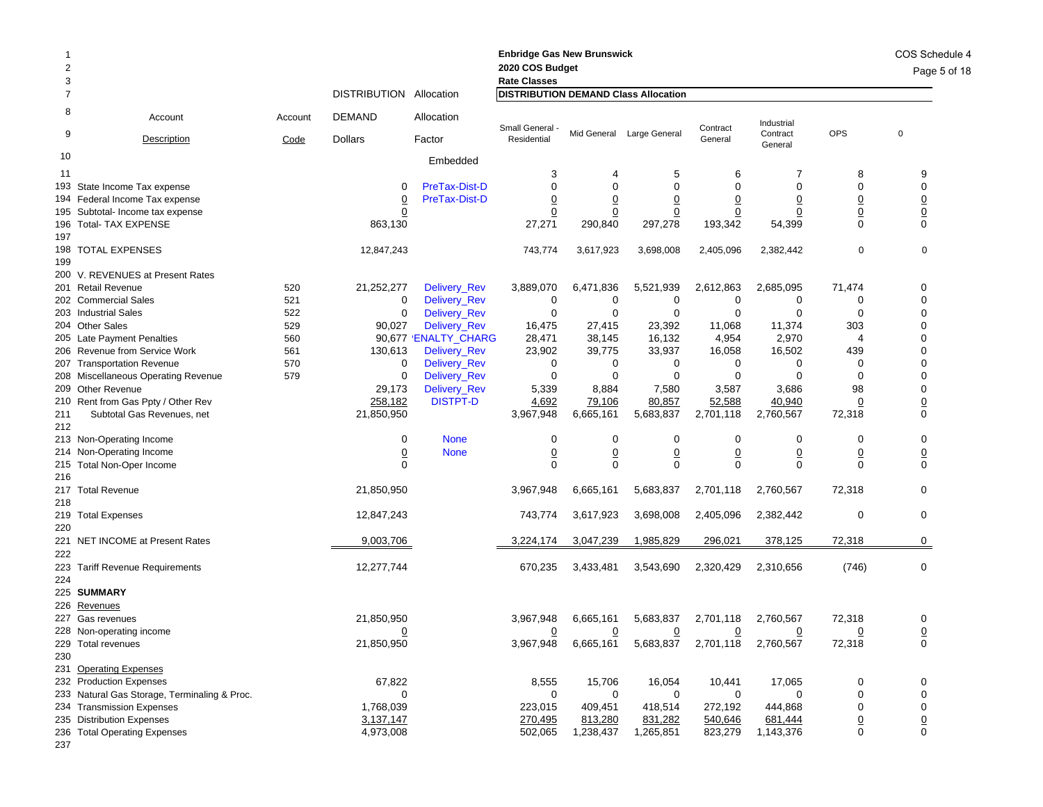**Enbridge Gas New Brunswick**
**2020 COS Budget**
**Rate Classes**

COS Schedule 4

| Line | Account Description | Account Code | DISTRIBUTION DEMAND Dollars | Allocation Factor | Small General - Residential | Mid General | Large General | Contract General | Industrial Contract General | OPS | 0 |
|---|---|---|---|---|---|---|---|---|---|---|---|
| 7 | | | | | **DISTRIBUTION DEMAND Class Allocation** | | | | | | |
| 10 | | | | Embedded | | | | | | | |
| 11 | | | | | 3 | 4 | 5 | 6 | 7 | 8 | 9 |
| 193 | State Income Tax expense | | 0 | PreTax-Dist-D | 0 | 0 | 0 | 0 | 0 | 0 | 0 |
| 194 | Federal Income Tax expense | | 0 | PreTax-Dist-D | 0 | 0 | 0 | 0 | 0 | 0 | 0 |
| 195 | Subtotal- Income tax expense | | 0 | | 0 | 0 | 0 | 0 | 0 | 0 | 0 |
| 196 | Total- TAX EXPENSE | | 863,130 | | 27,271 | 290,840 | 297,278 | 193,342 | 54,399 | 0 | 0 |
| 197 | | | | | | | | | | | |
| 198 | TOTAL EXPENSES | | 12,847,243 | | 743,774 | 3,617,923 | 3,698,008 | 2,405,096 | 2,382,442 | 0 | 0 |
| 199 | | | | | | | | | | | |
| 200 | V. REVENUES at Present Rates | | | | | | | | | | |
| 201 | Retail Revenue | 520 | 21,252,277 | Delivery_Rev | 3,889,070 | 6,471,836 | 5,521,939 | 2,612,863 | 2,685,095 | 71,474 | 0 |
| 202 | Commercial Sales | 521 | 0 | Delivery_Rev | 0 | 0 | 0 | 0 | 0 | 0 | 0 |
| 203 | Industrial Sales | 522 | 0 | Delivery_Rev | 0 | 0 | 0 | 0 | 0 | 0 | 0 |
| 204 | Other Sales | 529 | 90,027 | Delivery_Rev | 16,475 | 27,415 | 23,392 | 11,068 | 11,374 | 303 | 0 |
| 205 | Late Payment Penalties | 560 | 90,677 | 'ENALTY_CHARG | 28,471 | 38,145 | 16,132 | 4,954 | 2,970 | 4 | 0 |
| 206 | Revenue from Service Work | 561 | 130,613 | Delivery_Rev | 23,902 | 39,775 | 33,937 | 16,058 | 16,502 | 439 | 0 |
| 207 | Transportation Revenue | 570 | 0 | Delivery_Rev | 0 | 0 | 0 | 0 | 0 | 0 | 0 |
| 208 | Miscellaneous Operating Revenue | 579 | 0 | Delivery_Rev | 0 | 0 | 0 | 0 | 0 | 0 | 0 |
| 209 | Other Revenue | | 29,173 | Delivery_Rev | 5,339 | 8,884 | 7,580 | 3,587 | 3,686 | 98 | 0 |
| 210 | Rent from Gas Ppty / Other Rev | | 258,182 | DISTPT-D | 4,692 | 79,106 | 80,857 | 52,588 | 40,940 | 0 | 0 |
| 211 | Subtotal Gas Revenues, net | | 21,850,950 | | 3,967,948 | 6,665,161 | 5,683,837 | 2,701,118 | 2,760,567 | 72,318 | 0 |
| 212 | | | | | | | | | | | |
| 213 | Non-Operating Income | | 0 | None | 0 | 0 | 0 | 0 | 0 | 0 | 0 |
| 214 | Non-Operating Income | | 0 | None | 0 | 0 | 0 | 0 | 0 | 0 | 0 |
| 215 | Total Non-Oper Income | | 0 | | 0 | 0 | 0 | 0 | 0 | 0 | 0 |
| 216 | | | | | | | | | | | |
| 217 | Total Revenue | | 21,850,950 | | 3,967,948 | 6,665,161 | 5,683,837 | 2,701,118 | 2,760,567 | 72,318 | 0 |
| 218 | | | | | | | | | | | |
| 219 | Total Expenses | | 12,847,243 | | 743,774 | 3,617,923 | 3,698,008 | 2,405,096 | 2,382,442 | 0 | 0 |
| 220 | | | | | | | | | | | |
| 221 | NET INCOME at Present Rates | | 9,003,706 | | 3,224,174 | 3,047,239 | 1,985,829 | 296,021 | 378,125 | 72,318 | 0 |
| 222 | | | | | | | | | | | |
| 223 | Tariff Revenue Requirements | | 12,277,744 | | 670,235 | 3,433,481 | 3,543,690 | 2,320,429 | 2,310,656 | (746) | 0 |
| 224 | | | | | | | | | | | |
| 225 | **SUMMARY** | | | | | | | | | | |
| 226 | Revenues | | | | | | | | | | |
| 227 | Gas revenues | | 21,850,950 | | 3,967,948 | 6,665,161 | 5,683,837 | 2,701,118 | 2,760,567 | 72,318 | 0 |
| 228 | Non-operating income | | 0 | | 0 | 0 | 0 | 0 | 0 | 0 | 0 |
| 229 | Total revenues | | 21,850,950 | | 3,967,948 | 6,665,161 | 5,683,837 | 2,701,118 | 2,760,567 | 72,318 | 0 |
| 230 | | | | | | | | | | | |
| 231 | Operating Expenses | | | | | | | | | | |
| 232 | Production Expenses | | 67,822 | | 8,555 | 15,706 | 16,054 | 10,441 | 17,065 | 0 | 0 |
| 233 | Natural Gas Storage, Terminaling & Proc. | | 0 | | 0 | 0 | 0 | 0 | 0 | 0 | 0 |
| 234 | Transmission Expenses | | 1,768,039 | | 223,015 | 409,451 | 418,514 | 272,192 | 444,868 | 0 | 0 |
| 235 | Distribution Expenses | | 3,137,147 | | 270,495 | 813,280 | 831,282 | 540,646 | 681,444 | 0 | 0 |
| 236 | Total Operating Expenses | | 4,973,008 | | 502,065 | 1,238,437 | 1,265,851 | 823,279 | 1,143,376 | 0 | 0 |
| 237 | | | | | | | | | | | |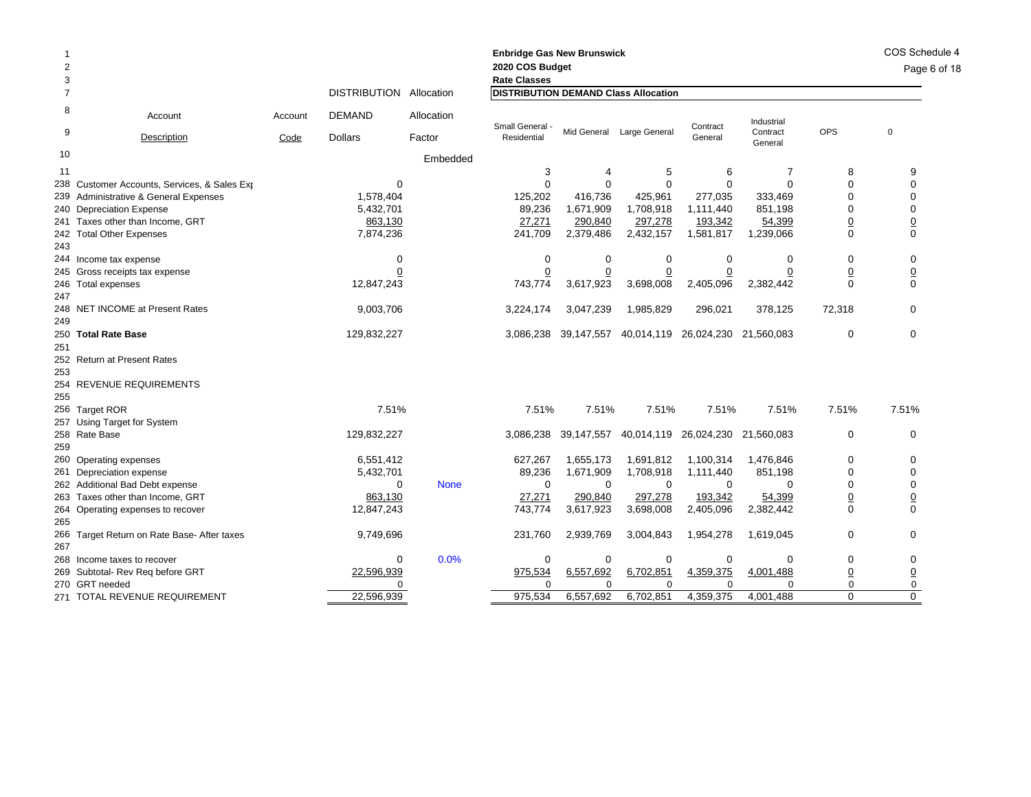Enbridge Gas New Brunswick
2020 COS Budget
Rate Classes

COS Schedule 4

| Line | Account Description | Account Code | DISTRIBUTION DEMAND Dollars | Allocation Factor | Small General - Residential | Mid General | Large General | Contract General | Industrial Contract General | OPS | 0 |
|---|---|---|---|---|---|---|---|---|---|---|---|
| 7 | | | | | DISTRIBUTION DEMAND Class Allocation | | | | | | |
| 10 | | | | Embedded | | | | | | | |
| 11 | | | | | 3 | 4 | 5 | 6 | 7 | 8 | 9 |
| 238 | Customer Accounts, Services, & Sales Exp | | 0 | | 0 | 0 | 0 | 0 | 0 | 0 | 0 |
| 239 | Administrative & General Expenses | | 1,578,404 | | 125,202 | 416,736 | 425,961 | 277,035 | 333,469 | 0 | 0 |
| 240 | Depreciation Expense | | 5,432,701 | | 89,236 | 1,671,909 | 1,708,918 | 1,111,440 | 851,198 | 0 | 0 |
| 241 | Taxes other than Income, GRT | | 863,130 | | 27,271 | 290,840 | 297,278 | 193,342 | 54,399 | 0 | 0 |
| 242 | Total Other Expenses | | 7,874,236 | | 241,709 | 2,379,486 | 2,432,157 | 1,581,817 | 1,239,066 | 0 | 0 |
| 243 | | | | | | | | | | | |
| 244 | Income tax expense | | 0 | | 0 | 0 | 0 | 0 | 0 | 0 | 0 |
| 245 | Gross receipts tax expense | | 0 | | 0 | 0 | 0 | 0 | 0 | 0 | 0 |
| 246 | Total expenses | | 12,847,243 | | 743,774 | 3,617,923 | 3,698,008 | 2,405,096 | 2,382,442 | 0 | 0 |
| 247 | | | | | | | | | | | |
| 248 | NET INCOME at Present Rates | | 9,003,706 | | 3,224,174 | 3,047,239 | 1,985,829 | 296,021 | 378,125 | 72,318 | 0 |
| 249 | | | | | | | | | | | |
| 250 | **Total Rate Base** | | 129,832,227 | | 3,086,238 | 39,147,557 | 40,014,119 | 26,024,230 | 21,560,083 | 0 | 0 |
| 251 | | | | | | | | | | | |
| 252 | Return at Present Rates | | | | | | | | | | |
| 253 | | | | | | | | | | | |
| 254 | REVENUE REQUIREMENTS | | | | | | | | | | |
| 255 | | | | | | | | | | | |
| 256 | Target ROR | | 7.51% | | 7.51% | 7.51% | 7.51% | 7.51% | 7.51% | 7.51% | 7.51% |
| 257 | Using Target for System | | | | | | | | | | |
| 258 | Rate Base | | 129,832,227 | | 3,086,238 | 39,147,557 | 40,014,119 | 26,024,230 | 21,560,083 | 0 | 0 |
| 259 | | | | | | | | | | | |
| 260 | Operating expenses | | 6,551,412 | | 627,267 | 1,655,173 | 1,691,812 | 1,100,314 | 1,476,846 | 0 | 0 |
| 261 | Depreciation expense | | 5,432,701 | | 89,236 | 1,671,909 | 1,708,918 | 1,111,440 | 851,198 | 0 | 0 |
| 262 | Additional Bad Debt expense | | 0 | None | 0 | 0 | 0 | 0 | 0 | 0 | 0 |
| 263 | Taxes other than Income, GRT | | 863,130 | | 27,271 | 290,840 | 297,278 | 193,342 | 54,399 | 0 | 0 |
| 264 | Operating expenses to recover | | 12,847,243 | | 743,774 | 3,617,923 | 3,698,008 | 2,405,096 | 2,382,442 | 0 | 0 |
| 265 | | | | | | | | | | | |
| 266 | Target Return on Rate Base- After taxes | | 9,749,696 | | 231,760 | 2,939,769 | 3,004,843 | 1,954,278 | 1,619,045 | 0 | 0 |
| 267 | | | | | | | | | | | |
| 268 | Income taxes to recover | | 0 | 0.0% | 0 | 0 | 0 | 0 | 0 | 0 | 0 |
| 269 | Subtotal- Rev Req before GRT | | 22,596,939 | | 975,534 | 6,557,692 | 6,702,851 | 4,359,375 | 4,001,488 | 0 | 0 |
| 270 | GRT needed | | 0 | | 0 | 0 | 0 | 0 | 0 | 0 | 0 |
| 271 | TOTAL REVENUE REQUIREMENT | | 22,596,939 | | 975,534 | 6,557,692 | 6,702,851 | 4,359,375 | 4,001,488 | 0 | 0 |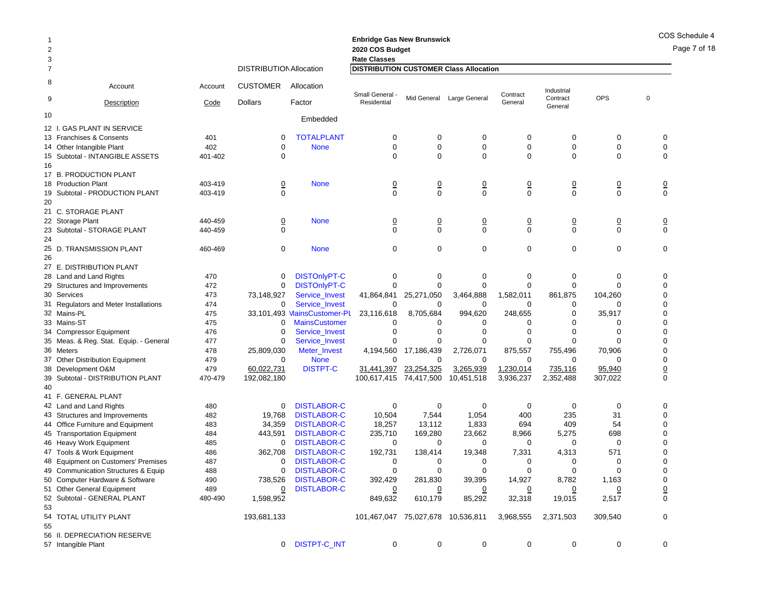**Enbridge Gas New Brunswick**
**2020 COS Budget**
**Rate Classes**

COS Schedule 4

| Line | Account Description | Account Code | DISTRIBUTION CUSTOMER Dollars | Allocation Factor | Small General - Residential | Mid General | Large General | Contract General | Industrial Contract General | OPS | 0 |
|---|---|---|---|---|---|---|---|---|---|---|---|
| 7 | | | DISTRIBUTION Allocation | | DISTRIBUTION CUSTOMER Class Allocation | | | | | | |
| 10 | | | | Embedded | | | | | | | |
| 12 | I. GAS PLANT IN SERVICE | | | | | | | | | | |
| 13 | Franchises & Consents | 401 | 0 | TOTALPLANT | 0 | 0 | 0 | 0 | 0 | 0 | 0 |
| 14 | Other Intangible Plant | 402 | 0 | None | 0 | 0 | 0 | 0 | 0 | 0 | 0 |
| 15 | Subtotal - INTANGIBLE ASSETS | 401-402 | 0 | | 0 | 0 | 0 | 0 | 0 | 0 | 0 |
| 16 | | | | | | | | | | | |
| 17 | B. PRODUCTION PLANT | | | | | | | | | | |
| 18 | Production Plant | 403-419 | 0 | None | 0 | 0 | 0 | 0 | 0 | 0 | 0 |
| 19 | Subtotal - PRODUCTION PLANT | 403-419 | 0 | | 0 | 0 | 0 | 0 | 0 | 0 | 0 |
| 20 | | | | | | | | | | | |
| 21 | C. STORAGE PLANT | | | | | | | | | | |
| 22 | Storage Plant | 440-459 | 0 | None | 0 | 0 | 0 | 0 | 0 | 0 | 0 |
| 23 | Subtotal - STORAGE PLANT | 440-459 | 0 | | 0 | 0 | 0 | 0 | 0 | 0 | 0 |
| 24 | | | | | | | | | | | |
| 25 | D. TRANSMISSION PLANT | 460-469 | 0 | None | 0 | 0 | 0 | 0 | 0 | 0 | 0 |
| 26 | | | | | | | | | | | |
| 27 | E. DISTRIBUTION PLANT | | | | | | | | | | |
| 28 | Land and Land Rights | 470 | 0 | DISTOnlyPT-C | 0 | 0 | 0 | 0 | 0 | 0 | 0 |
| 29 | Structures and Improvements | 472 | 0 | DISTOnlyPT-C | 0 | 0 | 0 | 0 | 0 | 0 | 0 |
| 30 | Services | 473 | 73,148,927 | Service_Invest | 41,864,841 | 25,271,050 | 3,464,888 | 1,582,011 | 861,875 | 104,260 | 0 |
| 31 | Regulators and Meter Installations | 474 | 0 | Service_Invest | 0 | 0 | 0 | 0 | 0 | 0 | 0 |
| 32 | Mains-PL | 475 | 33,101,493 | MainsCustomer-PL | 23,116,618 | 8,705,684 | 994,620 | 248,655 | 0 | 35,917 | 0 |
| 33 | Mains-ST | 475 | 0 | MainsCustomer | 0 | 0 | 0 | 0 | 0 | 0 | 0 |
| 34 | Compressor Equipment | 476 | 0 | Service_Invest | 0 | 0 | 0 | 0 | 0 | 0 | 0 |
| 35 | Meas. & Reg. Stat. Equip. - General | 477 | 0 | Service_Invest | 0 | 0 | 0 | 0 | 0 | 0 | 0 |
| 36 | Meters | 478 | 25,809,030 | Meter_Invest | 4,194,560 | 17,186,439 | 2,726,071 | 875,557 | 755,496 | 70,906 | 0 |
| 37 | Other Distribution Equipment | 479 | 0 | None | 0 | 0 | 0 | 0 | 0 | 0 | 0 |
| 38 | Development O&M | 479 | 60,022,731 | DISTPT-C | 31,441,397 | 23,254,325 | 3,265,939 | 1,230,014 | 735,116 | 95,940 | 0 |
| 39 | Subtotal - DISTRIBUTION PLANT | 470-479 | 192,082,180 | | 100,617,415 | 74,417,500 | 10,451,518 | 3,936,237 | 2,352,488 | 307,022 | 0 |
| 40 | | | | | | | | | | | |
| 41 | F. GENERAL PLANT | | | | | | | | | | |
| 42 | Land and Land Rights | 480 | 0 | DISTLABOR-C | 0 | 0 | 0 | 0 | 0 | 0 | 0 |
| 43 | Structures and Improvements | 482 | 19,768 | DISTLABOR-C | 10,504 | 7,544 | 1,054 | 400 | 235 | 31 | 0 |
| 44 | Office Furniture and Equipment | 483 | 34,359 | DISTLABOR-C | 18,257 | 13,112 | 1,833 | 694 | 409 | 54 | 0 |
| 45 | Transportation Equipment | 484 | 443,591 | DISTLABOR-C | 235,710 | 169,280 | 23,662 | 8,966 | 5,275 | 698 | 0 |
| 46 | Heavy Work Equipment | 485 | 0 | DISTLABOR-C | 0 | 0 | 0 | 0 | 0 | 0 | 0 |
| 47 | Tools & Work Equipment | 486 | 362,708 | DISTLABOR-C | 192,731 | 138,414 | 19,348 | 7,331 | 4,313 | 571 | 0 |
| 48 | Equipment on Customers' Premises | 487 | 0 | DISTLABOR-C | 0 | 0 | 0 | 0 | 0 | 0 | 0 |
| 49 | Communication Structures & Equip | 488 | 0 | DISTLABOR-C | 0 | 0 | 0 | 0 | 0 | 0 | 0 |
| 50 | Computer Hardware & Software | 490 | 738,526 | DISTLABOR-C | 392,429 | 281,830 | 39,395 | 14,927 | 8,782 | 1,163 | 0 |
| 51 | Other General Equipment | 489 | 0 | DISTLABOR-C | 0 | 0 | 0 | 0 | 0 | 0 | 0 |
| 52 | Subtotal - GENERAL PLANT | 480-490 | 1,598,952 | | 849,632 | 610,179 | 85,292 | 32,318 | 19,015 | 2,517 | 0 |
| 53 | | | | | | | | | | | |
| 54 | TOTAL UTILITY PLANT | | 193,681,133 | | 101,467,047 | 75,027,678 | 10,536,811 | 3,968,555 | 2,371,503 | 309,540 | 0 |
| 55 | | | | | | | | | | | |
| 56 | II. DEPRECIATION RESERVE | | | | | | | | | | |
| 57 | Intangible Plant | | 0 | DISTPT-C_INT | 0 | 0 | 0 | 0 | 0 | 0 | 0 |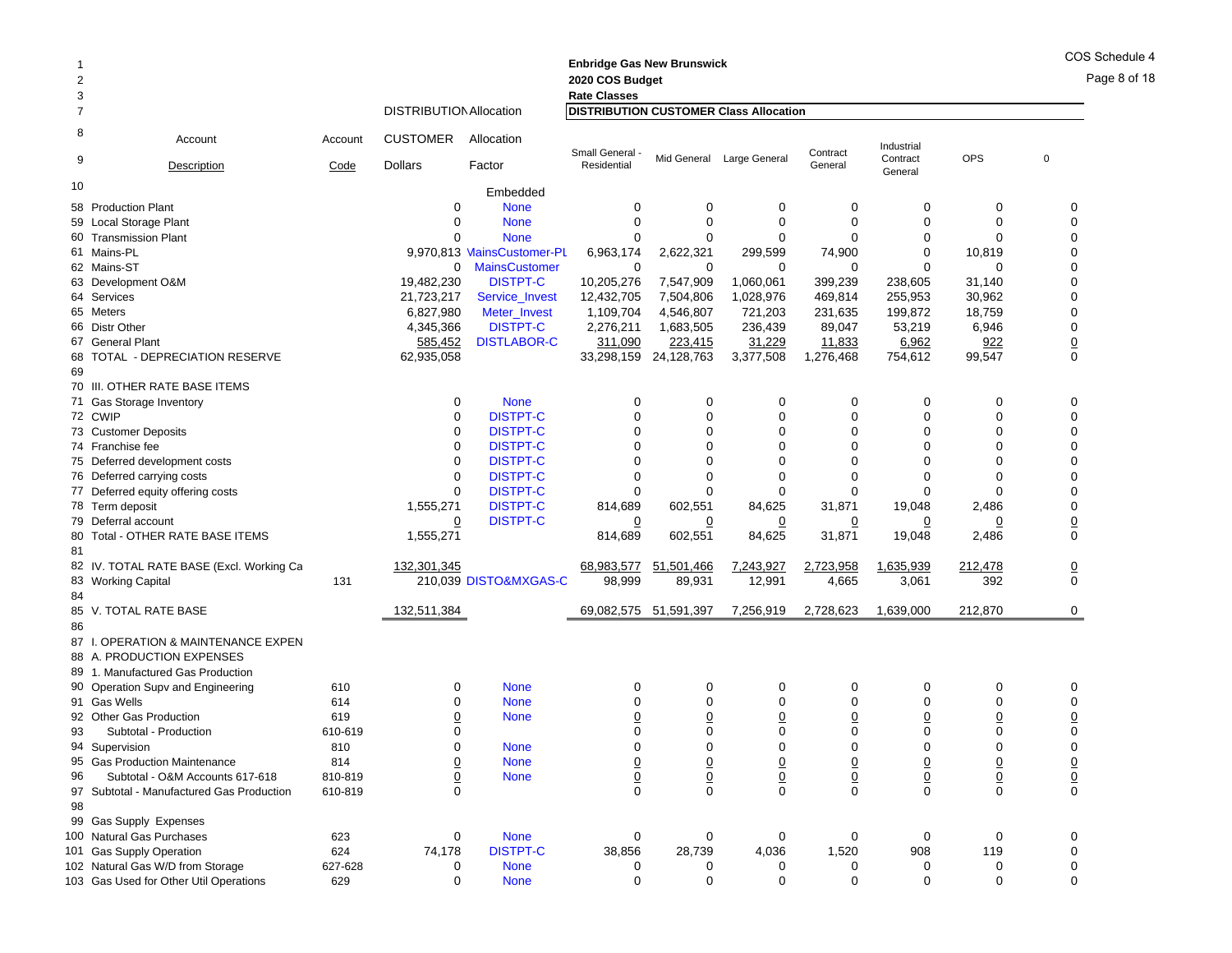Enbridge Gas New Brunswick
2020 COS Budget
Rate Classes

COS Schedule 4

| Line | Account Description | Account Code | DISTRIBUTION CUSTOMER Dollars | Allocation Factor | Small General - Residential | Mid General | Large General | Contract General | Industrial Contract General | OPS | 0 |
|---|---|---|---|---|---|---|---|---|---|---|---|
| 10 | | | | Embedded | | | | | | | |
| 58 | Production Plant | | 0 | None | 0 | 0 | 0 | 0 | 0 | 0 | 0 |
| 59 | Local Storage Plant | | 0 | None | 0 | 0 | 0 | 0 | 0 | 0 | 0 |
| 60 | Transmission Plant | | 0 | None | 0 | 0 | 0 | 0 | 0 | 0 | 0 |
| 61 | Mains-PL | | 9,970,813 | MainsCustomer-PL | 6,963,174 | 2,622,321 | 299,599 | 74,900 | 0 | 10,819 | 0 |
| 62 | Mains-ST | | 0 | MainsCustomer | 0 | 0 | 0 | 0 | 0 | 0 | 0 |
| 63 | Development O&M | | 19,482,230 | DISTPT-C | 10,205,276 | 7,547,909 | 1,060,061 | 399,239 | 238,605 | 31,140 | 0 |
| 64 | Services | | 21,723,217 | Service_Invest | 12,432,705 | 7,504,806 | 1,028,976 | 469,814 | 255,953 | 30,962 | 0 |
| 65 | Meters | | 6,827,980 | Meter_Invest | 1,109,704 | 4,546,807 | 721,203 | 231,635 | 199,872 | 18,759 | 0 |
| 66 | Distr Other | | 4,345,366 | DISTPT-C | 2,276,211 | 1,683,505 | 236,439 | 89,047 | 53,219 | 6,946 | 0 |
| 67 | General Plant | | 585,452 | DISTLABOR-C | 311,090 | 223,415 | 31,229 | 11,833 | 6,962 | 922 | 0 |
| 68 | TOTAL - DEPRECIATION RESERVE | | 62,935,058 | | 33,298,159 | 24,128,763 | 3,377,508 | 1,276,468 | 754,612 | 99,547 | 0 |
| 69 | | | | | | | | | | | |
| 70 | III. OTHER RATE BASE ITEMS | | | | | | | | | | |
| 71 | Gas Storage Inventory | | 0 | None | 0 | 0 | 0 | 0 | 0 | 0 | 0 |
| 72 | CWIP | | 0 | DISTPT-C | 0 | 0 | 0 | 0 | 0 | 0 | 0 |
| 73 | Customer Deposits | | 0 | DISTPT-C | 0 | 0 | 0 | 0 | 0 | 0 | 0 |
| 74 | Franchise fee | | 0 | DISTPT-C | 0 | 0 | 0 | 0 | 0 | 0 | 0 |
| 75 | Deferred development costs | | 0 | DISTPT-C | 0 | 0 | 0 | 0 | 0 | 0 | 0 |
| 76 | Deferred carrying costs | | 0 | DISTPT-C | 0 | 0 | 0 | 0 | 0 | 0 | 0 |
| 77 | Deferred equity offering costs | | 0 | DISTPT-C | 0 | 0 | 0 | 0 | 0 | 0 | 0 |
| 78 | Term deposit | | 1,555,271 | DISTPT-C | 814,689 | 602,551 | 84,625 | 31,871 | 19,048 | 2,486 | 0 |
| 79 | Deferral account | | 0 | DISTPT-C | 0 | 0 | 0 | 0 | 0 | 0 | 0 |
| 80 | Total - OTHER RATE BASE ITEMS | | 1,555,271 | | 814,689 | 602,551 | 84,625 | 31,871 | 19,048 | 2,486 | 0 |
| 81 | | | | | | | | | | | |
| 82 | IV. TOTAL RATE BASE (Excl. Working Ca | | 132,301,345 | | 68,983,577 | 51,501,466 | 7,243,927 | 2,723,958 | 1,635,939 | 212,478 | 0 |
| 83 | Working Capital | 131 | 210,039 | DISTO&MXGAS-C | 98,999 | 89,931 | 12,991 | 4,665 | 3,061 | 392 | 0 |
| 84 | | | | | | | | | | | |
| 85 | V. TOTAL RATE BASE | | 132,511,384 | | 69,082,575 | 51,591,397 | 7,256,919 | 2,728,623 | 1,639,000 | 212,870 | 0 |
| 86 | | | | | | | | | | | |
| 87 | I. OPERATION & MAINTENANCE EXPEN | | | | | | | | | | |
| 88 | A. PRODUCTION EXPENSES | | | | | | | | | | |
| 89 | 1. Manufactured Gas Production | | | | | | | | | | |
| 90 | Operation Supv and Engineering | 610 | 0 | None | 0 | 0 | 0 | 0 | 0 | 0 | 0 |
| 91 | Gas Wells | 614 | 0 | None | 0 | 0 | 0 | 0 | 0 | 0 | 0 |
| 92 | Other Gas Production | 619 | 0 | None | 0 | 0 | 0 | 0 | 0 | 0 | 0 |
| 93 | Subtotal - Production | 610-619 | 0 | | 0 | 0 | 0 | 0 | 0 | 0 | 0 |
| 94 | Supervision | 810 | 0 | None | 0 | 0 | 0 | 0 | 0 | 0 | 0 |
| 95 | Gas Production Maintenance | 814 | 0 | None | 0 | 0 | 0 | 0 | 0 | 0 | 0 |
| 96 | Subtotal - O&M Accounts 617-618 | 810-819 | 0 | None | 0 | 0 | 0 | 0 | 0 | 0 | 0 |
| 97 | Subtotal - Manufactured Gas Production | 610-819 | 0 | | 0 | 0 | 0 | 0 | 0 | 0 | 0 |
| 98 | | | | | | | | | | | |
| 99 | Gas Supply Expenses | | | | | | | | | | |
| 100 | Natural Gas Purchases | 623 | 0 | None | 0 | 0 | 0 | 0 | 0 | 0 | 0 |
| 101 | Gas Supply Operation | 624 | 74,178 | DISTPT-C | 38,856 | 28,739 | 4,036 | 1,520 | 908 | 119 | 0 |
| 102 | Natural Gas W/D from Storage | 627-628 | 0 | None | 0 | 0 | 0 | 0 | 0 | 0 | 0 |
| 103 | Gas Used for Other Util Operations | 629 | 0 | None | 0 | 0 | 0 | 0 | 0 | 0 | 0 |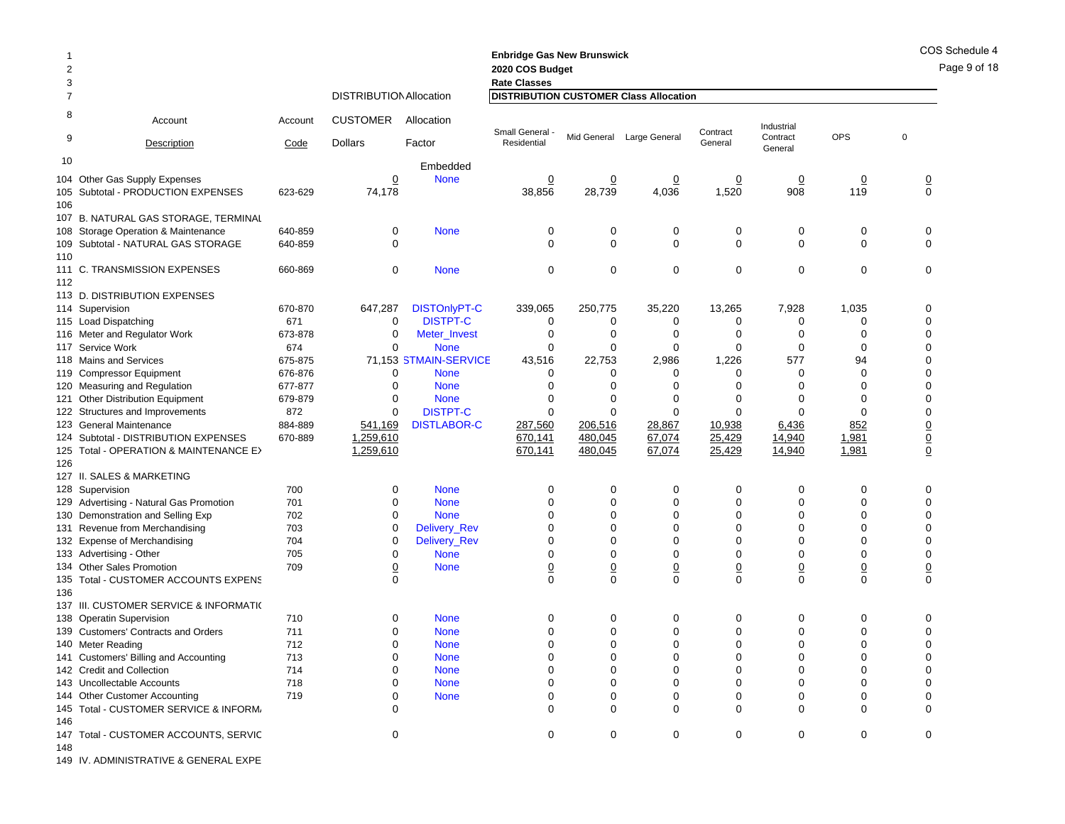**Enbridge Gas New Brunswick**
**2020 COS Budget**
**Rate Classes**

COS Schedule 4

| Line | Account Description | Account Code | DISTRIBUTION CUSTOMER Dollars | Allocation Factor | Small General - Residential | Mid General | Large General | Contract General | Industrial Contract General | OPS | 0 |
|---|---|---|---|---|---|---|---|---|---|---|---|
| | | | | | **DISTRIBUTION CUSTOMER Class Allocation** | | | | | | |
| 10 | | | | Embedded | | | | | | | |
| 104 | Other Gas Supply Expenses | | 0 | None | 0 | 0 | 0 | 0 | 0 | 0 | 0 |
| 105 | Subtotal - PRODUCTION EXPENSES | 623-629 | 74,178 | | 38,856 | 28,739 | 4,036 | 1,520 | 908 | 119 | 0 |
| 106 | | | | | | | | | | | |
| 107 | B. NATURAL GAS STORAGE, TERMINAL | | | | | | | | | | |
| 108 | Storage Operation & Maintenance | 640-859 | 0 | None | 0 | 0 | 0 | 0 | 0 | 0 | 0 |
| 109 | Subtotal - NATURAL GAS STORAGE | 640-859 | 0 | | 0 | 0 | 0 | 0 | 0 | 0 | 0 |
| 110 | | | | | | | | | | | |
| 111 | C. TRANSMISSION EXPENSES | 660-869 | 0 | None | 0 | 0 | 0 | 0 | 0 | 0 | 0 |
| 112 | | | | | | | | | | | |
| 113 | D. DISTRIBUTION EXPENSES | | | | | | | | | | |
| 114 | Supervision | 670-870 | 647,287 | DISTOnlyPT-C | 339,065 | 250,775 | 35,220 | 13,265 | 7,928 | 1,035 | 0 |
| 115 | Load Dispatching | 671 | 0 | DISTPT-C | 0 | 0 | 0 | 0 | 0 | 0 | 0 |
| 116 | Meter and Regulator Work | 673-878 | 0 | Meter_Invest | 0 | 0 | 0 | 0 | 0 | 0 | 0 |
| 117 | Service Work | 674 | 0 | None | 0 | 0 | 0 | 0 | 0 | 0 | 0 |
| 118 | Mains and Services | 675-875 | 71,153 | STMAIN-SERVICE | 43,516 | 22,753 | 2,986 | 1,226 | 577 | 94 | 0 |
| 119 | Compressor Equipment | 676-876 | 0 | None | 0 | 0 | 0 | 0 | 0 | 0 | 0 |
| 120 | Measuring and Regulation | 677-877 | 0 | None | 0 | 0 | 0 | 0 | 0 | 0 | 0 |
| 121 | Other Distribution Equipment | 679-879 | 0 | None | 0 | 0 | 0 | 0 | 0 | 0 | 0 |
| 122 | Structures and Improvements | 872 | 0 | DISTPT-C | 0 | 0 | 0 | 0 | 0 | 0 | 0 |
| 123 | General Maintenance | 884-889 | 541,169 | DISTLABOR-C | 287,560 | 206,516 | 28,867 | 10,938 | 6,436 | 852 | 0 |
| 124 | Subtotal - DISTRIBUTION EXPENSES | 670-889 | 1,259,610 | | 670,141 | 480,045 | 67,074 | 25,429 | 14,940 | 1,981 | 0 |
| 125 | Total - OPERATION & MAINTENANCE EX | | 1,259,610 | | 670,141 | 480,045 | 67,074 | 25,429 | 14,940 | 1,981 | 0 |
| 126 | | | | | | | | | | | |
| 127 | II. SALES & MARKETING | | | | | | | | | | |
| 128 | Supervision | 700 | 0 | None | 0 | 0 | 0 | 0 | 0 | 0 | 0 |
| 129 | Advertising - Natural Gas Promotion | 701 | 0 | None | 0 | 0 | 0 | 0 | 0 | 0 | 0 |
| 130 | Demonstration and Selling Exp | 702 | 0 | None | 0 | 0 | 0 | 0 | 0 | 0 | 0 |
| 131 | Revenue from Merchandising | 703 | 0 | Delivery_Rev | 0 | 0 | 0 | 0 | 0 | 0 | 0 |
| 132 | Expense of Merchandising | 704 | 0 | Delivery_Rev | 0 | 0 | 0 | 0 | 0 | 0 | 0 |
| 133 | Advertising - Other | 705 | 0 | None | 0 | 0 | 0 | 0 | 0 | 0 | 0 |
| 134 | Other Sales Promotion | 709 | 0 | None | 0 | 0 | 0 | 0 | 0 | 0 | 0 |
| 135 | Total - CUSTOMER ACCOUNTS EXPENS | | 0 | | 0 | 0 | 0 | 0 | 0 | 0 | 0 |
| 136 | | | | | | | | | | | |
| 137 | III. CUSTOMER SERVICE & INFORMATI( | | | | | | | | | | |
| 138 | Operatin Supervision | 710 | 0 | None | 0 | 0 | 0 | 0 | 0 | 0 | 0 |
| 139 | Customers' Contracts and Orders | 711 | 0 | None | 0 | 0 | 0 | 0 | 0 | 0 | 0 |
| 140 | Meter Reading | 712 | 0 | None | 0 | 0 | 0 | 0 | 0 | 0 | 0 |
| 141 | Customers' Billing and Accounting | 713 | 0 | None | 0 | 0 | 0 | 0 | 0 | 0 | 0 |
| 142 | Credit and Collection | 714 | 0 | None | 0 | 0 | 0 | 0 | 0 | 0 | 0 |
| 143 | Uncollectable Accounts | 718 | 0 | None | 0 | 0 | 0 | 0 | 0 | 0 | 0 |
| 144 | Other Customer Accounting | 719 | 0 | None | 0 | 0 | 0 | 0 | 0 | 0 | 0 |
| 145 | Total - CUSTOMER SERVICE & INFORM/ | | 0 | | 0 | 0 | 0 | 0 | 0 | 0 | 0 |
| 146 | | | | | | | | | | | |
| 147 | Total - CUSTOMER ACCOUNTS, SERVIC | | 0 | | 0 | 0 | 0 | 0 | 0 | 0 | 0 |
| 148 | | | | | | | | | | | |
| 149 | IV. ADMINISTRATIVE & GENERAL EXPE | | | | | | | | | | |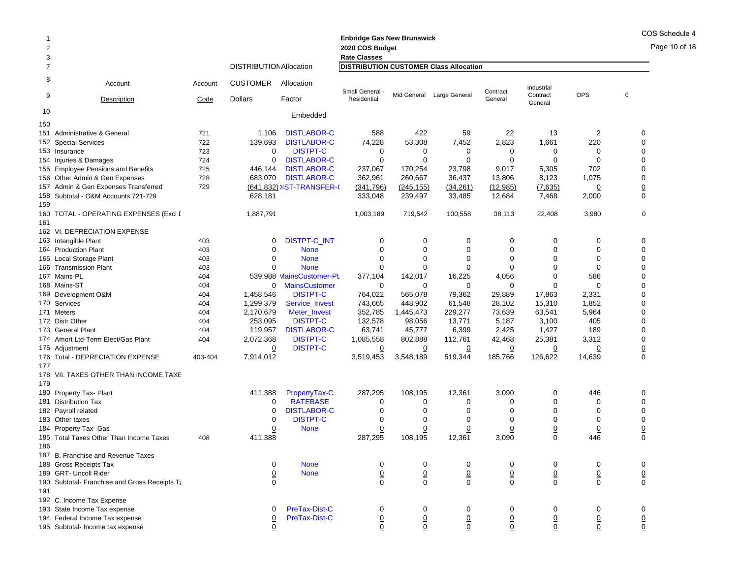Enbridge Gas New Brunswick
2020 COS Budget
Rate Classes

| | Account Description | Account Code | DISTRIBUTION CUSTOMER Dollars | Allocation Factor | Small General - Residential | Mid General | Large General | Contract General | Industrial Contract General | OPS | 0 |
|---|---|---|---|---|---|---|---|---|---|---|---|
| 7 | | | | DISTRIBUTION Allocation | DISTRIBUTION CUSTOMER Class Allocation | | | | | | |
| 10 | | | | Embedded | | | | | | | |
| 150 | | | | | | | | | | | |
| 151 | Administrative & General | 721 | 1,106 | DISTLABOR-C | 588 | 422 | 59 | 22 | 13 | 2 | 0 |
| 152 | Special Services | 722 | 139,693 | DISTLABOR-C | 74,228 | 53,308 | 7,452 | 2,823 | 1,661 | 220 | 0 |
| 153 | Insurance | 723 | 0 | DISTPT-C | 0 | 0 | 0 | 0 | 0 | 0 | 0 |
| 154 | Injuries & Damages | 724 | 0 | DISTLABOR-C | 0 | 0 | 0 | 0 | 0 | 0 | 0 |
| 155 | Employee Pensions and Benefits | 725 | 446,144 | DISTLABOR-C | 237,067 | 170,254 | 23,798 | 9,017 | 5,305 | 702 | 0 |
| 156 | Other Admin & Gen Expenses | 728 | 683,070 | DISTLABOR-C | 362,961 | 260,667 | 36,437 | 13,806 | 8,123 | 1,075 | 0 |
| 157 | Admin & Gen Expenses Transferred | 729 | (641,832) | IST-TRANSFER-( | (341,796) | (245,155) | (34,261) | (12,985) | (7,635) | 0 | 0 |
| 158 | Subtotal - O&M Accounts 721-729 | | 628,181 | | 333,048 | 239,497 | 33,485 | 12,684 | 7,468 | 2,000 | 0 |
| 159 | | | | | | | | | | | |
| 160 | TOTAL - OPERATING EXPENSES (Excl [ | | 1,887,791 | | 1,003,189 | 719,542 | 100,558 | 38,113 | 22,408 | 3,980 | 0 |
| 161 | | | | | | | | | | | |
| 162 | VI. DEPRECIATION EXPENSE | | | | | | | | | | |
| 163 | Intangible Plant | 403 | 0 | DISTPT-C_INT | 0 | 0 | 0 | 0 | 0 | 0 | 0 |
| 164 | Production Plant | 403 | 0 | None | 0 | 0 | 0 | 0 | 0 | 0 | 0 |
| 165 | Local Storage Plant | 403 | 0 | None | 0 | 0 | 0 | 0 | 0 | 0 | 0 |
| 166 | Transmission Plant | 403 | 0 | None | 0 | 0 | 0 | 0 | 0 | 0 | 0 |
| 167 | Mains-PL | 404 | 539,988 | MainsCustomer-PL | 377,104 | 142,017 | 16,225 | 4,056 | 0 | 586 | 0 |
| 168 | Mains-ST | 404 | 0 | MainsCustomer | 0 | 0 | 0 | 0 | 0 | 0 | 0 |
| 169 | Development O&M | 404 | 1,458,546 | DISTPT-C | 764,022 | 565,078 | 79,362 | 29,889 | 17,863 | 2,331 | 0 |
| 170 | Services | 404 | 1,299,379 | Service_Invest | 743,665 | 448,902 | 61,548 | 28,102 | 15,310 | 1,852 | 0 |
| 171 | Meters | 404 | 2,170,679 | Meter_Invest | 352,785 | 1,445,473 | 229,277 | 73,639 | 63,541 | 5,964 | 0 |
| 172 | Distr Other | 404 | 253,095 | DISTPT-C | 132,578 | 98,056 | 13,771 | 5,187 | 3,100 | 405 | 0 |
| 173 | General Plant | 404 | 119,957 | DISTLABOR-C | 63,741 | 45,777 | 6,399 | 2,425 | 1,427 | 189 | 0 |
| 174 | Amort Ltd-Term Elect/Gas Plant | 404 | 2,072,368 | DISTPT-C | 1,085,558 | 802,888 | 112,761 | 42,468 | 25,381 | 3,312 | 0 |
| 175 | Adjustment | | 0 | DISTPT-C | 0 | 0 | 0 | 0 | 0 | 0 | 0 |
| 176 | Total - DEPRECIATION EXPENSE | 403-404 | 7,914,012 | | 3,519,453 | 3,548,189 | 519,344 | 185,766 | 126,622 | 14,639 | 0 |
| 177 | | | | | | | | | | | |
| 178 | VII. TAXES OTHER THAN INCOME TAXE | | | | | | | | | | |
| 179 | | | | | | | | | | | |
| 180 | Property Tax- Plant | | 411,388 | PropertyTax-C | 287,295 | 108,195 | 12,361 | 3,090 | 0 | 446 | 0 |
| 181 | Distribution Tax | | 0 | RATEBASE | 0 | 0 | 0 | 0 | 0 | 0 | 0 |
| 182 | Payroll related | | 0 | DISTLABOR-C | 0 | 0 | 0 | 0 | 0 | 0 | 0 |
| 183 | Other taxes | | 0 | DISTPT-C | 0 | 0 | 0 | 0 | 0 | 0 | 0 |
| 184 | Property Tax- Gas | | 0 | None | 0 | 0 | 0 | 0 | 0 | 0 | 0 |
| 185 | Total Taxes Other Than Income Taxes | 408 | 411,388 | | 287,295 | 108,195 | 12,361 | 3,090 | 0 | 446 | 0 |
| 186 | | | | | | | | | | | |
| 187 | B. Franchise and Revenue Taxes | | | | | | | | | | |
| 188 | Gross Receipts Tax | | 0 | None | 0 | 0 | 0 | 0 | 0 | 0 | 0 |
| 189 | GRT- Uncoll Rider | | 0 | None | 0 | 0 | 0 | 0 | 0 | 0 | 0 |
| 190 | Subtotal- Franchise and Gross Receipts T | | 0 | | 0 | 0 | 0 | 0 | 0 | 0 | 0 |
| 191 | | | | | | | | | | | |
| 192 | C. Income Tax Expense | | | | | | | | | | |
| 193 | State Income Tax expense | | 0 | PreTax-Dist-C | 0 | 0 | 0 | 0 | 0 | 0 | 0 |
| 194 | Federal Income Tax expense | | 0 | PreTax-Dist-C | 0 | 0 | 0 | 0 | 0 | 0 | 0 |
| 195 | Subtotal- Income tax expense | | 0 | | 0 | 0 | 0 | 0 | 0 | 0 | 0 |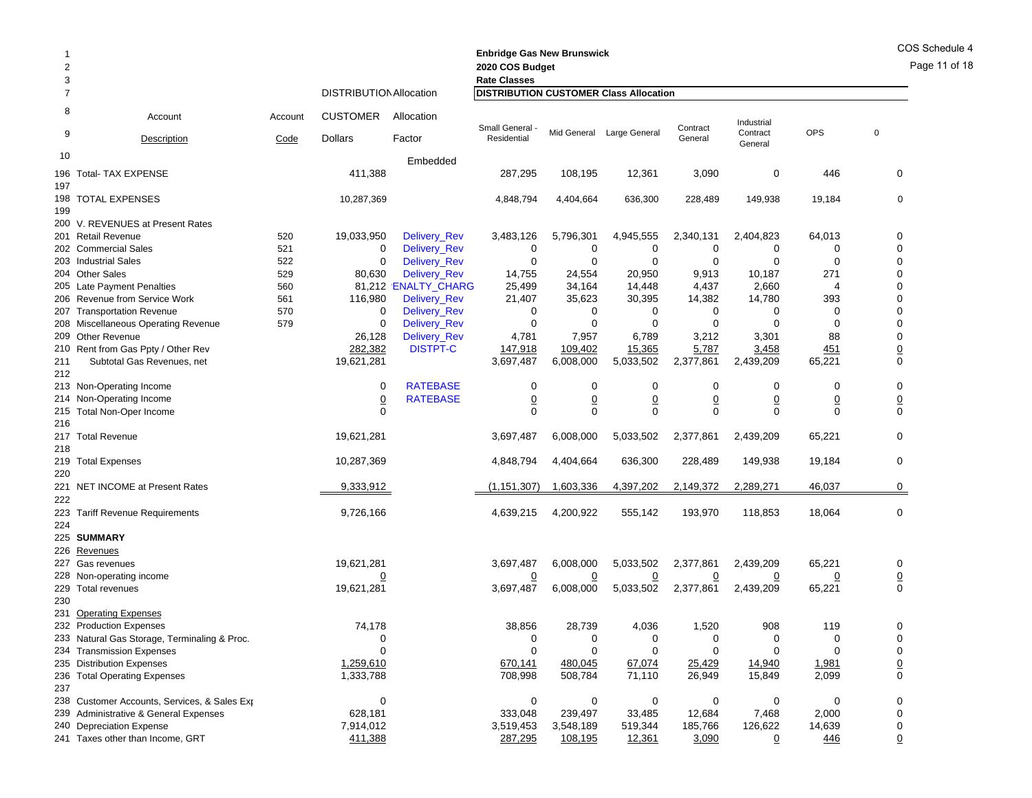**Enbridge Gas New Brunswick**
**2020 COS Budget**
**Rate Classes**

COS Schedule 4

| | Account Description | Account Code | DISTRIBUTION CUSTOMER Dollars | Allocation Factor | Small General - Residential | Mid General | Large General | Contract General | Industrial Contract General | OPS | 0 |
|---|---|---|---|---|---|---|---|---|---|---|---|
| | | | DISTRIBUTION Allocation | | **DISTRIBUTION CUSTOMER Class Allocation** | | | | | | |
| 10 | | | | Embedded | | | | | | | |
| 196 | Total- TAX EXPENSE | | 411,388 | | 287,295 | 108,195 | 12,361 | 3,090 | 0 | 446 | 0 |
| 197 | | | | | | | | | | | |
| 198 | TOTAL EXPENSES | | 10,287,369 | | 4,848,794 | 4,404,664 | 636,300 | 228,489 | 149,938 | 19,184 | 0 |
| 199 | | | | | | | | | | | |
| 200 | V. REVENUES at Present Rates | | | | | | | | | | |
| 201 | Retail Revenue | 520 | 19,033,950 | Delivery_Rev | 3,483,126 | 5,796,301 | 4,945,555 | 2,340,131 | 2,404,823 | 64,013 | 0 |
| 202 | Commercial Sales | 521 | 0 | Delivery_Rev | 0 | 0 | 0 | 0 | 0 | 0 | 0 |
| 203 | Industrial Sales | 522 | 0 | Delivery_Rev | 0 | 0 | 0 | 0 | 0 | 0 | 0 |
| 204 | Other Sales | 529 | 80,630 | Delivery_Rev | 14,755 | 24,554 | 20,950 | 9,913 | 10,187 | 271 | 0 |
| 205 | Late Payment Penalties | 560 | 81,212 | ENALTY_CHARG | 25,499 | 34,164 | 14,448 | 4,437 | 2,660 | 4 | 0 |
| 206 | Revenue from Service Work | 561 | 116,980 | Delivery_Rev | 21,407 | 35,623 | 30,395 | 14,382 | 14,780 | 393 | 0 |
| 207 | Transportation Revenue | 570 | 0 | Delivery_Rev | 0 | 0 | 0 | 0 | 0 | 0 | 0 |
| 208 | Miscellaneous Operating Revenue | 579 | 0 | Delivery_Rev | 0 | 0 | 0 | 0 | 0 | 0 | 0 |
| 209 | Other Revenue | | 26,128 | Delivery_Rev | 4,781 | 7,957 | 6,789 | 3,212 | 3,301 | 88 | 0 |
| 210 | Rent from Gas Ppty / Other Rev | | 282,382 | DISTPT-C | 147,918 | 109,402 | 15,365 | 5,787 | 3,458 | 451 | 0 |
| 211 | Subtotal Gas Revenues, net | | 19,621,281 | | 3,697,487 | 6,008,000 | 5,033,502 | 2,377,861 | 2,439,209 | 65,221 | 0 |
| 212 | | | | | | | | | | | |
| 213 | Non-Operating Income | | 0 | RATEBASE | 0 | 0 | 0 | 0 | 0 | 0 | 0 |
| 214 | Non-Operating Income | | 0 | RATEBASE | 0 | 0 | 0 | 0 | 0 | 0 | 0 |
| 215 | Total Non-Oper Income | | 0 | | 0 | 0 | 0 | 0 | 0 | 0 | 0 |
| 216 | | | | | | | | | | | |
| 217 | Total Revenue | | 19,621,281 | | 3,697,487 | 6,008,000 | 5,033,502 | 2,377,861 | 2,439,209 | 65,221 | 0 |
| 218 | | | | | | | | | | | |
| 219 | Total Expenses | | 10,287,369 | | 4,848,794 | 4,404,664 | 636,300 | 228,489 | 149,938 | 19,184 | 0 |
| 220 | | | | | | | | | | | |
| 221 | NET INCOME at Present Rates | | 9,333,912 | | (1,151,307) | 1,603,336 | 4,397,202 | 2,149,372 | 2,289,271 | 46,037 | 0 |
| 222 | | | | | | | | | | | |
| 223 | Tariff Revenue Requirements | | 9,726,166 | | 4,639,215 | 4,200,922 | 555,142 | 193,970 | 118,853 | 18,064 | 0 |
| 224 | | | | | | | | | | | |
| 225 | **SUMMARY** | | | | | | | | | | |
| 226 | Revenues | | | | | | | | | | |
| 227 | Gas revenues | | 19,621,281 | | 3,697,487 | 6,008,000 | 5,033,502 | 2,377,861 | 2,439,209 | 65,221 | 0 |
| 228 | Non-operating income | | 0 | | 0 | 0 | 0 | 0 | 0 | 0 | 0 |
| 229 | Total revenues | | 19,621,281 | | 3,697,487 | 6,008,000 | 5,033,502 | 2,377,861 | 2,439,209 | 65,221 | 0 |
| 230 | | | | | | | | | | | |
| 231 | Operating Expenses | | | | | | | | | | |
| 232 | Production Expenses | | 74,178 | | 38,856 | 28,739 | 4,036 | 1,520 | 908 | 119 | 0 |
| 233 | Natural Gas Storage, Terminaling & Proc. | | 0 | | 0 | 0 | 0 | 0 | 0 | 0 | 0 |
| 234 | Transmission Expenses | | 0 | | 0 | 0 | 0 | 0 | 0 | 0 | 0 |
| 235 | Distribution Expenses | | 1,259,610 | | 670,141 | 480,045 | 67,074 | 25,429 | 14,940 | 1,981 | 0 |
| 236 | Total Operating Expenses | | 1,333,788 | | 708,998 | 508,784 | 71,110 | 26,949 | 15,849 | 2,099 | 0 |
| 237 | | | | | | | | | | | |
| 238 | Customer Accounts, Services, & Sales Exp | | 0 | | 0 | 0 | 0 | 0 | 0 | 0 | 0 |
| 239 | Administrative & General Expenses | | 628,181 | | 333,048 | 239,497 | 33,485 | 12,684 | 7,468 | 2,000 | 0 |
| 240 | Depreciation Expense | | 7,914,012 | | 3,519,453 | 3,548,189 | 519,344 | 185,766 | 126,622 | 14,639 | 0 |
| 241 | Taxes other than Income, GRT | | 411,388 | | 287,295 | 108,195 | 12,361 | 3,090 | 0 | 446 | 0 |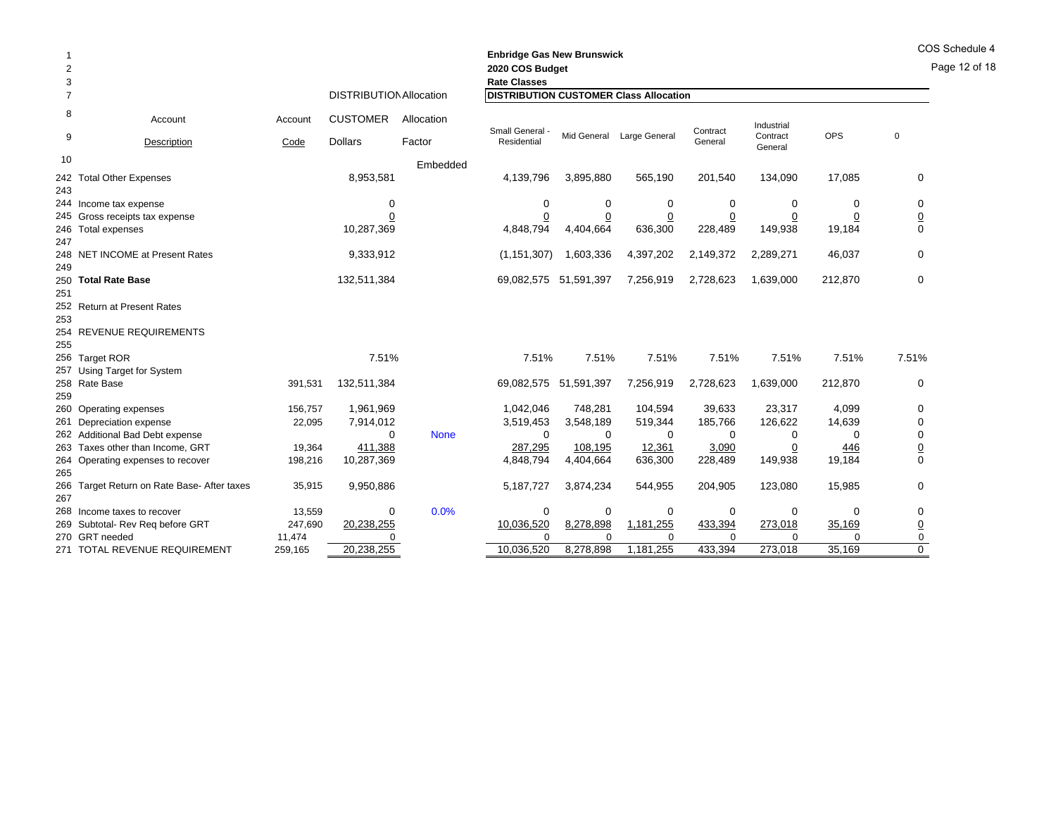COS Schedule 4

**Enbridge Gas New Brunswick**
**2020 COS Budget**
**Rate Classes**

| | Account Description | Account Code | DISTRIBUTION CUSTOMER Dollars | Allocation Factor | Small General - Residential | Mid General | Large General | Contract General | Industrial Contract General | OPS | 0 |
|---|---|---|---|---|---|---|---|---|---|---|---|
| 1 | | | | | | | | | | | |
| 2 | | | | | | | | | | | |
| 3 | | | | | | | | | | | |
| 7 | | | DISTRIBUTION Allocation | | DISTRIBUTION CUSTOMER Class Allocation | | | | | | |
| 10 | | | | Embedded | | | | | | | |
| 242 | Total Other Expenses | | 8,953,581 | | 4,139,796 | 3,895,880 | 565,190 | 201,540 | 134,090 | 17,085 | 0 |
| 243 | | | | | | | | | | | |
| 244 | Income tax expense | | 0 | | 0 | 0 | 0 | 0 | 0 | 0 | 0 |
| 245 | Gross receipts tax expense | | 0 | | 0 | 0 | 0 | 0 | 0 | 0 | 0 |
| 246 | Total expenses | | 10,287,369 | | 4,848,794 | 4,404,664 | 636,300 | 228,489 | 149,938 | 19,184 | 0 |
| 247 | | | | | | | | | | | |
| 248 | NET INCOME at Present Rates | | 9,333,912 | | (1,151,307) | 1,603,336 | 4,397,202 | 2,149,372 | 2,289,271 | 46,037 | 0 |
| 249 | | | | | | | | | | | |
| 250 | **Total Rate Base** | | 132,511,384 | | 69,082,575 | 51,591,397 | 7,256,919 | 2,728,623 | 1,639,000 | 212,870 | 0 |
| 251 | | | | | | | | | | | |
| 252 | Return at Present Rates | | | | | | | | | | |
| 253 | | | | | | | | | | | |
| 254 | REVENUE REQUIREMENTS | | | | | | | | | | |
| 255 | | | | | | | | | | | |
| 256 | Target ROR | | 7.51% | | 7.51% | 7.51% | 7.51% | 7.51% | 7.51% | 7.51% | 7.51% |
| 257 | Using Target for System | | | | | | | | | | |
| 258 | Rate Base | 391,531 | 132,511,384 | | 69,082,575 | 51,591,397 | 7,256,919 | 2,728,623 | 1,639,000 | 212,870 | 0 |
| 259 | | | | | | | | | | | |
| 260 | Operating expenses | 156,757 | 1,961,969 | | 1,042,046 | 748,281 | 104,594 | 39,633 | 23,317 | 4,099 | 0 |
| 261 | Depreciation expense | 22,095 | 7,914,012 | | 3,519,453 | 3,548,189 | 519,344 | 185,766 | 126,622 | 14,639 | 0 |
| 262 | Additional Bad Debt expense | | 0 | None | 0 | 0 | 0 | 0 | 0 | 0 | 0 |
| 263 | Taxes other than Income, GRT | 19,364 | 411,388 | | 287,295 | 108,195 | 12,361 | 3,090 | 0 | 446 | 0 |
| 264 | Operating expenses to recover | 198,216 | 10,287,369 | | 4,848,794 | 4,404,664 | 636,300 | 228,489 | 149,938 | 19,184 | 0 |
| 265 | | | | | | | | | | | |
| 266 | Target Return on Rate Base- After taxes | 35,915 | 9,950,886 | | 5,187,727 | 3,874,234 | 544,955 | 204,905 | 123,080 | 15,985 | 0 |
| 267 | | | | | | | | | | | |
| 268 | Income taxes to recover | 13,559 | 0 | 0.0% | 0 | 0 | 0 | 0 | 0 | 0 | 0 |
| 269 | Subtotal- Rev Req before GRT | 247,690 | 20,238,255 | | 10,036,520 | 8,278,898 | 1,181,255 | 433,394 | 273,018 | 35,169 | 0 |
| 270 | GRT needed | 11,474 | 0 | | 0 | 0 | 0 | 0 | 0 | 0 | 0 |
| 271 | TOTAL REVENUE REQUIREMENT | 259,165 | 20,238,255 | | 10,036,520 | 8,278,898 | 1,181,255 | 433,394 | 273,018 | 35,169 | 0 |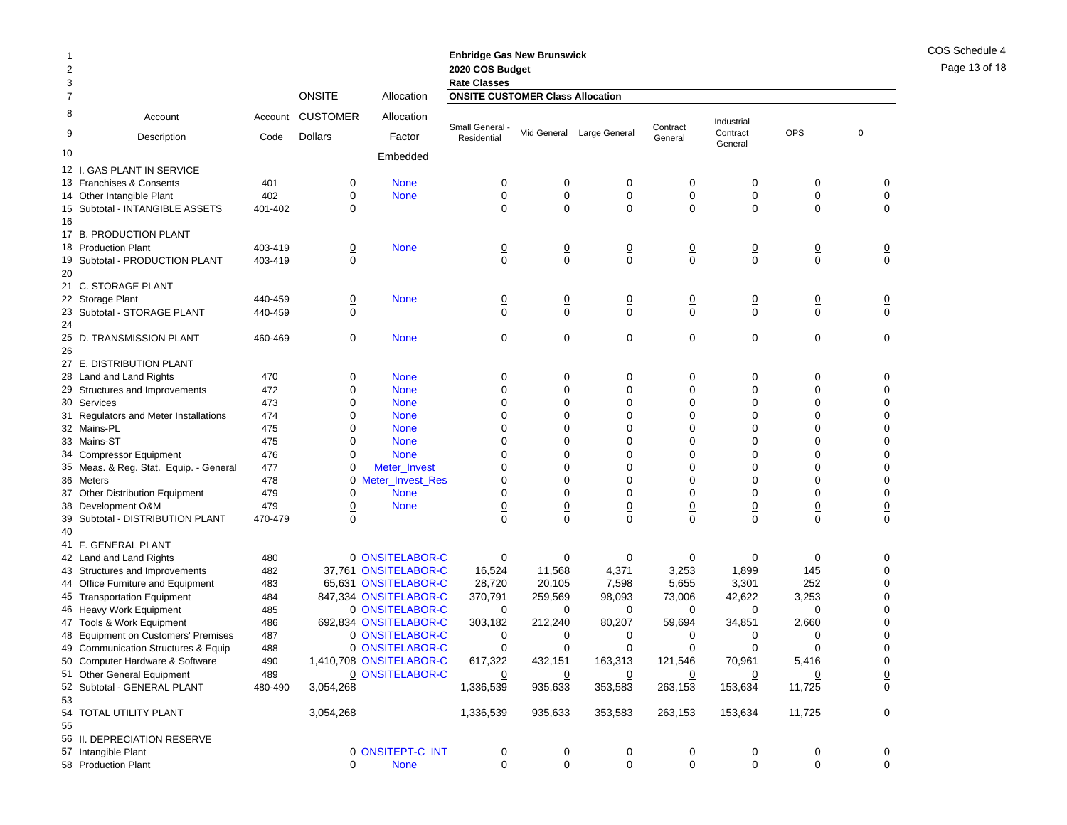Enbridge Gas New Brunswick
2020 COS Budget
Rate Classes

| Line | Account Description | Account Code | ONSITE CUSTOMER Dollars | Allocation Factor Embedded | Small General - Residential | Mid General | Large General | Contract General | Industrial Contract General | OPS | 0 |
|---|---|---|---|---|---|---|---|---|---|---|---|
| 12 | I. GAS PLANT IN SERVICE | | | | | | | | | | |
| 13 | Franchises & Consents | 401 | 0 | None | 0 | 0 | 0 | 0 | 0 | 0 | 0 |
| 14 | Other Intangible Plant | 402 | 0 | None | 0 | 0 | 0 | 0 | 0 | 0 | 0 |
| 15 | Subtotal - INTANGIBLE ASSETS | 401-402 | 0 | | 0 | 0 | 0 | 0 | 0 | 0 | 0 |
| 16 | | | | | | | | | | | |
| 17 | B. PRODUCTION PLANT | | | | | | | | | | |
| 18 | Production Plant | 403-419 | 0 | None | 0 | 0 | 0 | 0 | 0 | 0 | 0 |
| 19 | Subtotal - PRODUCTION PLANT | 403-419 | 0 | | 0 | 0 | 0 | 0 | 0 | 0 | 0 |
| 20 | | | | | | | | | | | |
| 21 | C. STORAGE PLANT | | | | | | | | | | |
| 22 | Storage Plant | 440-459 | 0 | None | 0 | 0 | 0 | 0 | 0 | 0 | 0 |
| 23 | Subtotal - STORAGE PLANT | 440-459 | 0 | | 0 | 0 | 0 | 0 | 0 | 0 | 0 |
| 24 | | | | | | | | | | | |
| 25 | D. TRANSMISSION PLANT | 460-469 | 0 | None | 0 | 0 | 0 | 0 | 0 | 0 | 0 |
| 26 | | | | | | | | | | | |
| 27 | E. DISTRIBUTION PLANT | | | | | | | | | | |
| 28 | Land and Land Rights | 470 | 0 | None | 0 | 0 | 0 | 0 | 0 | 0 | 0 |
| 29 | Structures and Improvements | 472 | 0 | None | 0 | 0 | 0 | 0 | 0 | 0 | 0 |
| 30 | Services | 473 | 0 | None | 0 | 0 | 0 | 0 | 0 | 0 | 0 |
| 31 | Regulators and Meter Installations | 474 | 0 | None | 0 | 0 | 0 | 0 | 0 | 0 | 0 |
| 32 | Mains-PL | 475 | 0 | None | 0 | 0 | 0 | 0 | 0 | 0 | 0 |
| 33 | Mains-ST | 475 | 0 | None | 0 | 0 | 0 | 0 | 0 | 0 | 0 |
| 34 | Compressor Equipment | 476 | 0 | None | 0 | 0 | 0 | 0 | 0 | 0 | 0 |
| 35 | Meas. & Reg. Stat. Equip. - General | 477 | 0 | Meter_Invest | 0 | 0 | 0 | 0 | 0 | 0 | 0 |
| 36 | Meters | 478 | 0 | Meter_Invest_Res | 0 | 0 | 0 | 0 | 0 | 0 | 0 |
| 37 | Other Distribution Equipment | 479 | 0 | None | 0 | 0 | 0 | 0 | 0 | 0 | 0 |
| 38 | Development O&M | 479 | 0 | None | 0 | 0 | 0 | 0 | 0 | 0 | 0 |
| 39 | Subtotal - DISTRIBUTION PLANT | 470-479 | 0 | | 0 | 0 | 0 | 0 | 0 | 0 | 0 |
| 40 | | | | | | | | | | | |
| 41 | F. GENERAL PLANT | | | | | | | | | | |
| 42 | Land and Land Rights | 480 | 0 | ONSITELABOR-C | 0 | 0 | 0 | 0 | 0 | 0 | 0 |
| 43 | Structures and Improvements | 482 | 37,761 | ONSITELABOR-C | 16,524 | 11,568 | 4,371 | 3,253 | 1,899 | 145 | 0 |
| 44 | Office Furniture and Equipment | 483 | 65,631 | ONSITELABOR-C | 28,720 | 20,105 | 7,598 | 5,655 | 3,301 | 252 | 0 |
| 45 | Transportation Equipment | 484 | 847,334 | ONSITELABOR-C | 370,791 | 259,569 | 98,093 | 73,006 | 42,622 | 3,253 | 0 |
| 46 | Heavy Work Equipment | 485 | 0 | ONSITELABOR-C | 0 | 0 | 0 | 0 | 0 | 0 | 0 |
| 47 | Tools & Work Equipment | 486 | 692,834 | ONSITELABOR-C | 303,182 | 212,240 | 80,207 | 59,694 | 34,851 | 2,660 | 0 |
| 48 | Equipment on Customers' Premises | 487 | 0 | ONSITELABOR-C | 0 | 0 | 0 | 0 | 0 | 0 | 0 |
| 49 | Communication Structures & Equip | 488 | 0 | ONSITELABOR-C | 0 | 0 | 0 | 0 | 0 | 0 | 0 |
| 50 | Computer Hardware & Software | 490 | 1,410,708 | ONSITELABOR-C | 617,322 | 432,151 | 163,313 | 121,546 | 70,961 | 5,416 | 0 |
| 51 | Other General Equipment | 489 | 0 | ONSITELABOR-C | 0 | 0 | 0 | 0 | 0 | 0 | 0 |
| 52 | Subtotal - GENERAL PLANT | 480-490 | 3,054,268 | | 1,336,539 | 935,633 | 353,583 | 263,153 | 153,634 | 11,725 | 0 |
| 53 | | | | | | | | | | | |
| 54 | TOTAL UTILITY PLANT | | 3,054,268 | | 1,336,539 | 935,633 | 353,583 | 263,153 | 153,634 | 11,725 | 0 |
| 55 | | | | | | | | | | | |
| 56 | II. DEPRECIATION RESERVE | | | | | | | | | | |
| 57 | Intangible Plant | | 0 | ONSITEPT-C_INT | 0 | 0 | 0 | 0 | 0 | 0 | 0 |
| 58 | Production Plant | | 0 | None | 0 | 0 | 0 | 0 | 0 | 0 | 0 |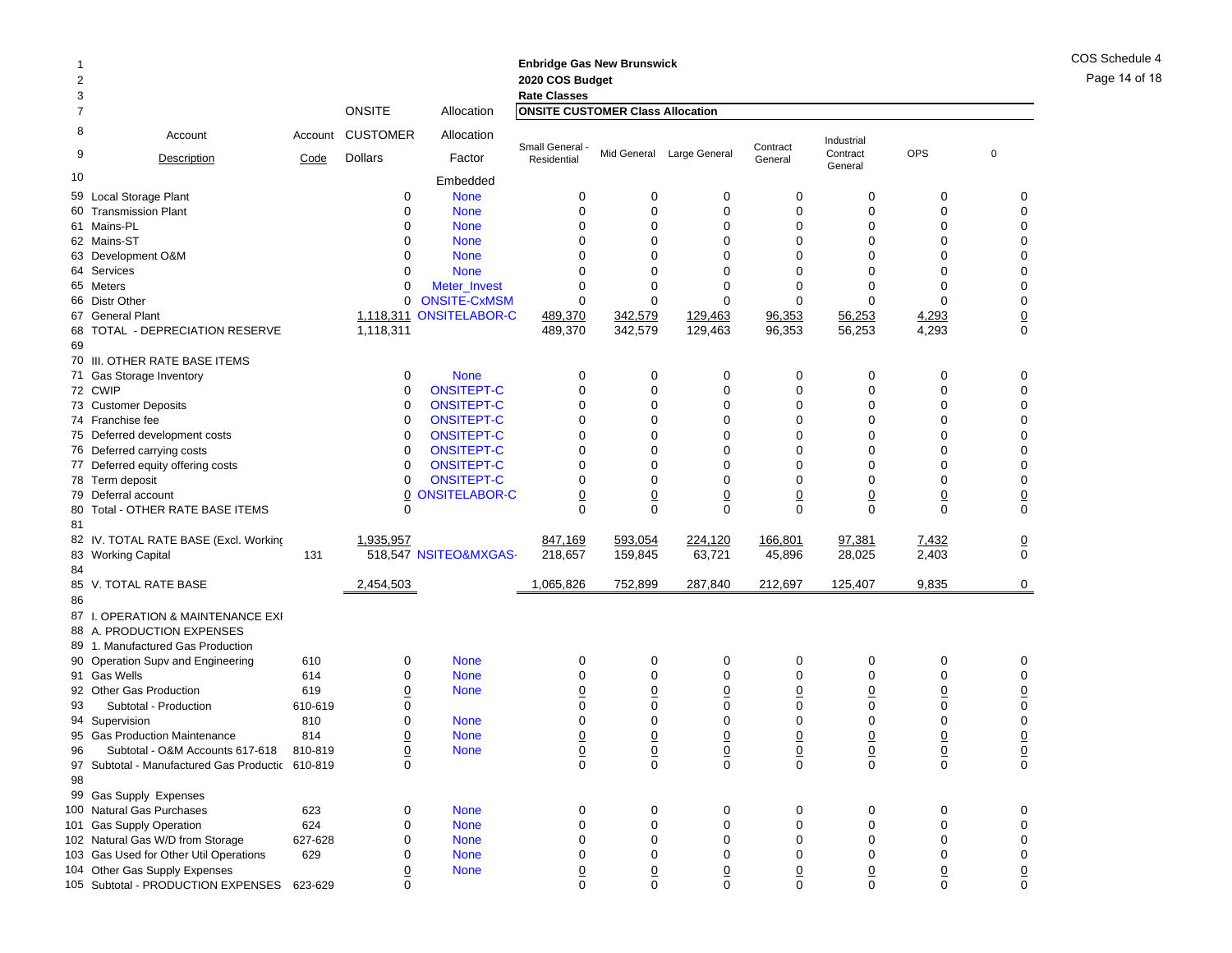Enbridge Gas New Brunswick
2020 COS Budget
Rate Classes

| Line | Account Description | Account Code | ONSITE CUSTOMER Dollars | Allocation Factor | Small General - Residential | Mid General | Large General | Contract General | Industrial Contract General | OPS | 0 |
|---|---|---|---|---|---|---|---|---|---|---|---|
| 7 | | | | | **ONSITE CUSTOMER Class Allocation** | | | | | | |
| 10 | | | | Embedded | | | | | | | |
| 59 | Local Storage Plant | | 0 | None | 0 | 0 | 0 | 0 | 0 | 0 | 0 |
| 60 | Transmission Plant | | 0 | None | 0 | 0 | 0 | 0 | 0 | 0 | 0 |
| 61 | Mains-PL | | 0 | None | 0 | 0 | 0 | 0 | 0 | 0 | 0 |
| 62 | Mains-ST | | 0 | None | 0 | 0 | 0 | 0 | 0 | 0 | 0 |
| 63 | Development O&M | | 0 | None | 0 | 0 | 0 | 0 | 0 | 0 | 0 |
| 64 | Services | | 0 | None | 0 | 0 | 0 | 0 | 0 | 0 | 0 |
| 65 | Meters | | 0 | Meter_Invest | 0 | 0 | 0 | 0 | 0 | 0 | 0 |
| 66 | Distr Other | | 0 | ONSITE-CxMSM | 0 | 0 | 0 | 0 | 0 | 0 | 0 |
| 67 | General Plant | | 1,118,311 | ONSITELABOR-C | 489,370 | 342,579 | 129,463 | 96,353 | 56,253 | 4,293 | 0 |
| 68 | TOTAL - DEPRECIATION RESERVE | | 1,118,311 | | 489,370 | 342,579 | 129,463 | 96,353 | 56,253 | 4,293 | 0 |
| 69 | | | | | | | | | | | |
| 70 | III. OTHER RATE BASE ITEMS | | | | | | | | | | |
| 71 | Gas Storage Inventory | | 0 | None | 0 | 0 | 0 | 0 | 0 | 0 | 0 |
| 72 | CWIP | | 0 | ONSITEPT-C | 0 | 0 | 0 | 0 | 0 | 0 | 0 |
| 73 | Customer Deposits | | 0 | ONSITEPT-C | 0 | 0 | 0 | 0 | 0 | 0 | 0 |
| 74 | Franchise fee | | 0 | ONSITEPT-C | 0 | 0 | 0 | 0 | 0 | 0 | 0 |
| 75 | Deferred development costs | | 0 | ONSITEPT-C | 0 | 0 | 0 | 0 | 0 | 0 | 0 |
| 76 | Deferred carrying costs | | 0 | ONSITEPT-C | 0 | 0 | 0 | 0 | 0 | 0 | 0 |
| 77 | Deferred equity offering costs | | 0 | ONSITEPT-C | 0 | 0 | 0 | 0 | 0 | 0 | 0 |
| 78 | Term deposit | | 0 | ONSITEPT-C | 0 | 0 | 0 | 0 | 0 | 0 | 0 |
| 79 | Deferral account | | 0 | ONSITELABOR-C | 0 | 0 | 0 | 0 | 0 | 0 | 0 |
| 80 | Total - OTHER RATE BASE ITEMS | | 0 | | 0 | 0 | 0 | 0 | 0 | 0 | 0 |
| 81 | | | | | | | | | | | |
| 82 | IV. TOTAL RATE BASE (Excl. Working | | 1,935,957 | | 847,169 | 593,054 | 224,120 | 166,801 | 97,381 | 7,432 | 0 |
| 83 | Working Capital | 131 | 518,547 | NSITEO&MXGAS- | 218,657 | 159,845 | 63,721 | 45,896 | 28,025 | 2,403 | 0 |
| 84 | | | | | | | | | | | |
| 85 | V. TOTAL RATE BASE | | 2,454,503 | | 1,065,826 | 752,899 | 287,840 | 212,697 | 125,407 | 9,835 | 0 |
| 86 | | | | | | | | | | | |
| 87 | I. OPERATION & MAINTENANCE EXI | | | | | | | | | | |
| 88 | A. PRODUCTION EXPENSES | | | | | | | | | | |
| 89 | 1. Manufactured Gas Production | | | | | | | | | | |
| 90 | Operation Supv and Engineering | 610 | 0 | None | 0 | 0 | 0 | 0 | 0 | 0 | 0 |
| 91 | Gas Wells | 614 | 0 | None | 0 | 0 | 0 | 0 | 0 | 0 | 0 |
| 92 | Other Gas Production | 619 | 0 | None | 0 | 0 | 0 | 0 | 0 | 0 | 0 |
| 93 | Subtotal - Production | 610-619 | 0 | | 0 | 0 | 0 | 0 | 0 | 0 | 0 |
| 94 | Supervision | 810 | 0 | None | 0 | 0 | 0 | 0 | 0 | 0 | 0 |
| 95 | Gas Production Maintenance | 814 | 0 | None | 0 | 0 | 0 | 0 | 0 | 0 | 0 |
| 96 | Subtotal - O&M Accounts 617-618 | 810-819 | 0 | None | 0 | 0 | 0 | 0 | 0 | 0 | 0 |
| 97 | Subtotal - Manufactured Gas Productic | 610-819 | 0 | | 0 | 0 | 0 | 0 | 0 | 0 | 0 |
| 98 | | | | | | | | | | | |
| 99 | Gas Supply Expenses | | | | | | | | | | |
| 100 | Natural Gas Purchases | 623 | 0 | None | 0 | 0 | 0 | 0 | 0 | 0 | 0 |
| 101 | Gas Supply Operation | 624 | 0 | None | 0 | 0 | 0 | 0 | 0 | 0 | 0 |
| 102 | Natural Gas W/D from Storage | 627-628 | 0 | None | 0 | 0 | 0 | 0 | 0 | 0 | 0 |
| 103 | Gas Used for Other Util Operations | 629 | 0 | None | 0 | 0 | 0 | 0 | 0 | 0 | 0 |
| 104 | Other Gas Supply Expenses | | 0 | None | 0 | 0 | 0 | 0 | 0 | 0 | 0 |
| 105 | Subtotal - PRODUCTION EXPENSES | 623-629 | 0 | | 0 | 0 | 0 | 0 | 0 | 0 | 0 |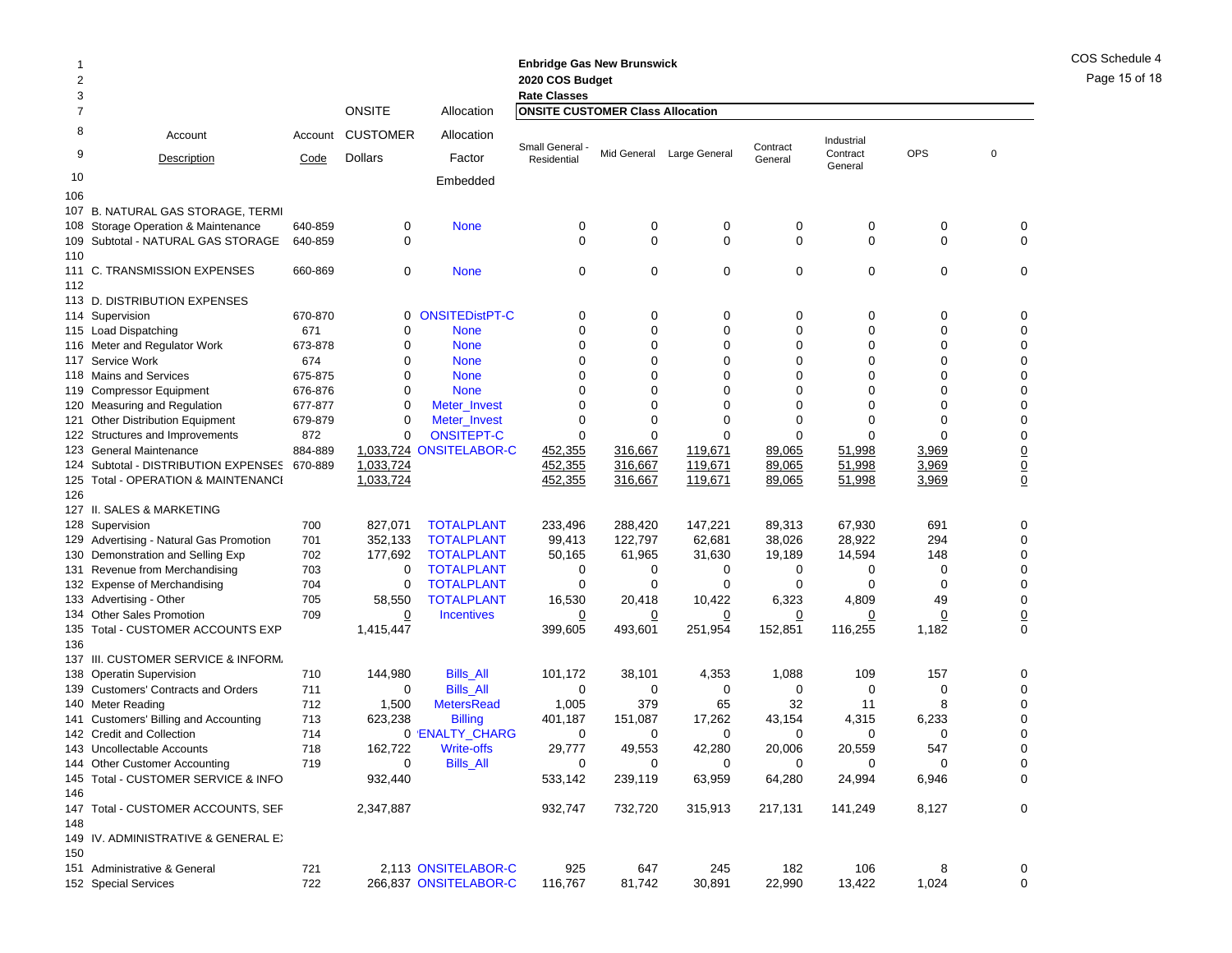Enbridge Gas New Brunswick
2020 COS Budget
Rate Classes

| Line | Account Description | Account Code | ONSITE CUSTOMER Dollars | Allocation Factor Embedded | Small General - Residential | Mid General | Large General | Contract General | Industrial Contract General | OPS | 0 |
|---|---|---|---|---|---|---|---|---|---|---|---|
| | | | | | **ONSITE CUSTOMER Class Allocation** | | | | | | |
| 106 | | | | | | | | | | | |
| 107 | B. NATURAL GAS STORAGE, TERMI | | | | | | | | | | |
| 108 | Storage Operation & Maintenance | 640-859 | 0 | None | 0 | 0 | 0 | 0 | 0 | 0 | 0 |
| 109 | Subtotal - NATURAL GAS STORAGE | 640-859 | 0 | | 0 | 0 | 0 | 0 | 0 | 0 | 0 |
| 110 | | | | | | | | | | | |
| 111 | C. TRANSMISSION EXPENSES | 660-869 | 0 | None | 0 | 0 | 0 | 0 | 0 | 0 | 0 |
| 112 | | | | | | | | | | | |
| 113 | D. DISTRIBUTION EXPENSES | | | | | | | | | | |
| 114 | Supervision | 670-870 | 0 | ONSITEDistPT-C | 0 | 0 | 0 | 0 | 0 | 0 | 0 |
| 115 | Load Dispatching | 671 | 0 | None | 0 | 0 | 0 | 0 | 0 | 0 | 0 |
| 116 | Meter and Regulator Work | 673-878 | 0 | None | 0 | 0 | 0 | 0 | 0 | 0 | 0 |
| 117 | Service Work | 674 | 0 | None | 0 | 0 | 0 | 0 | 0 | 0 | 0 |
| 118 | Mains and Services | 675-875 | 0 | None | 0 | 0 | 0 | 0 | 0 | 0 | 0 |
| 119 | Compressor Equipment | 676-876 | 0 | None | 0 | 0 | 0 | 0 | 0 | 0 | 0 |
| 120 | Measuring and Regulation | 677-877 | 0 | Meter_Invest | 0 | 0 | 0 | 0 | 0 | 0 | 0 |
| 121 | Other Distribution Equipment | 679-879 | 0 | Meter_Invest | 0 | 0 | 0 | 0 | 0 | 0 | 0 |
| 122 | Structures and Improvements | 872 | 0 | ONSITEPT-C | 0 | 0 | 0 | 0 | 0 | 0 | 0 |
| 123 | General Maintenance | 884-889 | 1,033,724 | ONSITELABOR-C | 452,355 | 316,667 | 119,671 | 89,065 | 51,998 | 3,969 | 0 |
| 124 | Subtotal - DISTRIBUTION EXPENSES | 670-889 | 1,033,724 | | 452,355 | 316,667 | 119,671 | 89,065 | 51,998 | 3,969 | 0 |
| 125 | Total - OPERATION & MAINTENANCE | | 1,033,724 | | 452,355 | 316,667 | 119,671 | 89,065 | 51,998 | 3,969 | 0 |
| 126 | | | | | | | | | | | |
| 127 | II. SALES & MARKETING | | | | | | | | | | |
| 128 | Supervision | 700 | 827,071 | TOTALPLANT | 233,496 | 288,420 | 147,221 | 89,313 | 67,930 | 691 | 0 |
| 129 | Advertising - Natural Gas Promotion | 701 | 352,133 | TOTALPLANT | 99,413 | 122,797 | 62,681 | 38,026 | 28,922 | 294 | 0 |
| 130 | Demonstration and Selling Exp | 702 | 177,692 | TOTALPLANT | 50,165 | 61,965 | 31,630 | 19,189 | 14,594 | 148 | 0 |
| 131 | Revenue from Merchandising | 703 | 0 | TOTALPLANT | 0 | 0 | 0 | 0 | 0 | 0 | 0 |
| 132 | Expense of Merchandising | 704 | 0 | TOTALPLANT | 0 | 0 | 0 | 0 | 0 | 0 | 0 |
| 133 | Advertising - Other | 705 | 58,550 | TOTALPLANT | 16,530 | 20,418 | 10,422 | 6,323 | 4,809 | 49 | 0 |
| 134 | Other Sales Promotion | 709 | 0 | Incentives | 0 | 0 | 0 | 0 | 0 | 0 | 0 |
| 135 | Total - CUSTOMER ACCOUNTS EXP | | 1,415,447 | | 399,605 | 493,601 | 251,954 | 152,851 | 116,255 | 1,182 | 0 |
| 136 | | | | | | | | | | | |
| 137 | III. CUSTOMER SERVICE & INFORM. | | | | | | | | | | |
| 138 | Operatin Supervision | 710 | 144,980 | Bills_All | 101,172 | 38,101 | 4,353 | 1,088 | 109 | 157 | 0 |
| 139 | Customers' Contracts and Orders | 711 | 0 | Bills_All | 0 | 0 | 0 | 0 | 0 | 0 | 0 |
| 140 | Meter Reading | 712 | 1,500 | MetersRead | 1,005 | 379 | 65 | 32 | 11 | 8 | 0 |
| 141 | Customers' Billing and Accounting | 713 | 623,238 | Billing | 401,187 | 151,087 | 17,262 | 43,154 | 4,315 | 6,233 | 0 |
| 142 | Credit and Collection | 714 | 0 | ENALTY_CHARG | 0 | 0 | 0 | 0 | 0 | 0 | 0 |
| 143 | Uncollectable Accounts | 718 | 162,722 | Write-offs | 29,777 | 49,553 | 42,280 | 20,006 | 20,559 | 547 | 0 |
| 144 | Other Customer Accounting | 719 | 0 | Bills_All | 0 | 0 | 0 | 0 | 0 | 0 | 0 |
| 145 | Total - CUSTOMER SERVICE & INFO | | 932,440 | | 533,142 | 239,119 | 63,959 | 64,280 | 24,994 | 6,946 | 0 |
| 146 | | | | | | | | | | | |
| 147 | Total - CUSTOMER ACCOUNTS, SEF | | 2,347,887 | | 932,747 | 732,720 | 315,913 | 217,131 | 141,249 | 8,127 | 0 |
| 148 | | | | | | | | | | | |
| 149 | IV. ADMINISTRATIVE & GENERAL E) | | | | | | | | | | |
| 150 | | | | | | | | | | | |
| 151 | Administrative & General | 721 | 2,113 | ONSITELABOR-C | 925 | 647 | 245 | 182 | 106 | 8 | 0 |
| 152 | Special Services | 722 | 266,837 | ONSITELABOR-C | 116,767 | 81,742 | 30,891 | 22,990 | 13,422 | 1,024 | 0 |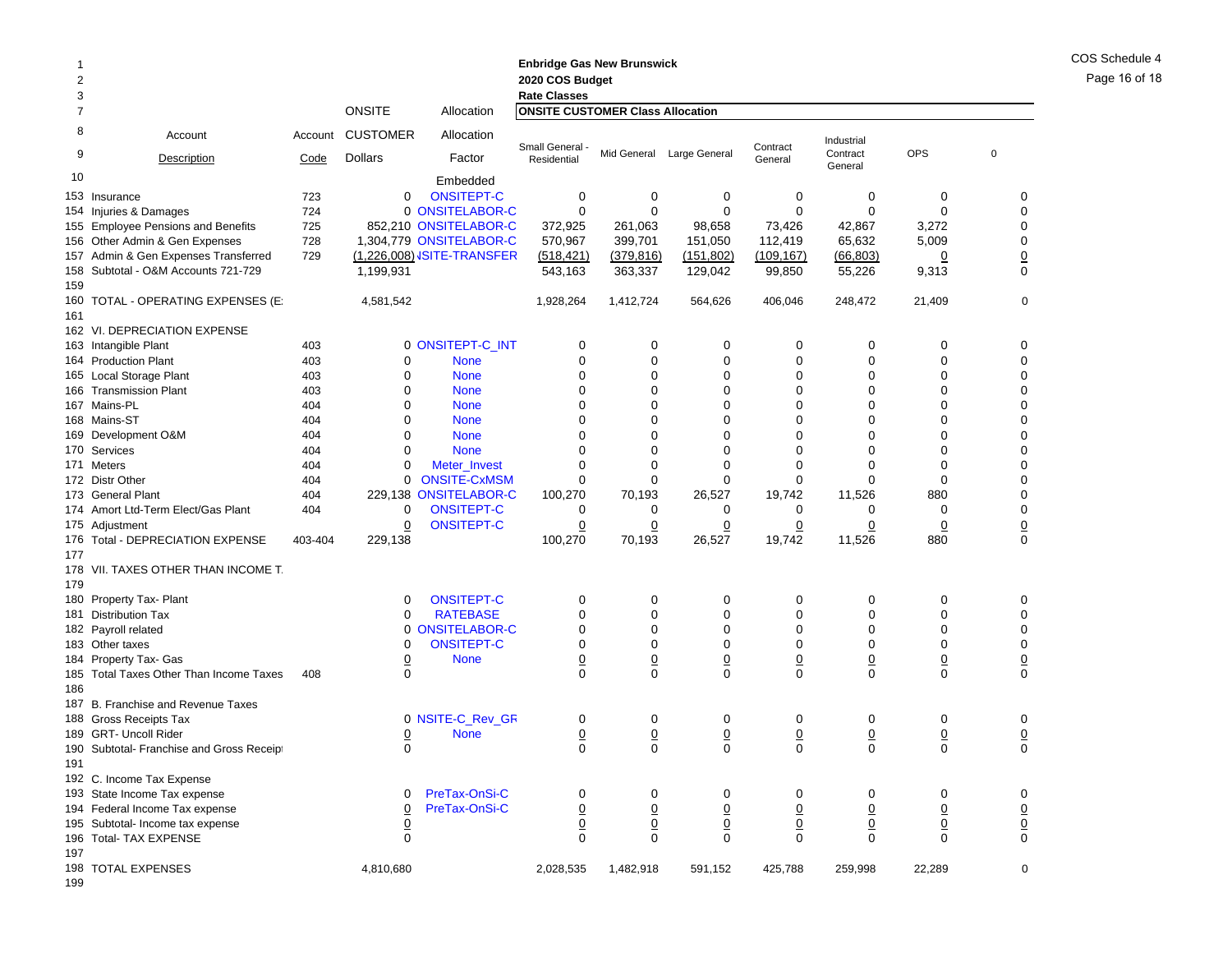**Enbridge Gas New Brunswick**
**2020 COS Budget**
**Rate Classes**

| Line | Account Description | Account Code | ONSITE CUSTOMER Dollars | Allocation Factor | Small General - Residential | Mid General | Large General | Contract General | Industrial Contract General | OPS | 0 |
|---|---|---|---|---|---|---|---|---|---|---|---|
| 7 | | | | | **ONSITE CUSTOMER Class Allocation** | | | | | | |
| 10 | | | | Embedded | | | | | | | |
| 153 | Insurance | 723 | 0 | ONSITEPT-C | 0 | 0 | 0 | 0 | 0 | 0 | 0 |
| 154 | Injuries & Damages | 724 | 0 | ONSITELABOR-C | 0 | 0 | 0 | 0 | 0 | 0 | 0 |
| 155 | Employee Pensions and Benefits | 725 | 852,210 | ONSITELABOR-C | 372,925 | 261,063 | 98,658 | 73,426 | 42,867 | 3,272 | 0 |
| 156 | Other Admin & Gen Expenses | 728 | 1,304,779 | ONSITELABOR-C | 570,967 | 399,701 | 151,050 | 112,419 | 65,632 | 5,009 | 0 |
| 157 | Admin & Gen Expenses Transferred | 729 | (1,226,008) | ONSITE-TRANSFER | (518,421) | (379,816) | (151,802) | (109,167) | (66,803) | 0 | 0 |
| 158 | Subtotal - O&M Accounts 721-729 | | 1,199,931 | | 543,163 | 363,337 | 129,042 | 99,850 | 55,226 | 9,313 | 0 |
| 159 | | | | | | | | | | | |
| 160 | TOTAL - OPERATING EXPENSES (E: | | 4,581,542 | | 1,928,264 | 1,412,724 | 564,626 | 406,046 | 248,472 | 21,409 | 0 |
| 161 | | | | | | | | | | | |
| 162 | VI. DEPRECIATION EXPENSE | | | | | | | | | | |
| 163 | Intangible Plant | 403 | 0 | ONSITEPT-C_INT | 0 | 0 | 0 | 0 | 0 | 0 | 0 |
| 164 | Production Plant | 403 | 0 | None | 0 | 0 | 0 | 0 | 0 | 0 | 0 |
| 165 | Local Storage Plant | 403 | 0 | None | 0 | 0 | 0 | 0 | 0 | 0 | 0 |
| 166 | Transmission Plant | 403 | 0 | None | 0 | 0 | 0 | 0 | 0 | 0 | 0 |
| 167 | Mains-PL | 404 | 0 | None | 0 | 0 | 0 | 0 | 0 | 0 | 0 |
| 168 | Mains-ST | 404 | 0 | None | 0 | 0 | 0 | 0 | 0 | 0 | 0 |
| 169 | Development O&M | 404 | 0 | None | 0 | 0 | 0 | 0 | 0 | 0 | 0 |
| 170 | Services | 404 | 0 | None | 0 | 0 | 0 | 0 | 0 | 0 | 0 |
| 171 | Meters | 404 | 0 | Meter_Invest | 0 | 0 | 0 | 0 | 0 | 0 | 0 |
| 172 | Distr Other | 404 | 0 | ONSITE-CxMSM | 0 | 0 | 0 | 0 | 0 | 0 | 0 |
| 173 | General Plant | 404 | 229,138 | ONSITELABOR-C | 100,270 | 70,193 | 26,527 | 19,742 | 11,526 | 880 | 0 |
| 174 | Amort Ltd-Term Elect/Gas Plant | 404 | 0 | ONSITEPT-C | 0 | 0 | 0 | 0 | 0 | 0 | 0 |
| 175 | Adjustment | | 0 | ONSITEPT-C | 0 | 0 | 0 | 0 | 0 | 0 | 0 |
| 176 | Total - DEPRECIATION EXPENSE | 403-404 | 229,138 | | 100,270 | 70,193 | 26,527 | 19,742 | 11,526 | 880 | 0 |
| 177 | | | | | | | | | | | |
| 178 | VII. TAXES OTHER THAN INCOME T. | | | | | | | | | | |
| 179 | | | | | | | | | | | |
| 180 | Property Tax- Plant | | 0 | ONSITEPT-C | 0 | 0 | 0 | 0 | 0 | 0 | 0 |
| 181 | Distribution Tax | | 0 | RATEBASE | 0 | 0 | 0 | 0 | 0 | 0 | 0 |
| 182 | Payroll related | | 0 | ONSITELABOR-C | 0 | 0 | 0 | 0 | 0 | 0 | 0 |
| 183 | Other taxes | | 0 | ONSITEPT-C | 0 | 0 | 0 | 0 | 0 | 0 | 0 |
| 184 | Property Tax- Gas | | 0 | None | 0 | 0 | 0 | 0 | 0 | 0 | 0 |
| 185 | Total Taxes Other Than Income Taxes | 408 | 0 | | 0 | 0 | 0 | 0 | 0 | 0 | 0 |
| 186 | | | | | | | | | | | |
| 187 | B. Franchise and Revenue Taxes | | | | | | | | | | |
| 188 | Gross Receipts Tax | | 0 | NSITE-C_Rev_GR | 0 | 0 | 0 | 0 | 0 | 0 | 0 |
| 189 | GRT- Uncoll Rider | | 0 | None | 0 | 0 | 0 | 0 | 0 | 0 | 0 |
| 190 | Subtotal- Franchise and Gross Receipt | | 0 | | 0 | 0 | 0 | 0 | 0 | 0 | 0 |
| 191 | | | | | | | | | | | |
| 192 | C. Income Tax Expense | | | | | | | | | | |
| 193 | State Income Tax expense | | 0 | PreTax-OnSi-C | 0 | 0 | 0 | 0 | 0 | 0 | 0 |
| 194 | Federal Income Tax expense | | 0 | PreTax-OnSi-C | 0 | 0 | 0 | 0 | 0 | 0 | 0 |
| 195 | Subtotal- Income tax expense | | 0 | | 0 | 0 | 0 | 0 | 0 | 0 | 0 |
| 196 | Total- TAX EXPENSE | | 0 | | 0 | 0 | 0 | 0 | 0 | 0 | 0 |
| 197 | | | | | | | | | | | |
| 198 | TOTAL EXPENSES | | 4,810,680 | | 2,028,535 | 1,482,918 | 591,152 | 425,788 | 259,998 | 22,289 | 0 |
| 199 | | | | | | | | | | | |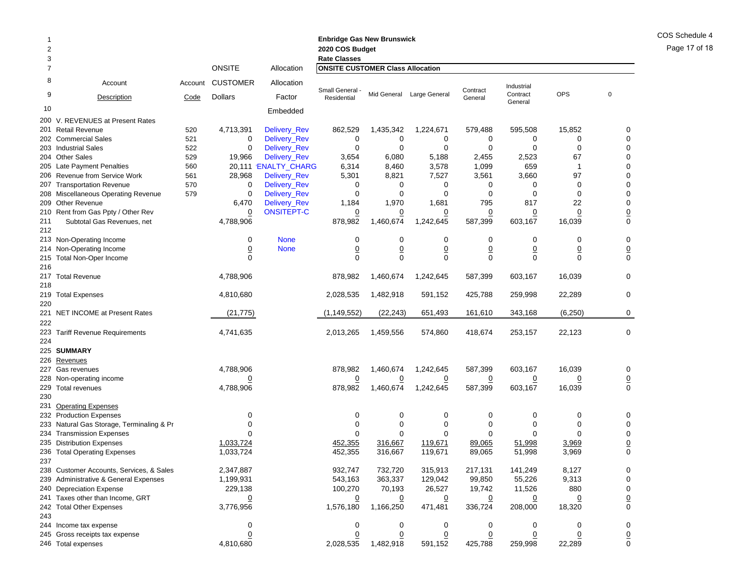**Enbridge Gas New Brunswick**
**2020 COS Budget**
**Rate Classes**

**ONSITE CUSTOMER Class Allocation**

| Line | Account Description | Account Code | ONSITE CUSTOMER Dollars | Allocation Factor Embedded | Small General - Residential | Mid General | Large General | Contract General | Industrial Contract General | OPS | 0 |
|---|---|---|---|---|---|---|---|---|---|---|---|
| 200 | V. REVENUES at Present Rates | | | | | | | | | | |
| 201 | Retail Revenue | 520 | 4,713,391 | Delivery_Rev | 862,529 | 1,435,342 | 1,224,671 | 579,488 | 595,508 | 15,852 | 0 |
| 202 | Commercial Sales | 521 | 0 | Delivery_Rev | 0 | 0 | 0 | 0 | 0 | 0 | 0 |
| 203 | Industrial Sales | 522 | 0 | Delivery_Rev | 0 | 0 | 0 | 0 | 0 | 0 | 0 |
| 204 | Other Sales | 529 | 19,966 | Delivery_Rev | 3,654 | 6,080 | 5,188 | 2,455 | 2,523 | 67 | 0 |
| 205 | Late Payment Penalties | 560 | 20,111 | 'ENALTY_CHARG | 6,314 | 8,460 | 3,578 | 1,099 | 659 | 1 | 0 |
| 206 | Revenue from Service Work | 561 | 28,968 | Delivery_Rev | 5,301 | 8,821 | 7,527 | 3,561 | 3,660 | 97 | 0 |
| 207 | Transportation Revenue | 570 | 0 | Delivery_Rev | 0 | 0 | 0 | 0 | 0 | 0 | 0 |
| 208 | Miscellaneous Operating Revenue | 579 | 0 | Delivery_Rev | 0 | 0 | 0 | 0 | 0 | 0 | 0 |
| 209 | Other Revenue | | 6,470 | Delivery_Rev | 1,184 | 1,970 | 1,681 | 795 | 817 | 22 | 0 |
| 210 | Rent from Gas Ppty / Other Rev | | 0 | ONSITEPT-C | 0 | 0 | 0 | 0 | 0 | 0 | 0 |
| 211 | Subtotal Gas Revenues, net | | 4,788,906 | | 878,982 | 1,460,674 | 1,242,645 | 587,399 | 603,167 | 16,039 | 0 |
| 212 | | | | | | | | | | | |
| 213 | Non-Operating Income | | 0 | None | 0 | 0 | 0 | 0 | 0 | 0 | 0 |
| 214 | Non-Operating Income | | 0 | None | 0 | 0 | 0 | 0 | 0 | 0 | 0 |
| 215 | Total Non-Oper Income | | 0 | | 0 | 0 | 0 | 0 | 0 | 0 | 0 |
| 216 | | | | | | | | | | | |
| 217 | Total Revenue | | 4,788,906 | | 878,982 | 1,460,674 | 1,242,645 | 587,399 | 603,167 | 16,039 | 0 |
| 218 | | | | | | | | | | | |
| 219 | Total Expenses | | 4,810,680 | | 2,028,535 | 1,482,918 | 591,152 | 425,788 | 259,998 | 22,289 | 0 |
| 220 | | | | | | | | | | | |
| 221 | NET INCOME at Present Rates | | (21,775) | | (1,149,552) | (22,243) | 651,493 | 161,610 | 343,168 | (6,250) | 0 |
| 222 | | | | | | | | | | | |
| 223 | Tariff Revenue Requirements | | 4,741,635 | | 2,013,265 | 1,459,556 | 574,860 | 418,674 | 253,157 | 22,123 | 0 |
| 224 | | | | | | | | | | | |
| 225 | **SUMMARY** | | | | | | | | | | |
| 226 | Revenues | | | | | | | | | | |
| 227 | Gas revenues | | 4,788,906 | | 878,982 | 1,460,674 | 1,242,645 | 587,399 | 603,167 | 16,039 | 0 |
| 228 | Non-operating income | | 0 | | 0 | 0 | 0 | 0 | 0 | 0 | 0 |
| 229 | Total revenues | | 4,788,906 | | 878,982 | 1,460,674 | 1,242,645 | 587,399 | 603,167 | 16,039 | 0 |
| 230 | | | | | | | | | | | |
| 231 | Operating Expenses | | | | | | | | | | |
| 232 | Production Expenses | | 0 | | 0 | 0 | 0 | 0 | 0 | 0 | 0 |
| 233 | Natural Gas Storage, Terminaling & Pr | | 0 | | 0 | 0 | 0 | 0 | 0 | 0 | 0 |
| 234 | Transmission Expenses | | 0 | | 0 | 0 | 0 | 0 | 0 | 0 | 0 |
| 235 | Distribution Expenses | | 1,033,724 | | 452,355 | 316,667 | 119,671 | 89,065 | 51,998 | 3,969 | 0 |
| 236 | Total Operating Expenses | | 1,033,724 | | 452,355 | 316,667 | 119,671 | 89,065 | 51,998 | 3,969 | 0 |
| 237 | | | | | | | | | | | |
| 238 | Customer Accounts, Services, & Sales | | 2,347,887 | | 932,747 | 732,720 | 315,913 | 217,131 | 141,249 | 8,127 | 0 |
| 239 | Administrative & General Expenses | | 1,199,931 | | 543,163 | 363,337 | 129,042 | 99,850 | 55,226 | 9,313 | 0 |
| 240 | Depreciation Expense | | 229,138 | | 100,270 | 70,193 | 26,527 | 19,742 | 11,526 | 880 | 0 |
| 241 | Taxes other than Income, GRT | | 0 | | 0 | 0 | 0 | 0 | 0 | 0 | 0 |
| 242 | Total Other Expenses | | 3,776,956 | | 1,576,180 | 1,166,250 | 471,481 | 336,724 | 208,000 | 18,320 | 0 |
| 243 | | | | | | | | | | | |
| 244 | Income tax expense | | 0 | | 0 | 0 | 0 | 0 | 0 | 0 | 0 |
| 245 | Gross receipts tax expense | | 0 | | 0 | 0 | 0 | 0 | 0 | 0 | 0 |
| 246 | Total expenses | | 4,810,680 | | 2,028,535 | 1,482,918 | 591,152 | 425,788 | 259,998 | 22,289 | 0 |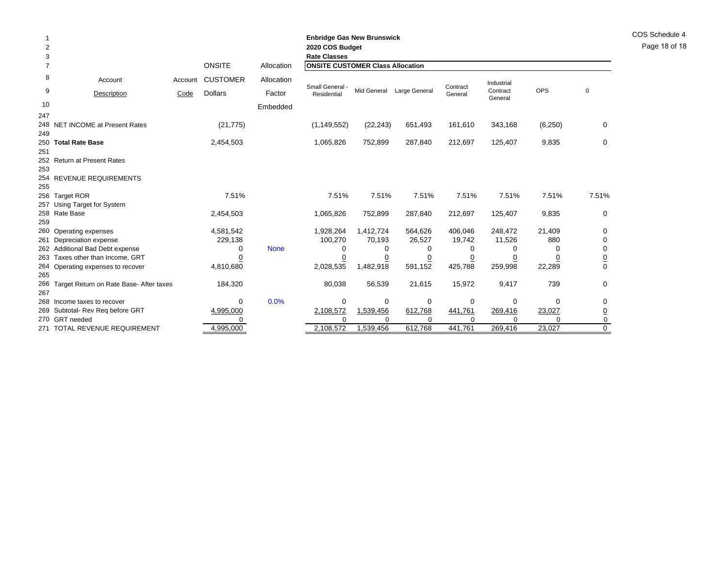**Enbridge Gas New Brunswick**
**2020 COS Budget**
**Rate Classes**

| | Account Description | Account Code | ONSITE CUSTOMER Dollars | Allocation Factor Embedded | Small General - Residential | Mid General | Large General | Contract General | Industrial Contract General | OPS | 0 |
|---|---|---|---|---|---|---|---|---|---|---|---|
| | | | | | **ONSITE CUSTOMER Class Allocation** | | | | | | |
| 247 | | | | | | | | | | | |
| 248 | NET INCOME at Present Rates | | (21,775) | | (1,149,552) | (22,243) | 651,493 | 161,610 | 343,168 | (6,250) | 0 |
| 249 | | | | | | | | | | | |
| 250 | **Total Rate Base** | | 2,454,503 | | 1,065,826 | 752,899 | 287,840 | 212,697 | 125,407 | 9,835 | 0 |
| 251 | | | | | | | | | | | |
| 252 | Return at Present Rates | | | | | | | | | | |
| 253 | | | | | | | | | | | |
| 254 | REVENUE REQUIREMENTS | | | | | | | | | | |
| 255 | | | | | | | | | | | |
| 256 | Target ROR | | 7.51% | | 7.51% | 7.51% | 7.51% | 7.51% | 7.51% | 7.51% | 7.51% |
| 257 | Using Target for System | | | | | | | | | | |
| 258 | Rate Base | | 2,454,503 | | 1,065,826 | 752,899 | 287,840 | 212,697 | 125,407 | 9,835 | 0 |
| 259 | | | | | | | | | | | |
| 260 | Operating expenses | | 4,581,542 | | 1,928,264 | 1,412,724 | 564,626 | 406,046 | 248,472 | 21,409 | 0 |
| 261 | Depreciation expense | | 229,138 | | 100,270 | 70,193 | 26,527 | 19,742 | 11,526 | 880 | 0 |
| 262 | Additional Bad Debt expense | | 0 | None | 0 | 0 | 0 | 0 | 0 | 0 | 0 |
| 263 | Taxes other than Income, GRT | | 0 | | 0 | 0 | 0 | 0 | 0 | 0 | 0 |
| 264 | Operating expenses to recover | | 4,810,680 | | 2,028,535 | 1,482,918 | 591,152 | 425,788 | 259,998 | 22,289 | 0 |
| 265 | | | | | | | | | | | |
| 266 | Target Return on Rate Base- After taxes | | 184,320 | | 80,038 | 56,539 | 21,615 | 15,972 | 9,417 | 739 | 0 |
| 267 | | | | | | | | | | | |
| 268 | Income taxes to recover | | 0 | 0.0% | 0 | 0 | 0 | 0 | 0 | 0 | 0 |
| 269 | Subtotal- Rev Req before GRT | | 4,995,000 | | 2,108,572 | 1,539,456 | 612,768 | 441,761 | 269,416 | 23,027 | 0 |
| 270 | GRT needed | | 0 | | 0 | 0 | 0 | 0 | 0 | 0 | 0 |
| 271 | TOTAL REVENUE REQUIREMENT | | 4,995,000 | | 2,108,572 | 1,539,456 | 612,768 | 441,761 | 269,416 | 23,027 | 0 |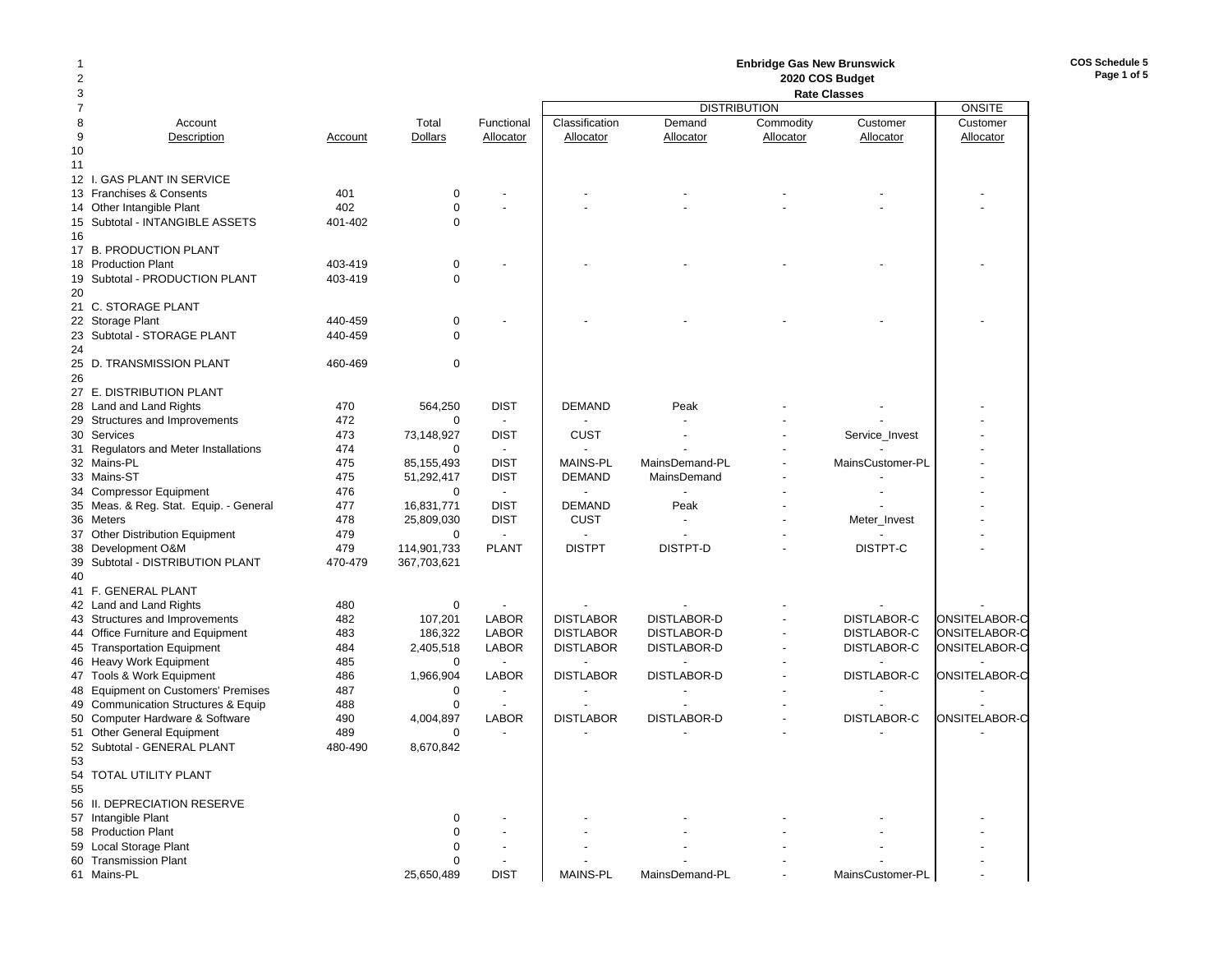**Enbridge Gas New Brunswick**
**2020 COS Budget**
**Rate Classes**

COS Schedule 5

| | Account Description | Account | Total Dollars | Functional Allocator | DISTRIBUTION Classification Allocator | Demand Allocator | Commodity Allocator | Customer Allocator | ONSITE Customer Allocator |
|---|---|---|---|---|---|---|---|---|---|
| 10 | | | | | | | | | |
| 11 | | | | | | | | | |
| 12 | I. GAS PLANT IN SERVICE | | | | | | | | |
| 13 | Franchises & Consents | 401 | 0 | - | - | - | - | - | - |
| 14 | Other Intangible Plant | 402 | 0 | - | - | - | - | - | - |
| 15 | Subtotal - INTANGIBLE ASSETS | 401-402 | 0 | | | | | | |
| 16 | | | | | | | | | |
| 17 | B. PRODUCTION PLANT | | | | | | | | |
| 18 | Production Plant | 403-419 | 0 | - | - | - | - | - | - |
| 19 | Subtotal - PRODUCTION PLANT | 403-419 | 0 | | | | | | |
| 20 | | | | | | | | | |
| 21 | C. STORAGE PLANT | | | | | | | | |
| 22 | Storage Plant | 440-459 | 0 | - | - | - | - | - | - |
| 23 | Subtotal - STORAGE PLANT | 440-459 | 0 | | | | | | |
| 24 | | | | | | | | | |
| 25 | D. TRANSMISSION PLANT | 460-469 | 0 | | | | | | |
| 26 | | | | | | | | | |
| 27 | E. DISTRIBUTION PLANT | | | | | | | | |
| 28 | Land and Land Rights | 470 | 564,250 | DIST | DEMAND | Peak | - | - | - |
| 29 | Structures and Improvements | 472 | 0 | - | - | - | - | - | - |
| 30 | Services | 473 | 73,148,927 | DIST | CUST | - | - | Service_Invest | - |
| 31 | Regulators and Meter Installations | 474 | 0 | - | - | - | - | - | - |
| 32 | Mains-PL | 475 | 85,155,493 | DIST | MAINS-PL | MainsDemand-PL | - | MainsCustomer-PL | - |
| 33 | Mains-ST | 475 | 51,292,417 | DIST | DEMAND | MainsDemand | - | - | - |
| 34 | Compressor Equipment | 476 | 0 | - | - | - | - | - | - |
| 35 | Meas. & Reg. Stat. Equip. - General | 477 | 16,831,771 | DIST | DEMAND | Peak | - | - | - |
| 36 | Meters | 478 | 25,809,030 | DIST | CUST | - | - | Meter_Invest | - |
| 37 | Other Distribution Equipment | 479 | 0 | - | - | - | - | - | - |
| 38 | Development O&M | 479 | 114,901,733 | PLANT | DISTPT | DISTPT-D | - | DISTPT-C | - |
| 39 | Subtotal - DISTRIBUTION PLANT | 470-479 | 367,703,621 | | | | | | |
| 40 | | | | | | | | | |
| 41 | F. GENERAL PLANT | | | | | | | | |
| 42 | Land and Land Rights | 480 | 0 | - | - | - | - | - | - |
| 43 | Structures and Improvements | 482 | 107,201 | LABOR | DISTLABOR | DISTLABOR-D | - | DISTLABOR-C | ONSITELABOR-C |
| 44 | Office Furniture and Equipment | 483 | 186,322 | LABOR | DISTLABOR | DISTLABOR-D | - | DISTLABOR-C | ONSITELABOR-C |
| 45 | Transportation Equipment | 484 | 2,405,518 | LABOR | DISTLABOR | DISTLABOR-D | - | DISTLABOR-C | ONSITELABOR-C |
| 46 | Heavy Work Equipment | 485 | 0 | - | - | - | - | - | - |
| 47 | Tools & Work Equipment | 486 | 1,966,904 | LABOR | DISTLABOR | DISTLABOR-D | - | DISTLABOR-C | ONSITELABOR-C |
| 48 | Equipment on Customers' Premises | 487 | 0 | - | - | - | - | - | - |
| 49 | Communication Structures & Equip | 488 | 0 | - | - | - | - | - | - |
| 50 | Computer Hardware & Software | 490 | 4,004,897 | LABOR | DISTLABOR | DISTLABOR-D | - | DISTLABOR-C | ONSITELABOR-C |
| 51 | Other General Equipment | 489 | 0 | - | - | - | - | - | - |
| 52 | Subtotal - GENERAL PLANT | 480-490 | 8,670,842 | | | | | | |
| 53 | | | | | | | | | |
| 54 | TOTAL UTILITY PLANT | | | | | | | | |
| 55 | | | | | | | | | |
| 56 | II. DEPRECIATION RESERVE | | | | | | | | |
| 57 | Intangible Plant | | 0 | - | - | - | - | - | - |
| 58 | Production Plant | | 0 | - | - | - | - | - | - |
| 59 | Local Storage Plant | | 0 | - | - | - | - | - | - |
| 60 | Transmission Plant | | 0 | - | - | - | - | - | - |
| 61 | Mains-PL | | 25,650,489 | DIST | MAINS-PL | MainsDemand-PL | - | MainsCustomer-PL | - |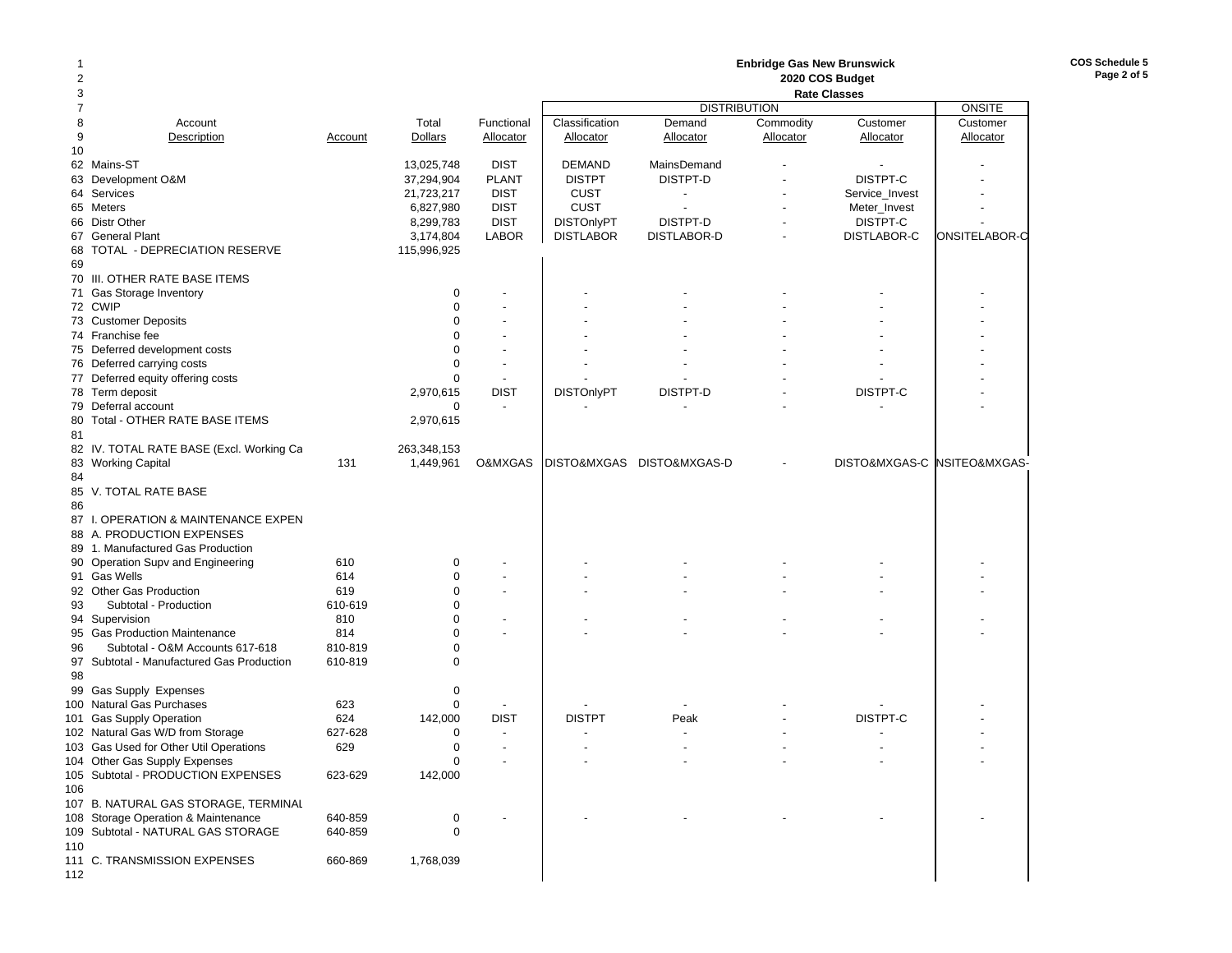**Enbridge Gas New Brunswick**
**2020 COS Budget**
**Rate Classes**

COS Schedule 5
Page 2 of 5

| Line | Account Description | Account | Total Dollars | Functional Allocator | Classification Allocator | DISTRIBUTION Demand Allocator | DISTRIBUTION Commodity Allocator | DISTRIBUTION Customer Allocator | ONSITE Customer Allocator |
|---|---|---|---|---|---|---|---|---|---|
| 62 | Mains-ST | | 13,025,748 | DIST | DEMAND | MainsDemand | - | - | - |
| 63 | Development O&M | | 37,294,904 | PLANT | DISTPT | DISTPT-D | - | DISTPT-C | - |
| 64 | Services | | 21,723,217 | DIST | CUST | - | - | Service_Invest | - |
| 65 | Meters | | 6,827,980 | DIST | CUST | - | - | Meter_Invest | - |
| 66 | Distr Other | | 8,299,783 | DIST | DISTOnlyPT | DISTPT-D | - | DISTPT-C | - |
| 67 | General Plant | | 3,174,804 | LABOR | DISTLABOR | DISTLABOR-D | - | DISTLABOR-C | ONSITELABOR-C |
| 68 | TOTAL - DEPRECIATION RESERVE | | 115,996,925 | | | | | | |
| 69 | | | | | | | | | |
| 70 | III. OTHER RATE BASE ITEMS | | | | | | | | |
| 71 | Gas Storage Inventory | | 0 | - | - | - | - | - | - |
| 72 | CWIP | | 0 | - | - | - | - | - | - |
| 73 | Customer Deposits | | 0 | - | - | - | - | - | - |
| 74 | Franchise fee | | 0 | - | - | - | - | - | - |
| 75 | Deferred development costs | | 0 | - | - | - | - | - | - |
| 76 | Deferred carrying costs | | 0 | - | - | - | - | - | - |
| 77 | Deferred equity offering costs | | 0 | - | - | - | - | - | - |
| 78 | Term deposit | | 2,970,615 | DIST | DISTOnlyPT | DISTPT-D | - | DISTPT-C | - |
| 79 | Deferral account | | 0 | - | - | - | - | - | - |
| 80 | Total - OTHER RATE BASE ITEMS | | 2,970,615 | | | | | | |
| 81 | | | | | | | | | |
| 82 | IV. TOTAL RATE BASE (Excl. Working Ca | | 263,348,153 | | | | | | |
| 83 | Working Capital | 131 | 1,449,961 | O&MXGAS | DISTO&MXGAS | DISTO&MXGAS-D | - | DISTO&MXGAS-C | NSITEO&MXGAS- |
| 84 | | | | | | | | | |
| 85 | V. TOTAL RATE BASE | | | | | | | | |
| 86 | | | | | | | | | |
| 87 | I. OPERATION & MAINTENANCE EXPEN | | | | | | | | |
| 88 | A. PRODUCTION EXPENSES | | | | | | | | |
| 89 | 1. Manufactured Gas Production | | | | | | | | |
| 90 | Operation Supv and Engineering | 610 | 0 | - | - | - | - | - | - |
| 91 | Gas Wells | 614 | 0 | - | - | - | - | - | - |
| 92 | Other Gas Production | 619 | 0 | - | - | - | - | - | - |
| 93 | Subtotal - Production | 610-619 | 0 | | | | | | |
| 94 | Supervision | 810 | 0 | - | - | - | - | - | - |
| 95 | Gas Production Maintenance | 814 | 0 | - | - | - | - | - | - |
| 96 | Subtotal - O&M Accounts 617-618 | 810-819 | 0 | | | | | | |
| 97 | Subtotal - Manufactured Gas Production | 610-819 | 0 | | | | | | |
| 98 | | | | | | | | | |
| 99 | Gas Supply Expenses | | 0 | | | | | | |
| 100 | Natural Gas Purchases | 623 | 0 | - | - | - | - | - | - |
| 101 | Gas Supply Operation | 624 | 142,000 | DIST | DISTPT | Peak | - | DISTPT-C | - |
| 102 | Natural Gas W/D from Storage | 627-628 | 0 | - | - | - | - | - | - |
| 103 | Gas Used for Other Util Operations | 629 | 0 | - | - | - | - | - | - |
| 104 | Other Gas Supply Expenses | | 0 | - | - | - | - | - | - |
| 105 | Subtotal - PRODUCTION EXPENSES | 623-629 | 142,000 | | | | | | |
| 106 | | | | | | | | | |
| 107 | B. NATURAL GAS STORAGE, TERMINAL | | | | | | | | |
| 108 | Storage Operation & Maintenance | 640-859 | 0 | - | - | - | - | - | - |
| 109 | Subtotal - NATURAL GAS STORAGE | 640-859 | 0 | | | | | | |
| 110 | | | | | | | | | |
| 111 | C. TRANSMISSION EXPENSES | 660-869 | 1,768,039 | | | | | | |
| 112 | | | | | | | | | |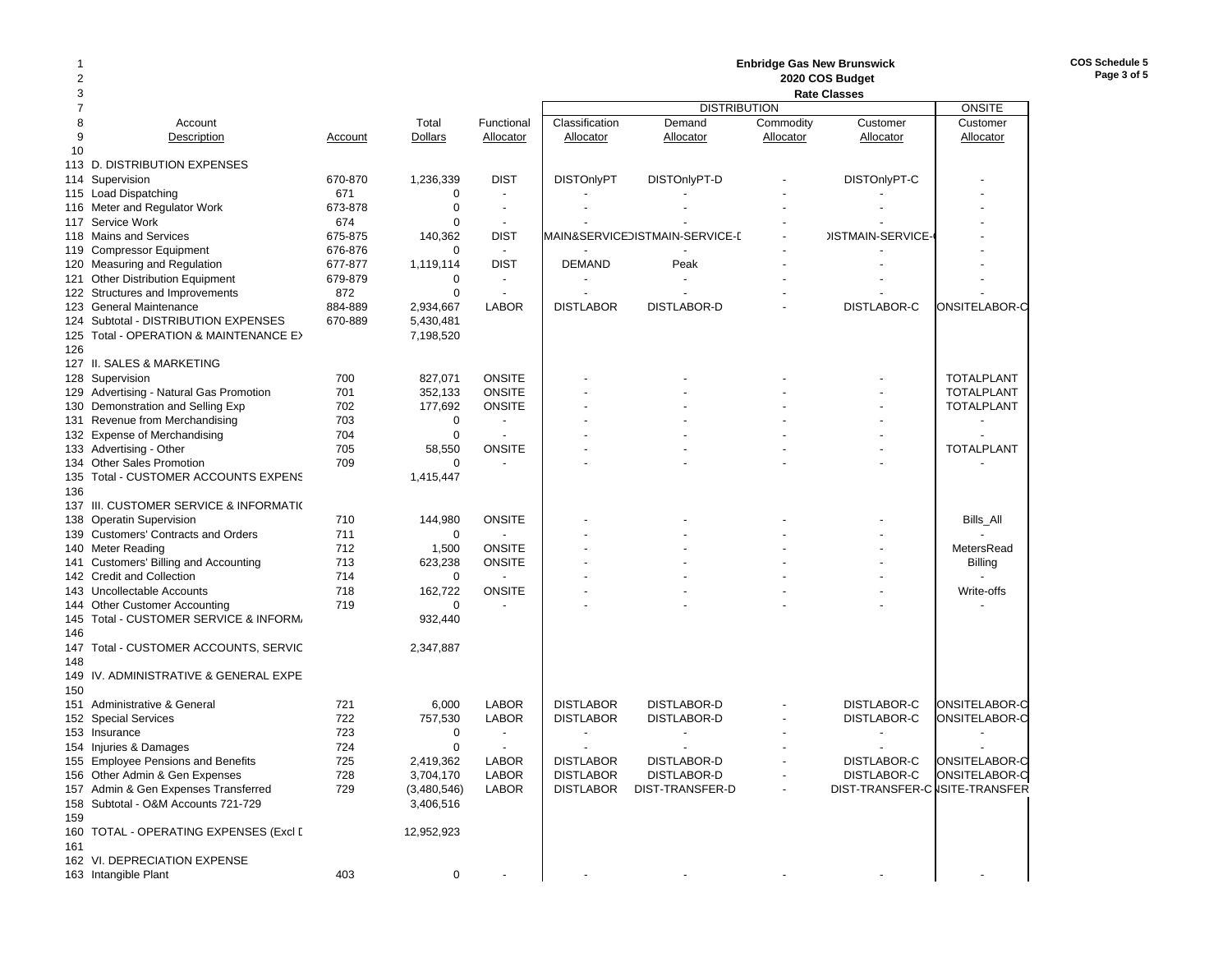**Enbridge Gas New Brunswick**
**2020 COS Budget**
**Rate Classes**

COS Schedule 5
Page 3 of 5

| Line | Account Description | Account | Total Dollars | Functional Allocator | DISTRIBUTION Classification Allocator | Demand Allocator | Commodity Allocator | Customer Allocator | ONSITE Customer Allocator |
|---|---|---|---|---|---|---|---|---|---|
| 10 | | | | | | | | | |
| 113 | D. DISTRIBUTION EXPENSES | | | | | | | | |
| 114 | Supervision | 670-870 | 1,236,339 | DIST | DISTOnlyPT | DISTOnlyPT-D | - | DISTOnlyPT-C | - |
| 115 | Load Dispatching | 671 | 0 | - | - | - | - | - | - |
| 116 | Meter and Regulator Work | 673-878 | 0 | - | - | - | - | - | - |
| 117 | Service Work | 674 | 0 | - | - | - | - | - | - |
| 118 | Mains and Services | 675-875 | 140,362 | DIST | MAIN&SERVICE | DISTMAIN-SERVICE-D | - | DISTMAIN-SERVICE-C | - |
| 119 | Compressor Equipment | 676-876 | 0 | - | - | - | - | - | - |
| 120 | Measuring and Regulation | 677-877 | 1,119,114 | DIST | DEMAND | Peak | - | - | - |
| 121 | Other Distribution Equipment | 679-879 | 0 | - | - | - | - | - | - |
| 122 | Structures and Improvements | 872 | 0 | - | - | - | - | - | - |
| 123 | General Maintenance | 884-889 | 2,934,667 | LABOR | DISTLABOR | DISTLABOR-D | - | DISTLABOR-C | ONSITELABOR-C |
| 124 | Subtotal - DISTRIBUTION EXPENSES | 670-889 | 5,430,481 | | | | | | |
| 125 | Total - OPERATION & MAINTENANCE EX | | 7,198,520 | | | | | | |
| 126 | | | | | | | | | |
| 127 | II. SALES & MARKETING | | | | | | | | |
| 128 | Supervision | 700 | 827,071 | ONSITE | - | - | - | - | TOTALPLANT |
| 129 | Advertising - Natural Gas Promotion | 701 | 352,133 | ONSITE | - | - | - | - | TOTALPLANT |
| 130 | Demonstration and Selling Exp | 702 | 177,692 | ONSITE | - | - | - | - | TOTALPLANT |
| 131 | Revenue from Merchandising | 703 | 0 | - | - | - | - | - | - |
| 132 | Expense of Merchandising | 704 | 0 | - | - | - | - | - | - |
| 133 | Advertising - Other | 705 | 58,550 | ONSITE | - | - | - | - | TOTALPLANT |
| 134 | Other Sales Promotion | 709 | 0 | - | - | - | - | - | - |
| 135 | Total - CUSTOMER ACCOUNTS EXPENS | | 1,415,447 | | | | | | |
| 136 | | | | | | | | | |
| 137 | III. CUSTOMER SERVICE & INFORMATIO | | | | | | | | |
| 138 | Operatin Supervision | 710 | 144,980 | ONSITE | - | - | - | - | Bills_All |
| 139 | Customers' Contracts and Orders | 711 | 0 | - | - | - | - | - | - |
| 140 | Meter Reading | 712 | 1,500 | ONSITE | - | - | - | - | MetersRead |
| 141 | Customers' Billing and Accounting | 713 | 623,238 | ONSITE | - | - | - | - | Billing |
| 142 | Credit and Collection | 714 | 0 | - | - | - | - | - | - |
| 143 | Uncollectable Accounts | 718 | 162,722 | ONSITE | - | - | - | - | Write-offs |
| 144 | Other Customer Accounting | 719 | 0 | - | - | - | - | - | - |
| 145 | Total - CUSTOMER SERVICE & INFORM | | 932,440 | | | | | | |
| 146 | | | | | | | | | |
| 147 | Total - CUSTOMER ACCOUNTS, SERVIC | | 2,347,887 | | | | | | |
| 148 | | | | | | | | | |
| 149 | IV. ADMINISTRATIVE & GENERAL EXPE | | | | | | | | |
| 150 | | | | | | | | | |
| 151 | Administrative & General | 721 | 6,000 | LABOR | DISTLABOR | DISTLABOR-D | - | DISTLABOR-C | ONSITELABOR-C |
| 152 | Special Services | 722 | 757,530 | LABOR | DISTLABOR | DISTLABOR-D | - | DISTLABOR-C | ONSITELABOR-C |
| 153 | Insurance | 723 | 0 | - | - | - | - | - | - |
| 154 | Injuries & Damages | 724 | 0 | - | - | - | - | - | - |
| 155 | Employee Pensions and Benefits | 725 | 2,419,362 | LABOR | DISTLABOR | DISTLABOR-D | - | DISTLABOR-C | ONSITELABOR-C |
| 156 | Other Admin & Gen Expenses | 728 | 3,704,170 | LABOR | DISTLABOR | DISTLABOR-D | - | DISTLABOR-C | ONSITELABOR-C |
| 157 | Admin & Gen Expenses Transferred | 729 | (3,480,546) | LABOR | DISTLABOR | DIST-TRANSFER-D | - | DIST-TRANSFER-C | ONSITE-TRANSFER |
| 158 | Subtotal - O&M Accounts 721-729 | | 3,406,516 | | | | | | |
| 159 | | | | | | | | | |
| 160 | TOTAL - OPERATING EXPENSES (Excl D | | 12,952,923 | | | | | | |
| 161 | | | | | | | | | |
| 162 | VI. DEPRECIATION EXPENSE | | | | | | | | |
| 163 | Intangible Plant | 403 | 0 | - | - | - | - | - | - |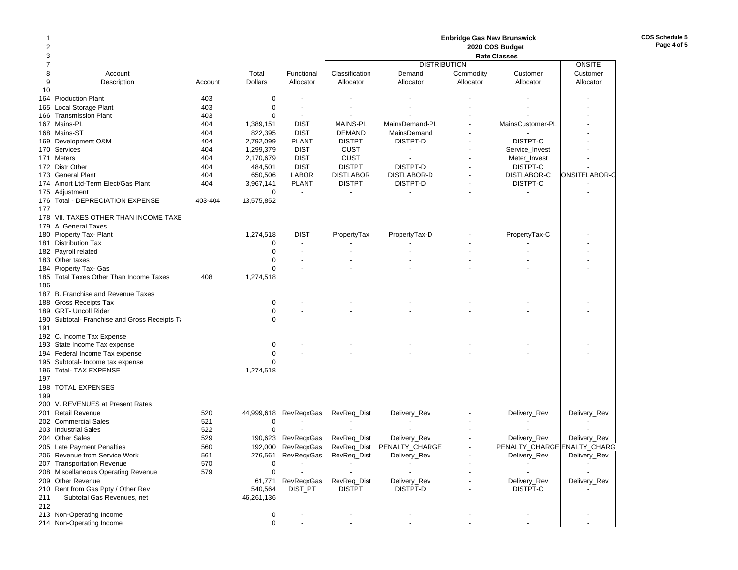# Enbridge Gas New Brunswick

## 2020 COS Budget

### Rate Classes

| | Account Description | Account | Total Dollars | Functional Allocator | DISTRIBUTION Classification Allocator | Demand Allocator | Commodity Allocator | Customer Allocator | ONSITE Customer Allocator |
|---|---|---|---|---|---|---|---|---|---|
| 164 | Production Plant | 403 | 0 | - | - | - | - | - | - |
| 165 | Local Storage Plant | 403 | 0 | - | - | - | - | - | - |
| 166 | Transmission Plant | 403 | 0 | - | - | - | - | - | - |
| 167 | Mains-PL | 404 | 1,389,151 | DIST | MAINS-PL | MainsDemand-PL | - | MainsCustomer-PL | - |
| 168 | Mains-ST | 404 | 822,395 | DIST | DEMAND | MainsDemand | - | - | - |
| 169 | Development O&M | 404 | 2,792,099 | PLANT | DISTPT | DISTPT-D | - | DISTPT-C | - |
| 170 | Services | 404 | 1,299,379 | DIST | CUST | - | - | Service_Invest | - |
| 171 | Meters | 404 | 2,170,679 | DIST | CUST | - | - | Meter_Invest | - |
| 172 | Distr Other | 404 | 484,501 | DIST | DISTPT | DISTPT-D | - | DISTPT-C | - |
| 173 | General Plant | 404 | 650,506 | LABOR | DISTLABOR | DISTLABOR-D | - | DISTLABOR-C | ONSITELABOR-C |
| 174 | Amort Ltd-Term Elect/Gas Plant | 404 | 3,967,141 | PLANT | DISTPT | DISTPT-D | - | DISTPT-C | - |
| 175 | Adjustment | | 0 | - | - | - | - | - | - |
| 176 | Total - DEPRECIATION EXPENSE | 403-404 | 13,575,852 | | | | | | |
| 177 | | | | | | | | | |
| 178 | VII. TAXES OTHER THAN INCOME TAXE | | | | | | | | |
| 179 | A. General Taxes | | | | | | | | |
| 180 | Property Tax- Plant | | 1,274,518 | DIST | PropertyTax | PropertyTax-D | - | PropertyTax-C | - |
| 181 | Distribution Tax | | 0 | - | - | - | - | - | - |
| 182 | Payroll related | | 0 | - | - | - | - | - | - |
| 183 | Other taxes | | 0 | - | - | - | - | - | - |
| 184 | Property Tax- Gas | | 0 | - | - | - | - | - | - |
| 185 | Total Taxes Other Than Income Taxes | 408 | 1,274,518 | | | | | | |
| 186 | | | | | | | | | |
| 187 | B. Franchise and Revenue Taxes | | | | | | | | |
| 188 | Gross Receipts Tax | | 0 | - | - | - | - | - | - |
| 189 | GRT- Uncoll Rider | | 0 | - | - | - | - | - | - |
| 190 | Subtotal- Franchise and Gross Receipts Ta | | 0 | | | | | | |
| 191 | | | | | | | | | |
| 192 | C. Income Tax Expense | | | | | | | | |
| 193 | State Income Tax expense | | 0 | - | - | - | - | - | - |
| 194 | Federal Income Tax expense | | 0 | - | - | - | - | - | - |
| 195 | Subtotal- Income tax expense | | 0 | | | | | | |
| 196 | Total- TAX EXPENSE | | 1,274,518 | | | | | | |
| 197 | | | | | | | | | |
| 198 | TOTAL EXPENSES | | | | | | | | |
| 199 | | | | | | | | | |
| 200 | V. REVENUES at Present Rates | | | | | | | | |
| 201 | Retail Revenue | 520 | 44,999,618 | RevReqxGas | RevReq_Dist | Delivery_Rev | - | Delivery_Rev | Delivery_Rev |
| 202 | Commercial Sales | 521 | 0 | - | - | - | - | - | - |
| 203 | Industrial Sales | 522 | 0 | - | - | - | - | - | - |
| 204 | Other Sales | 529 | 190,623 | RevReqxGas | RevReq_Dist | Delivery_Rev | - | Delivery_Rev | Delivery_Rev |
| 205 | Late Payment Penalties | 560 | 192,000 | RevReqxGas | RevReq_Dist | PENALTY_CHARGE | - | PENALTY_CHARGE | ENALTY_CHARG |
| 206 | Revenue from Service Work | 561 | 276,561 | RevReqxGas | RevReq_Dist | Delivery_Rev | - | Delivery_Rev | Delivery_Rev |
| 207 | Transportation Revenue | 570 | 0 | - | - | - | - | - | - |
| 208 | Miscellaneous Operating Revenue | 579 | 0 | - | - | - | - | - | - |
| 209 | Other Revenue | | 61,771 | RevReqxGas | RevReq_Dist | Delivery_Rev | - | Delivery_Rev | Delivery_Rev |
| 210 | Rent from Gas Ppty / Other Rev | | 540,564 | DIST_PT | DISTPT | DISTPT-D | - | DISTPT-C | - |
| 211 | Subtotal Gas Revenues, net | | 46,261,136 | | | | | | |
| 212 | | | | | | | | | |
| 213 | Non-Operating Income | | 0 | - | - | - | - | - | - |
| 214 | Non-Operating Income | | 0 | - | - | - | - | - | - |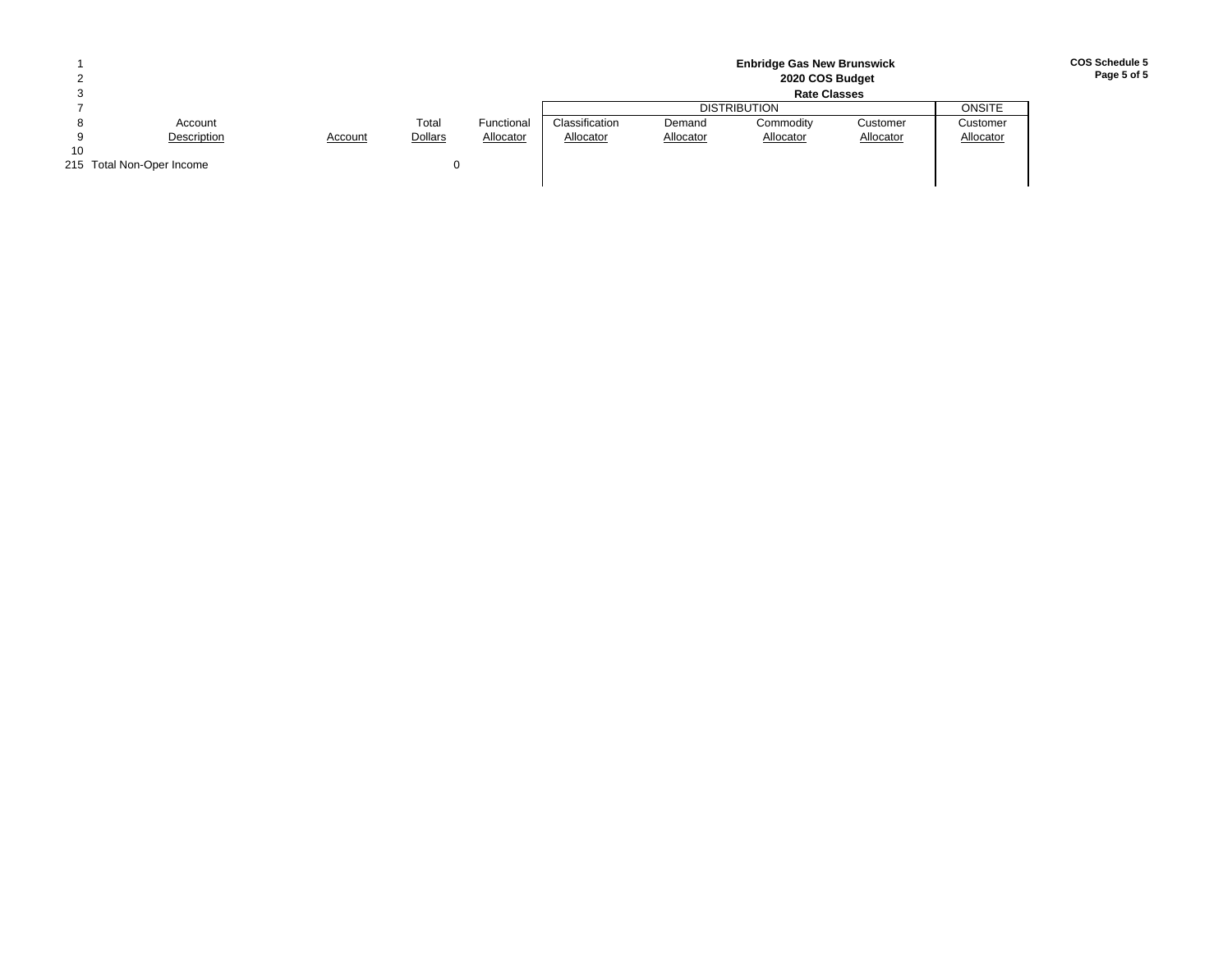**Enbridge Gas New Brunswick**
**2020 COS Budget**
**Rate Classes**

**COS Schedule 5**

| Line | Account Description | Account | Total Dollars | Functional Allocator | Classification Allocator | DISTRIBUTION Demand Allocator | DISTRIBUTION Commodity Allocator | DISTRIBUTION Customer Allocator | ONSITE Customer Allocator |
|---|---|---|---|---|---|---|---|---|---|
| 215 | Total Non-Oper Income | | 0 | | | | | | |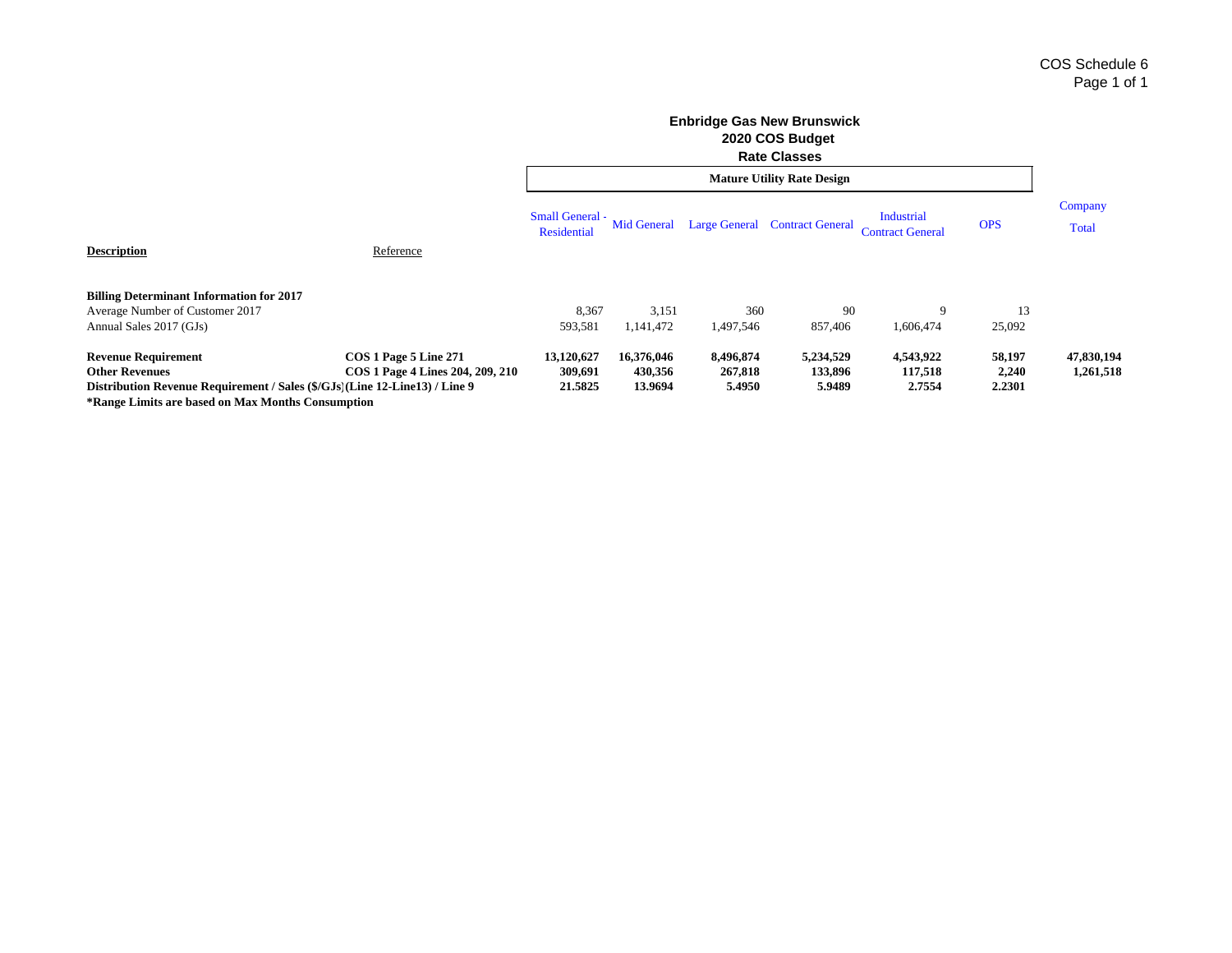COS Schedule 6
Page 1 of 1

# Enbridge Gas New Brunswick
## 2020 COS Budget
### Rate Classes

| Description | Reference | Small General - Residential | Mid General | Large General | Contract General | Industrial Contract General | OPS | Company Total |
|---|---|---|---|---|---|---|---|---|
| | | Mature Utility Rate Design | | | | | | |
| **Billing Determinant Information for 2017** | | | | | | | | |
| Average Number of Customer 2017 | | 8,367 | 3,151 | 360 | 90 | 9 | 13 | |
| Annual Sales 2017 (GJs) | | 593,581 | 1,141,472 | 1,497,546 | 857,406 | 1,606,474 | 25,092 | |
| **Revenue Requirement** | **COS 1 Page 5 Line 271** | **13,120,627** | **16,376,046** | **8,496,874** | **5,234,529** | **4,543,922** | **58,197** | **47,830,194** |
| **Other Revenues** | **COS 1 Page 4 Lines 204, 209, 210** | **309,691** | **430,356** | **267,818** | **133,896** | **117,518** | **2,240** | **1,261,518** |
| **Distribution Revenue Requirement / Sales ($/GJs)** | **(Line 12-Line13) / Line 9** | **21.5825** | **13.9694** | **5.4950** | **5.9489** | **2.7554** | **2.2301** | |
| ***Range Limits are based on Max Months Consumption** | | | | | | | | |